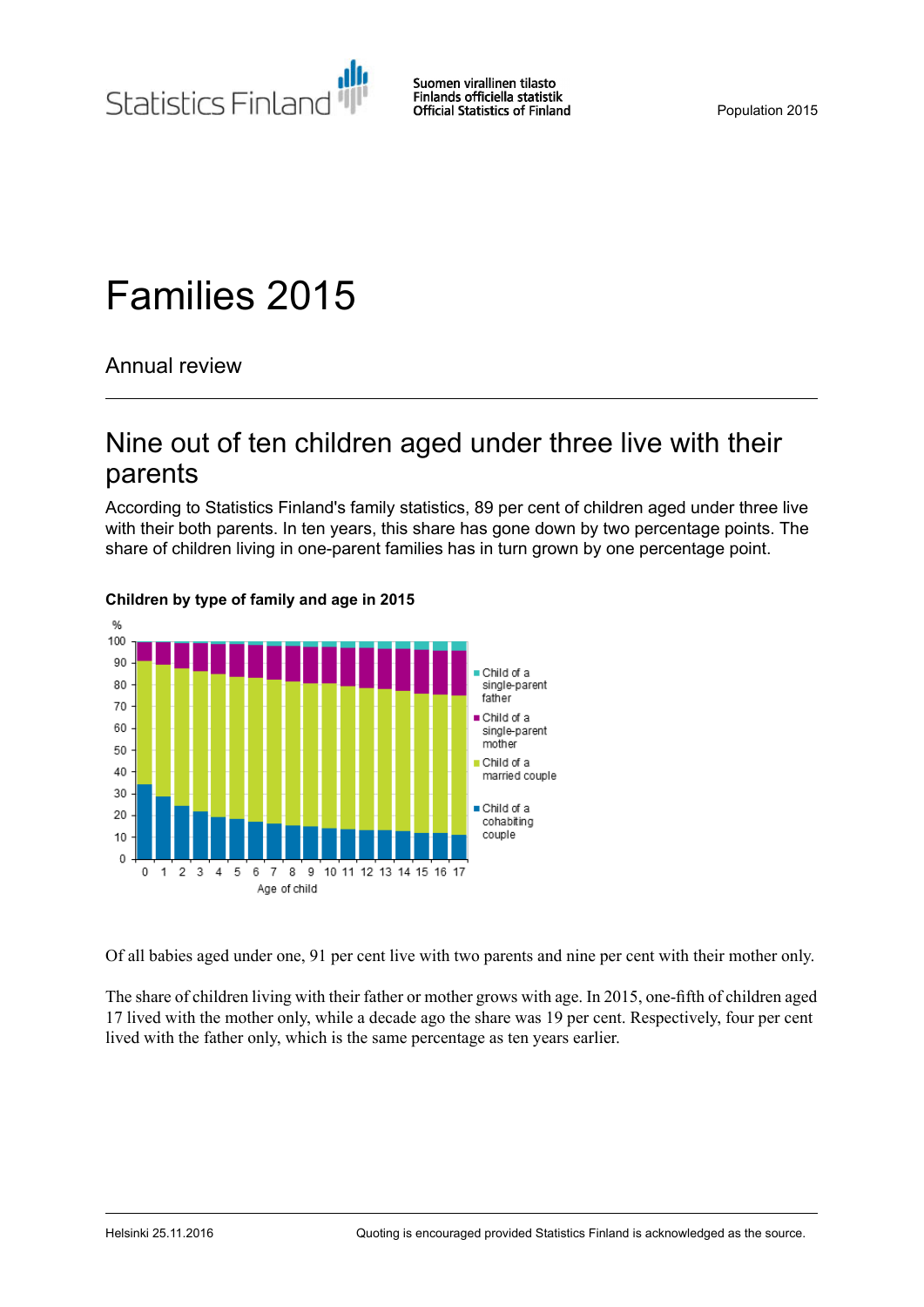Suomen virallinen tilasto
Finlands officiella statistik
Official Statistics of Finland

Population 2015

# Families 2015

Annual review

## Nine out of ten children aged under three live with their parents

According to Statistics Finland's family statistics, 89 per cent of children aged under three live with their both parents. In ten years, this share has gone down by two percentage points. The share of children living in one-parent families has in turn grown by one percentage point.

**Children by type of family and age in 2015**

Of all babies aged under one, 91 per cent live with two parents and nine per cent with their mother only.

The share of children living with their father or mother grows with age. In 2015, one-fifth of children aged 17 lived with the mother only, while a decade ago the share was 19 per cent. Respectively, four per cent lived with the father only, which is the same percentage as ten years earlier.

Helsinki 25.11.2016

Quoting is encouraged provided Statistics Finland is acknowledged as the source.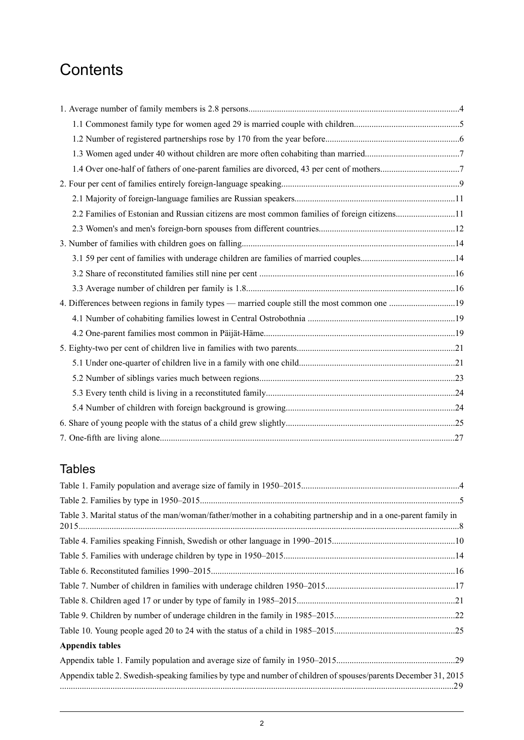# Contents

1. Average number of family members is 2.8 persons....4
   - 1.1 Commonest family type for women aged 29 is married couple with children....5
   - 1.2 Number of registered partnerships rose by 170 from the year before....6
   - 1.3 Women aged under 40 without children are more often cohabiting than married....7
   - 1.4 Over one-half of fathers of one-parent families are divorced, 43 per cent of mothers....7
2. Four per cent of families entirely foreign-language speaking....9
   - 2.1 Majority of foreign-language families are Russian speakers....11
   - 2.2 Families of Estonian and Russian citizens are most common families of foreign citizens....11
   - 2.3 Women's and men's foreign-born spouses from different countries....12
3. Number of families with children goes on falling....14
   - 3.1 59 per cent of families with underage children are families of married couples....14
   - 3.2 Share of reconstituted families still nine per cent....16
   - 3.3 Average number of children per family is 1.8....16
4. Differences between regions in family types — married couple still the most common one....19
   - 4.1 Number of cohabiting families lowest in Central Ostrobothnia....19
   - 4.2 One-parent families most common in Päijät-Häme....19
5. Eighty-two per cent of children live in families with two parents....21
   - 5.1 Under one-quarter of children live in a family with one child....21
   - 5.2 Number of siblings varies much between regions....23
   - 5.3 Every tenth child is living in a reconstituted family....24
   - 5.4 Number of children with foreign background is growing....24
6. Share of young people with the status of a child grew slightly....25
7. One-fifth are living alone....27

## Tables

Table 1. Family population and average size of family in 1950–2015....4

Table 2. Families by type in 1950–2015....5

Table 3. Marital status of the man/woman/father/mother in a cohabiting partnership and in a one-parent family in 2015....8

Table 4. Families speaking Finnish, Swedish or other language in 1990–2015....10

Table 5. Families with underage children by type in 1950–2015....14

Table 6. Reconstituted families 1990–2015....16

Table 7. Number of children in families with underage children 1950–2015....17

Table 8. Children aged 17 or under by type of family in 1985–2015....21

Table 9. Children by number of underage children in the family in 1985–2015....22

Table 10. Young people aged 20 to 24 with the status of a child in 1985–2015....25

**Appendix tables**

Appendix table 1. Family population and average size of family in 1950–2015....29

Appendix table 2. Swedish-speaking families by type and number of children of spouses/parents December 31, 2015....29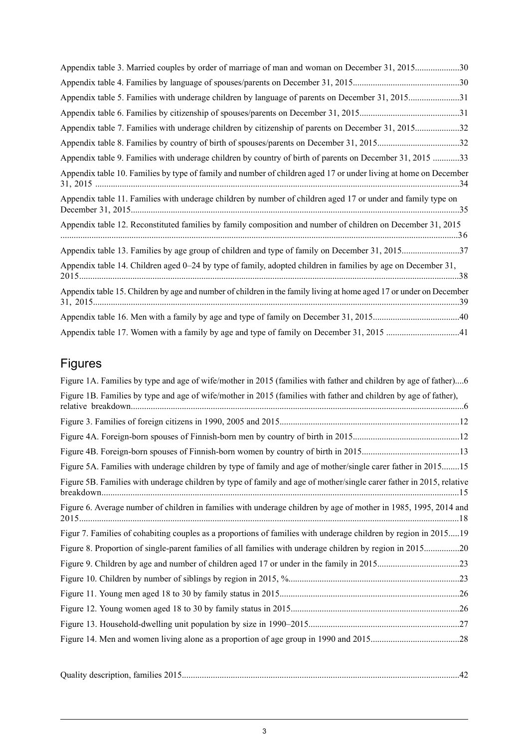Appendix table 3. Married couples by order of marriage of man and woman on December 31, 2015....................30

Appendix table 4. Families by language of spouses/parents on December 31, 2015...............................................30

Appendix table 5. Families with underage children by language of parents on December 31, 2015.......................31

Appendix table 6. Families by citizenship of spouses/parents on December 31, 2015............................................31

Appendix table 7. Families with underage children by citizenship of parents on December 31, 2015....................32

Appendix table 8. Families by country of birth of spouses/parents on December 31, 2015.....................................32

Appendix table 9. Families with underage children by country of birth of parents on December 31, 2015 ............33

Appendix table 10. Families by type of family and number of children aged 17 or under living at home on December 31, 2015 ..................................................................................................................................................34

Appendix table 11. Families with underage children by number of children aged 17 or under and family type on December 31, 2015...................................................................................................................................................35

Appendix table 12. Reconstituted families by family composition and number of children on December 31, 2015 ...............................................................................................................................................................................36

Appendix table 13. Families by age group of children and type of family on December 31, 2015..........................37

Appendix table 14. Children aged 0–24 by type of family, adopted children in families by age on December 31, 2015.........................................................................................................................................................................38

Appendix table 15. Children by age and number of children in the family living at home aged 17 or under on December 31, 2015...................................................................................................................................................39

Appendix table 16. Men with a family by age and type of family on December 31, 2015.......................................40

Appendix table 17. Women with a family by age and type of family on December 31, 2015 .................................41

## Figures

Figure 1A. Families by type and age of wife/mother in 2015 (families with father and children by age of father)....6

Figure 1B. Families by type and age of wife/mother in 2015 (families with father and children by age of father), relative breakdown.....................................................................................................................................................6

Figure 3. Families of foreign citizens in 1990, 2005 and 2015.................................................................................12

Figure 4A. Foreign-born spouses of Finnish-born men by country of birth in 2015................................................12

Figure 4B. Foreign-born spouses of Finnish-born women by country of birth in 2015............................................13

Figure 5A. Families with underage children by type of family and age of mother/single carer father in 2015........15

Figure 5B. Families with underage children by type of family and age of mother/single carer father in 2015, relative breakdown...............................................................................................................................................................15

Figure 6. Average number of children in families with underage children by age of mother in 1985, 1995, 2014 and 2015.........................................................................................................................................................................18

Figur 7. Families of cohabiting couples as a proportions of families with underage children by region in 2015.....19

Figure 8. Proportion of single-parent families of all families with underage children by region in 2015................20

Figure 9. Children by age and number of children aged 17 or under in the family in 2015.....................................23

Figure 10. Children by number of siblings by region in 2015, %............................................................................23

Figure 11. Young men aged 18 to 30 by family status in 2015................................................................................26

Figure 12. Young women aged 18 to 30 by family status in 2015...........................................................................26

Figure 13. Household-dwelling unit population by size in 1990–2015...................................................................27

Figure 14. Men and women living alone as a proportion of age group in 1990 and 2015........................................28

Quality description, families 2015............................................................................................................................42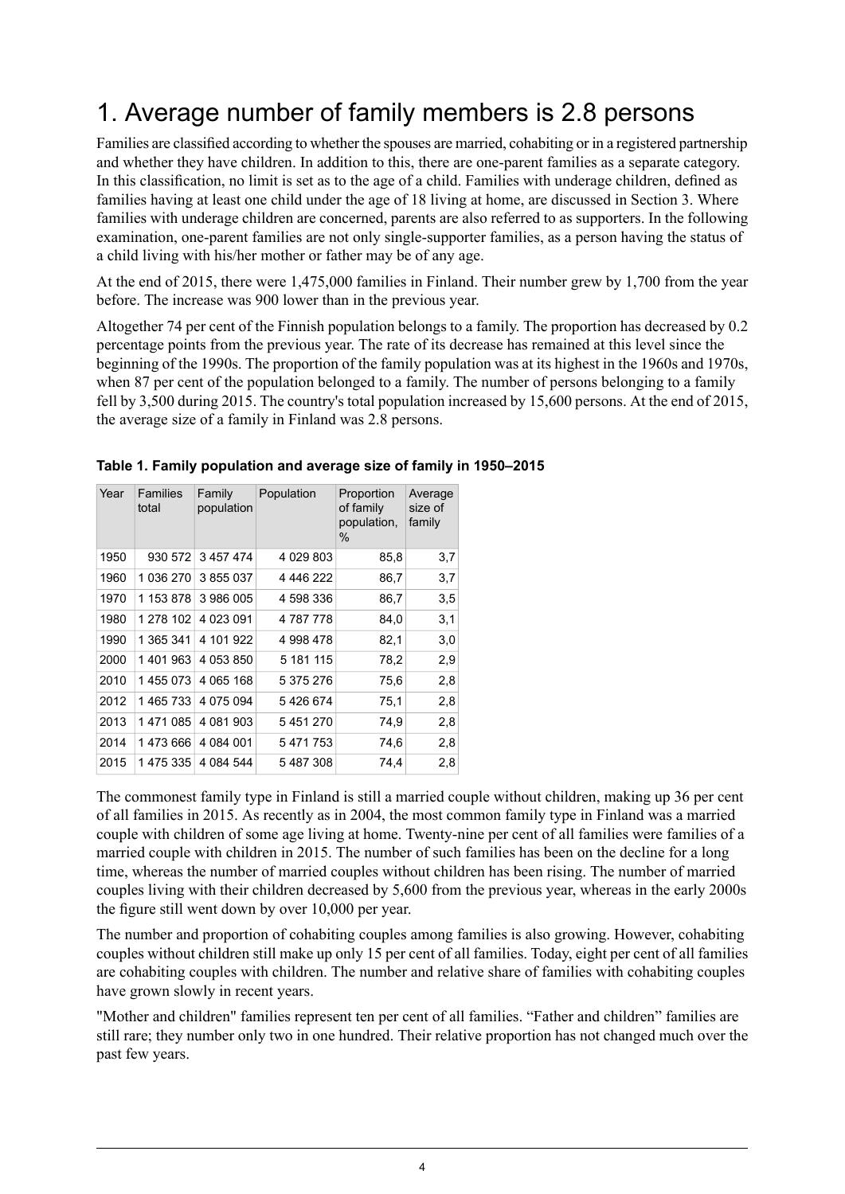# 1. Average number of family members is 2.8 persons

Families are classified according to whether the spouses are married, cohabiting or in a registered partnership and whether they have children. In addition to this, there are one-parent families as a separate category. In this classification, no limit is set as to the age of a child. Families with underage children, defined as families having at least one child under the age of 18 living at home, are discussed in Section 3. Where families with underage children are concerned, parents are also referred to as supporters. In the following examination, one-parent families are not only single-supporter families, as a person having the status of a child living with his/her mother or father may be of any age.

At the end of 2015, there were 1,475,000 families in Finland. Their number grew by 1,700 from the year before. The increase was 900 lower than in the previous year.

Altogether 74 per cent of the Finnish population belongs to a family. The proportion has decreased by 0.2 percentage points from the previous year. The rate of its decrease has remained at this level since the beginning of the 1990s. The proportion of the family population was at its highest in the 1960s and 1970s, when 87 per cent of the population belonged to a family. The number of persons belonging to a family fell by 3,500 during 2015. The country's total population increased by 15,600 persons. At the end of 2015, the average size of a family in Finland was 2.8 persons.

**Table 1. Family population and average size of family in 1950–2015**

| Year | Families total | Family population | Population | Proportion of family population, % | Average size of family |
|---|---|---|---|---|---|
| 1950 | 930 572 | 3 457 474 | 4 029 803 | 85,8 | 3,7 |
| 1960 | 1 036 270 | 3 855 037 | 4 446 222 | 86,7 | 3,7 |
| 1970 | 1 153 878 | 3 986 005 | 4 598 336 | 86,7 | 3,5 |
| 1980 | 1 278 102 | 4 023 091 | 4 787 778 | 84,0 | 3,1 |
| 1990 | 1 365 341 | 4 101 922 | 4 998 478 | 82,1 | 3,0 |
| 2000 | 1 401 963 | 4 053 850 | 5 181 115 | 78,2 | 2,9 |
| 2010 | 1 455 073 | 4 065 168 | 5 375 276 | 75,6 | 2,8 |
| 2012 | 1 465 733 | 4 075 094 | 5 426 674 | 75,1 | 2,8 |
| 2013 | 1 471 085 | 4 081 903 | 5 451 270 | 74,9 | 2,8 |
| 2014 | 1 473 666 | 4 084 001 | 5 471 753 | 74,6 | 2,8 |
| 2015 | 1 475 335 | 4 084 544 | 5 487 308 | 74,4 | 2,8 |

The commonest family type in Finland is still a married couple without children, making up 36 per cent of all families in 2015. As recently as in 2004, the most common family type in Finland was a married couple with children of some age living at home. Twenty-nine per cent of all families were families of a married couple with children in 2015. The number of such families has been on the decline for a long time, whereas the number of married couples without children has been rising. The number of married couples living with their children decreased by 5,600 from the previous year, whereas in the early 2000s the figure still went down by over 10,000 per year.

The number and proportion of cohabiting couples among families is also growing. However, cohabiting couples without children still make up only 15 per cent of all families. Today, eight per cent of all families are cohabiting couples with children. The number and relative share of families with cohabiting couples have grown slowly in recent years.

"Mother and children" families represent ten per cent of all families. “Father and children” families are still rare; they number only two in one hundred. Their relative proportion has not changed much over the past few years.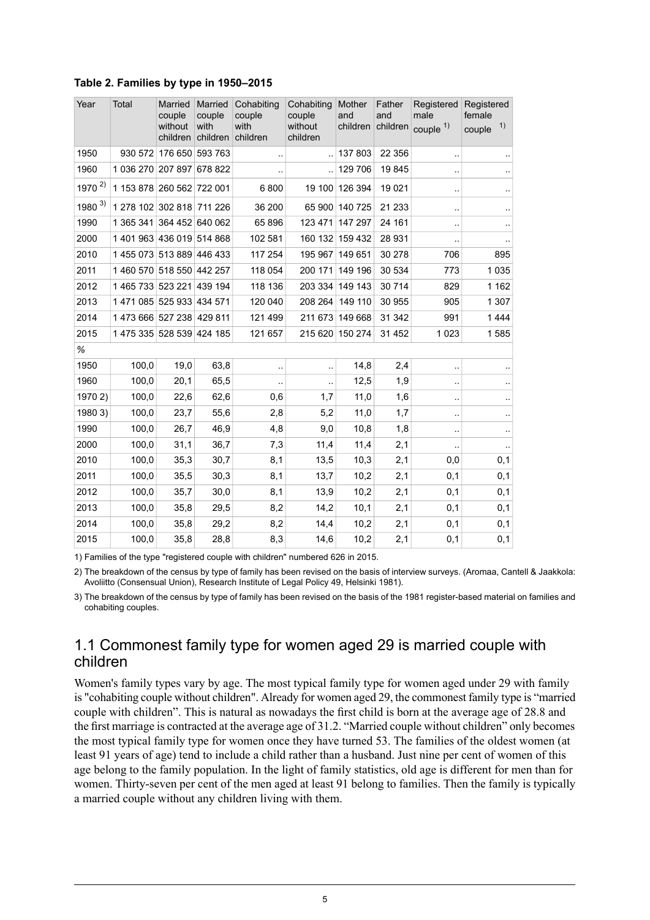**Table 2. Families by type in 1950–2015**

| Year | Total | Married couple without children | Married couple with children | Cohabiting couple with children | Cohabiting couple without children | Mother and children | Father and children | Registered male couple [1] | Registered female couple [1] |
|---|---|---|---|---|---|---|---|---|---|
| 1950 | 930 572 | 176 650 | 593 763 | .. | .. | 137 803 | 22 356 | .. | .. |
| 1960 | 1 036 270 | 207 897 | 678 822 | .. | .. | 129 706 | 19 845 | .. | .. |
| 1970 [2] | 1 153 878 | 260 562 | 722 001 | 6 800 | 19 100 | 126 394 | 19 021 | .. | .. |
| 1980 [3] | 1 278 102 | 302 818 | 711 226 | 36 200 | 65 900 | 140 725 | 21 233 | .. | .. |
| 1990 | 1 365 341 | 364 452 | 640 062 | 65 896 | 123 471 | 147 297 | 24 161 | .. | .. |
| 2000 | 1 401 963 | 436 019 | 514 868 | 102 581 | 160 132 | 159 432 | 28 931 | .. | .. |
| 2010 | 1 455 073 | 513 889 | 446 433 | 117 254 | 195 967 | 149 651 | 30 278 | 706 | 895 |
| 2011 | 1 460 570 | 518 550 | 442 257 | 118 054 | 200 171 | 149 196 | 30 534 | 773 | 1 035 |
| 2012 | 1 465 733 | 523 221 | 439 194 | 118 136 | 203 334 | 149 143 | 30 714 | 829 | 1 162 |
| 2013 | 1 471 085 | 525 933 | 434 571 | 120 040 | 208 264 | 149 110 | 30 955 | 905 | 1 307 |
| 2014 | 1 473 666 | 527 238 | 429 811 | 121 499 | 211 673 | 149 668 | 31 342 | 991 | 1 444 |
| 2015 | 1 475 335 | 528 539 | 424 185 | 121 657 | 215 620 | 150 274 | 31 452 | 1 023 | 1 585 |
| % | | | | | | | | | |
| 1950 | 100,0 | 19,0 | 63,8 | .. | .. | 14,8 | 2,4 | .. | .. |
| 1960 | 100,0 | 20,1 | 65,5 | .. | .. | 12,5 | 1,9 | .. | .. |
| 1970 2) | 100,0 | 22,6 | 62,6 | 0,6 | 1,7 | 11,0 | 1,6 | .. | .. |
| 1980 3) | 100,0 | 23,7 | 55,6 | 2,8 | 5,2 | 11,0 | 1,7 | .. | .. |
| 1990 | 100,0 | 26,7 | 46,9 | 4,8 | 9,0 | 10,8 | 1,8 | .. | .. |
| 2000 | 100,0 | 31,1 | 36,7 | 7,3 | 11,4 | 11,4 | 2,1 | .. | .. |
| 2010 | 100,0 | 35,3 | 30,7 | 8,1 | 13,5 | 10,3 | 2,1 | 0,0 | 0,1 |
| 2011 | 100,0 | 35,5 | 30,3 | 8,1 | 13,7 | 10,2 | 2,1 | 0,1 | 0,1 |
| 2012 | 100,0 | 35,7 | 30,0 | 8,1 | 13,9 | 10,2 | 2,1 | 0,1 | 0,1 |
| 2013 | 100,0 | 35,8 | 29,5 | 8,2 | 14,2 | 10,1 | 2,1 | 0,1 | 0,1 |
| 2014 | 100,0 | 35,8 | 29,2 | 8,2 | 14,4 | 10,2 | 2,1 | 0,1 | 0,1 |
| 2015 | 100,0 | 35,8 | 28,8 | 8,3 | 14,6 | 10,2 | 2,1 | 0,1 | 0,1 |

1) Families of the type "registered couple with children" numbered 626 in 2015.

2) The breakdown of the census by type of family has been revised on the basis of interview surveys. (Aromaa, Cantell & Jaakkola: Avoliitto (Consensual Union), Research Institute of Legal Policy 49, Helsinki 1981).

3) The breakdown of the census by type of family has been revised on the basis of the 1981 register-based material on families and cohabiting couples.

## 1.1 Commonest family type for women aged 29 is married couple with children

Women's family types vary by age. The most typical family type for women aged under 29 with family is "cohabiting couple without children". Already for women aged 29, the commonest family type is "married couple with children". This is natural as nowadays the first child is born at the average age of 28.8 and the first marriage is contracted at the average age of 31.2. "Married couple without children" only becomes the most typical family type for women once they have turned 53. The families of the oldest women (at least 91 years of age) tend to include a child rather than a husband. Just nine per cent of women of this age belong to the family population. In the light of family statistics, old age is different for men than for women. Thirty-seven per cent of the men aged at least 91 belong to families. Then the family is typically a married couple without any children living with them.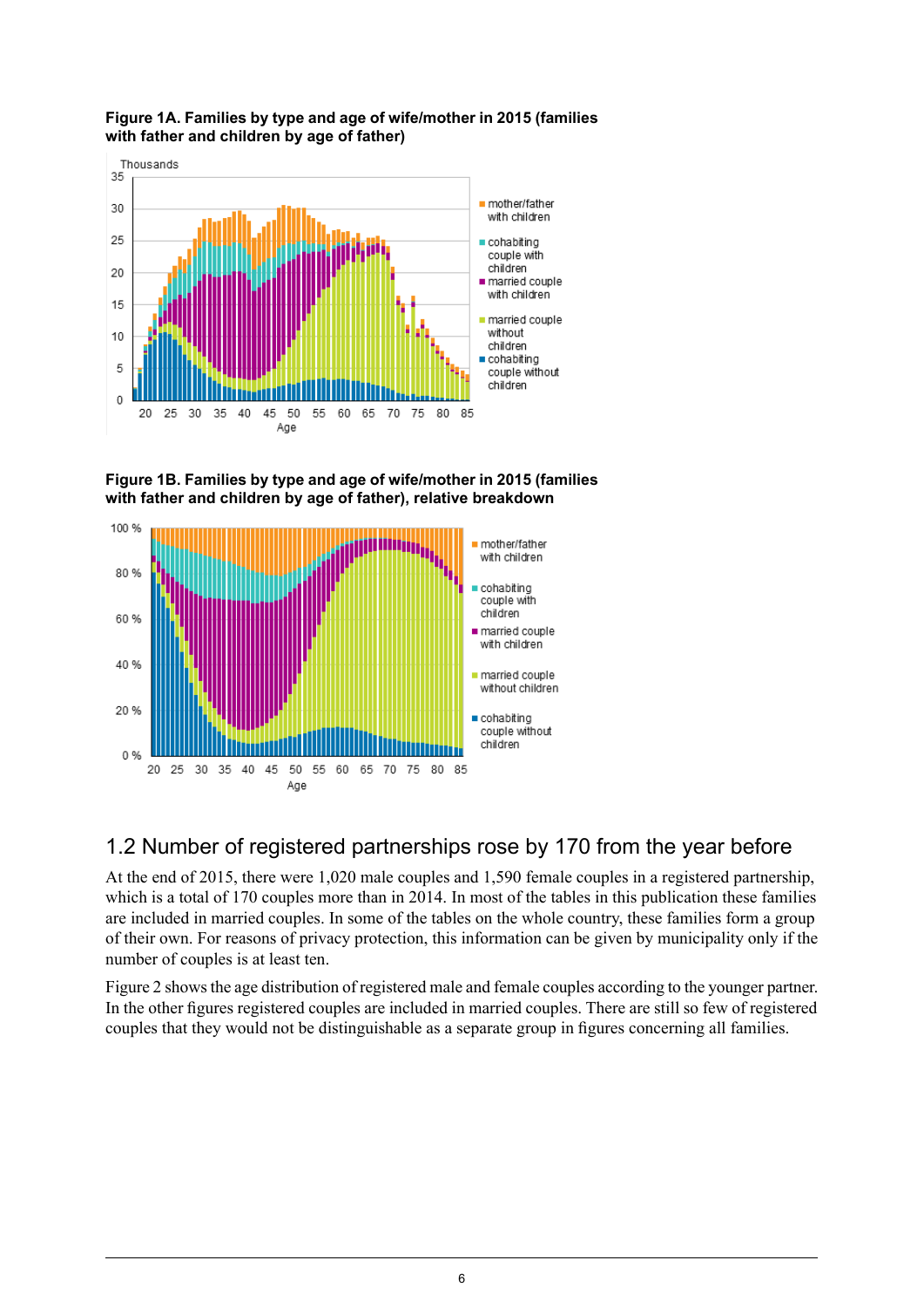**Figure 1A. Families by type and age of wife/mother in 2015 (families with father and children by age of father)**

**Figure 1B. Families by type and age of wife/mother in 2015 (families with father and children by age of father), relative breakdown**

## 1.2 Number of registered partnerships rose by 170 from the year before

At the end of 2015, there were 1,020 male couples and 1,590 female couples in a registered partnership, which is a total of 170 couples more than in 2014. In most of the tables in this publication these families are included in married couples. In some of the tables on the whole country, these families form a group of their own. For reasons of privacy protection, this information can be given by municipality only if the number of couples is at least ten.

Figure 2 shows the age distribution of registered male and female couples according to the younger partner. In the other figures registered couples are included in married couples. There are still so few of registered couples that they would not be distinguishable as a separate group in figures concerning all families.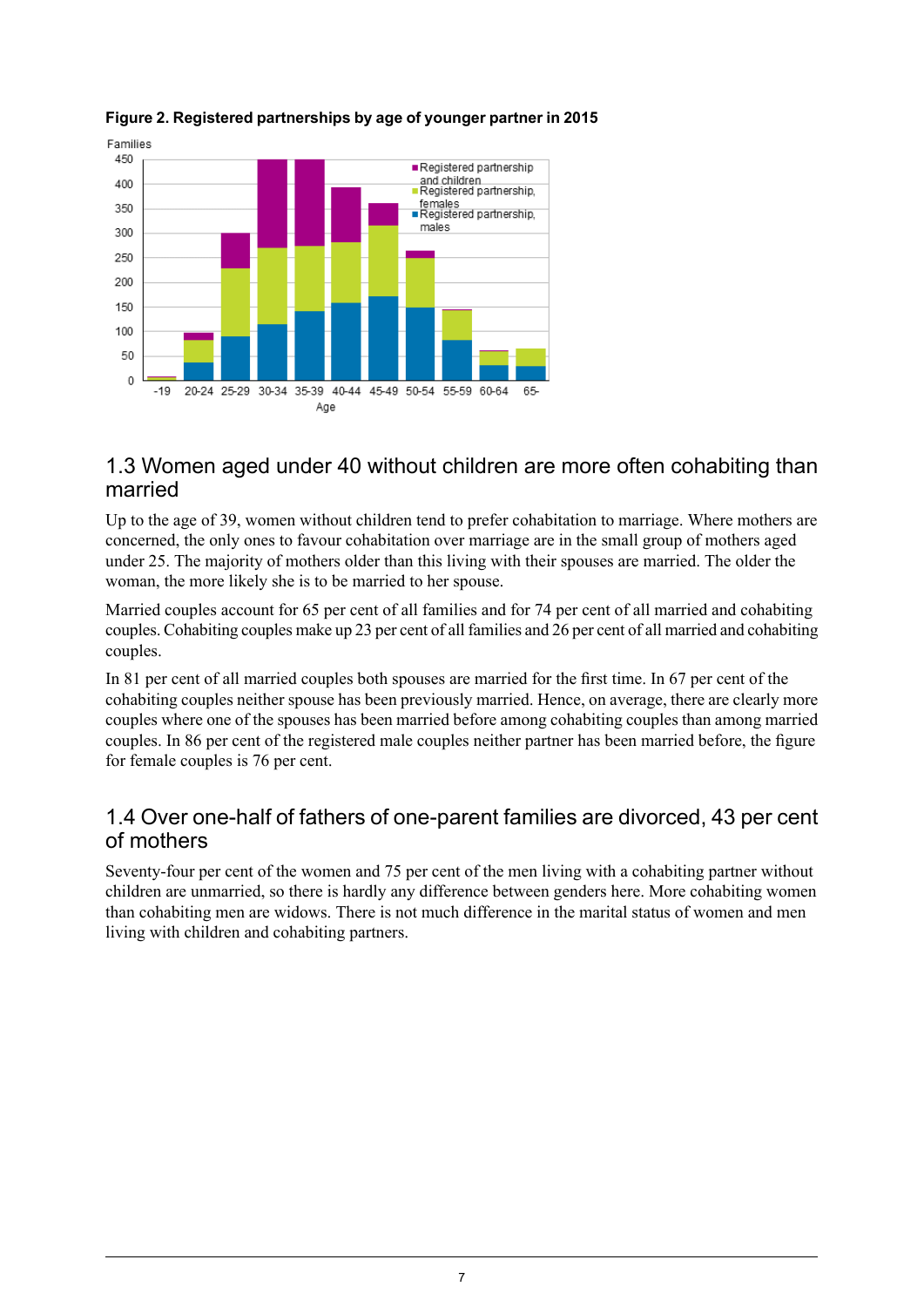**Figure 2. Registered partnerships by age of younger partner in 2015**

## 1.3 Women aged under 40 without children are more often cohabiting than married

Up to the age of 39, women without children tend to prefer cohabitation to marriage. Where mothers are concerned, the only ones to favour cohabitation over marriage are in the small group of mothers aged under 25. The majority of mothers older than this living with their spouses are married. The older the woman, the more likely she is to be married to her spouse.

Married couples account for 65 per cent of all families and for 74 per cent of all married and cohabiting couples. Cohabiting couples make up 23 per cent of all families and 26 per cent of all married and cohabiting couples.

In 81 per cent of all married couples both spouses are married for the first time. In 67 per cent of the cohabiting couples neither spouse has been previously married. Hence, on average, there are clearly more couples where one of the spouses has been married before among cohabiting couples than among married couples. In 86 per cent of the registered male couples neither partner has been married before, the figure for female couples is 76 per cent.

## 1.4 Over one-half of fathers of one-parent families are divorced, 43 per cent of mothers

Seventy-four per cent of the women and 75 per cent of the men living with a cohabiting partner without children are unmarried, so there is hardly any difference between genders here. More cohabiting women than cohabiting men are widows. There is not much difference in the marital status of women and men living with children and cohabiting partners.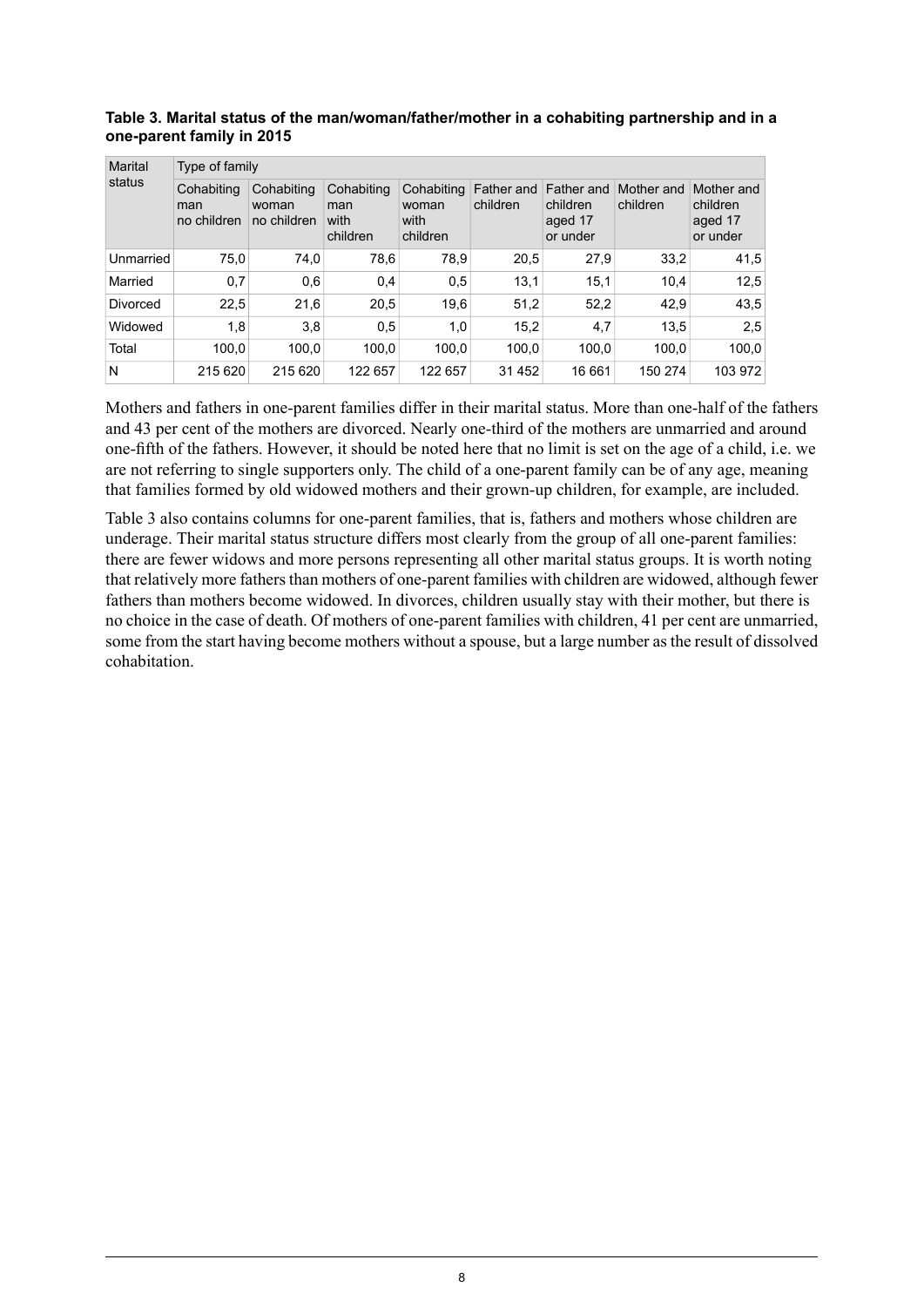**Table 3. Marital status of the man/woman/father/mother in a cohabiting partnership and in a one-parent family in 2015**

| Marital status | Type of family | | | | | | | |
|---|---|---|---|---|---|---|---|---|
| | Cohabiting man no children | Cohabiting woman no children | Cohabiting man with children | Cohabiting woman with children | Father and children | Father and children aged 17 or under | Mother and children | Mother and children aged 17 or under |
| Unmarried | 75,0 | 74,0 | 78,6 | 78,9 | 20,5 | 27,9 | 33,2 | 41,5 |
| Married | 0,7 | 0,6 | 0,4 | 0,5 | 13,1 | 15,1 | 10,4 | 12,5 |
| Divorced | 22,5 | 21,6 | 20,5 | 19,6 | 51,2 | 52,2 | 42,9 | 43,5 |
| Widowed | 1,8 | 3,8 | 0,5 | 1,0 | 15,2 | 4,7 | 13,5 | 2,5 |
| Total | 100,0 | 100,0 | 100,0 | 100,0 | 100,0 | 100,0 | 100,0 | 100,0 |
| N | 215 620 | 215 620 | 122 657 | 122 657 | 31 452 | 16 661 | 150 274 | 103 972 |

Mothers and fathers in one-parent families differ in their marital status. More than one-half of the fathers and 43 per cent of the mothers are divorced. Nearly one-third of the mothers are unmarried and around one-fifth of the fathers. However, it should be noted here that no limit is set on the age of a child, i.e. we are not referring to single supporters only. The child of a one-parent family can be of any age, meaning that families formed by old widowed mothers and their grown-up children, for example, are included.

Table 3 also contains columns for one-parent families, that is, fathers and mothers whose children are underage. Their marital status structure differs most clearly from the group of all one-parent families: there are fewer widows and more persons representing all other marital status groups. It is worth noting that relatively more fathers than mothers of one-parent families with children are widowed, although fewer fathers than mothers become widowed. In divorces, children usually stay with their mother, but there is no choice in the case of death. Of mothers of one-parent families with children, 41 per cent are unmarried, some from the start having become mothers without a spouse, but a large number as the result of dissolved cohabitation.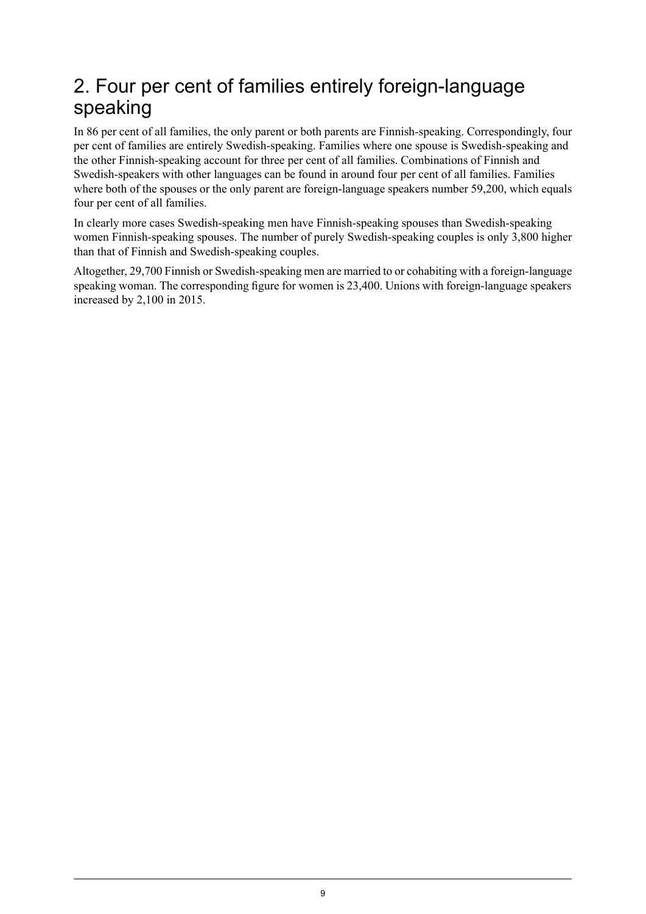## 2. Four per cent of families entirely foreign-language speaking

In 86 per cent of all families, the only parent or both parents are Finnish-speaking. Correspondingly, four per cent of families are entirely Swedish-speaking. Families where one spouse is Swedish-speaking and the other Finnish-speaking account for three per cent of all families. Combinations of Finnish and Swedish-speakers with other languages can be found in around four per cent of all families. Families where both of the spouses or the only parent are foreign-language speakers number 59,200, which equals four per cent of all families.

In clearly more cases Swedish-speaking men have Finnish-speaking spouses than Swedish-speaking women Finnish-speaking spouses. The number of purely Swedish-speaking couples is only 3,800 higher than that of Finnish and Swedish-speaking couples.

Altogether, 29,700 Finnish or Swedish-speaking men are married to or cohabiting with a foreign-language speaking woman. The corresponding figure for women is 23,400. Unions with foreign-language speakers increased by 2,100 in 2015.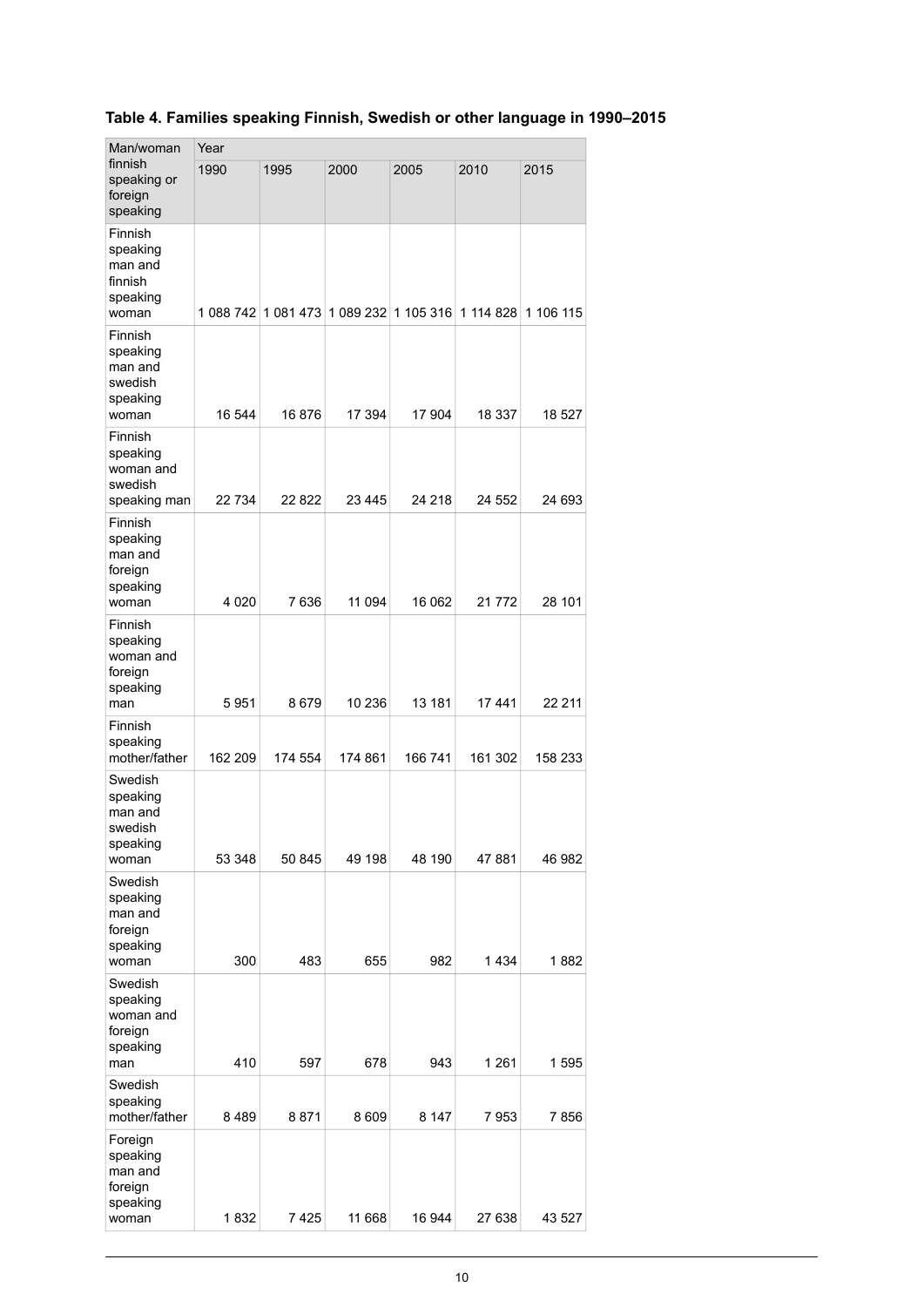**Table 4. Families speaking Finnish, Swedish or other language in 1990–2015**

| Man/woman finnish speaking or foreign speaking | Year | | | | | |
|---|---|---|---|---|---|---|
| | 1990 | 1995 | 2000 | 2005 | 2010 | 2015 |
| Finnish speaking man and finnish speaking woman | 1 088 742 | 1 081 473 | 1 089 232 | 1 105 316 | 1 114 828 | 1 106 115 |
| Finnish speaking man and swedish speaking woman | 16 544 | 16 876 | 17 394 | 17 904 | 18 337 | 18 527 |
| Finnish speaking woman and swedish speaking man | 22 734 | 22 822 | 23 445 | 24 218 | 24 552 | 24 693 |
| Finnish speaking man and foreign speaking woman | 4 020 | 7 636 | 11 094 | 16 062 | 21 772 | 28 101 |
| Finnish speaking woman and foreign speaking man | 5 951 | 8 679 | 10 236 | 13 181 | 17 441 | 22 211 |
| Finnish speaking mother/father | 162 209 | 174 554 | 174 861 | 166 741 | 161 302 | 158 233 |
| Swedish speaking man and swedish speaking woman | 53 348 | 50 845 | 49 198 | 48 190 | 47 881 | 46 982 |
| Swedish speaking man and foreign speaking woman | 300 | 483 | 655 | 982 | 1 434 | 1 882 |
| Swedish speaking woman and foreign speaking man | 410 | 597 | 678 | 943 | 1 261 | 1 595 |
| Swedish speaking mother/father | 8 489 | 8 871 | 8 609 | 8 147 | 7 953 | 7 856 |
| Foreign speaking man and foreign speaking woman | 1 832 | 7 425 | 11 668 | 16 944 | 27 638 | 43 527 |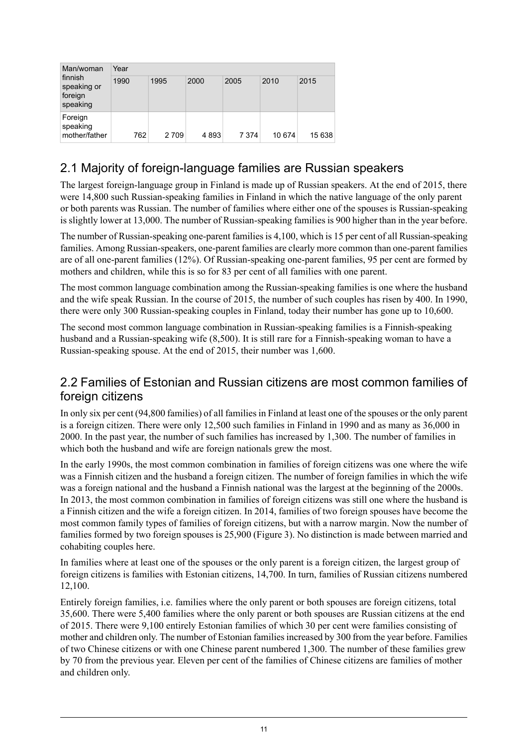| Man/woman finnish speaking or foreign speaking | Year | | | | | |
|---|---|---|---|---|---|---|
| | 1990 | 1995 | 2000 | 2005 | 2010 | 2015 |
| Foreign speaking mother/father | 762 | 2 709 | 4 893 | 7 374 | 10 674 | 15 638 |

## 2.1 Majority of foreign-language families are Russian speakers

The largest foreign-language group in Finland is made up of Russian speakers. At the end of 2015, there were 14,800 such Russian-speaking families in Finland in which the native language of the only parent or both parents was Russian. The number of families where either one of the spouses is Russian-speaking is slightly lower at 13,000. The number of Russian-speaking families is 900 higher than in the year before.

The number of Russian-speaking one-parent families is 4,100, which is 15 per cent of all Russian-speaking families. Among Russian-speakers, one-parent families are clearly more common than one-parent families are of all one-parent families (12%). Of Russian-speaking one-parent families, 95 per cent are formed by mothers and children, while this is so for 83 per cent of all families with one parent.

The most common language combination among the Russian-speaking families is one where the husband and the wife speak Russian. In the course of 2015, the number of such couples has risen by 400. In 1990, there were only 300 Russian-speaking couples in Finland, today their number has gone up to 10,600.

The second most common language combination in Russian-speaking families is a Finnish-speaking husband and a Russian-speaking wife (8,500). It is still rare for a Finnish-speaking woman to have a Russian-speaking spouse. At the end of 2015, their number was 1,600.

## 2.2 Families of Estonian and Russian citizens are most common families of foreign citizens

In only six per cent (94,800 families) of all families in Finland at least one of the spouses or the only parent is a foreign citizen. There were only 12,500 such families in Finland in 1990 and as many as 36,000 in 2000. In the past year, the number of such families has increased by 1,300. The number of families in which both the husband and wife are foreign nationals grew the most.

In the early 1990s, the most common combination in families of foreign citizens was one where the wife was a Finnish citizen and the husband a foreign citizen. The number of foreign families in which the wife was a foreign national and the husband a Finnish national was the largest at the beginning of the 2000s. In 2013, the most common combination in families of foreign citizens was still one where the husband is a Finnish citizen and the wife a foreign citizen. In 2014, families of two foreign spouses have become the most common family types of families of foreign citizens, but with a narrow margin. Now the number of families formed by two foreign spouses is 25,900 (Figure 3). No distinction is made between married and cohabiting couples here.

In families where at least one of the spouses or the only parent is a foreign citizen, the largest group of foreign citizens is families with Estonian citizens, 14,700. In turn, families of Russian citizens numbered 12,100.

Entirely foreign families, i.e. families where the only parent or both spouses are foreign citizens, total 35,600. There were 5,400 families where the only parent or both spouses are Russian citizens at the end of 2015. There were 9,100 entirely Estonian families of which 30 per cent were families consisting of mother and children only. The number of Estonian families increased by 300 from the year before. Families of two Chinese citizens or with one Chinese parent numbered 1,300. The number of these families grew by 70 from the previous year. Eleven per cent of the families of Chinese citizens are families of mother and children only.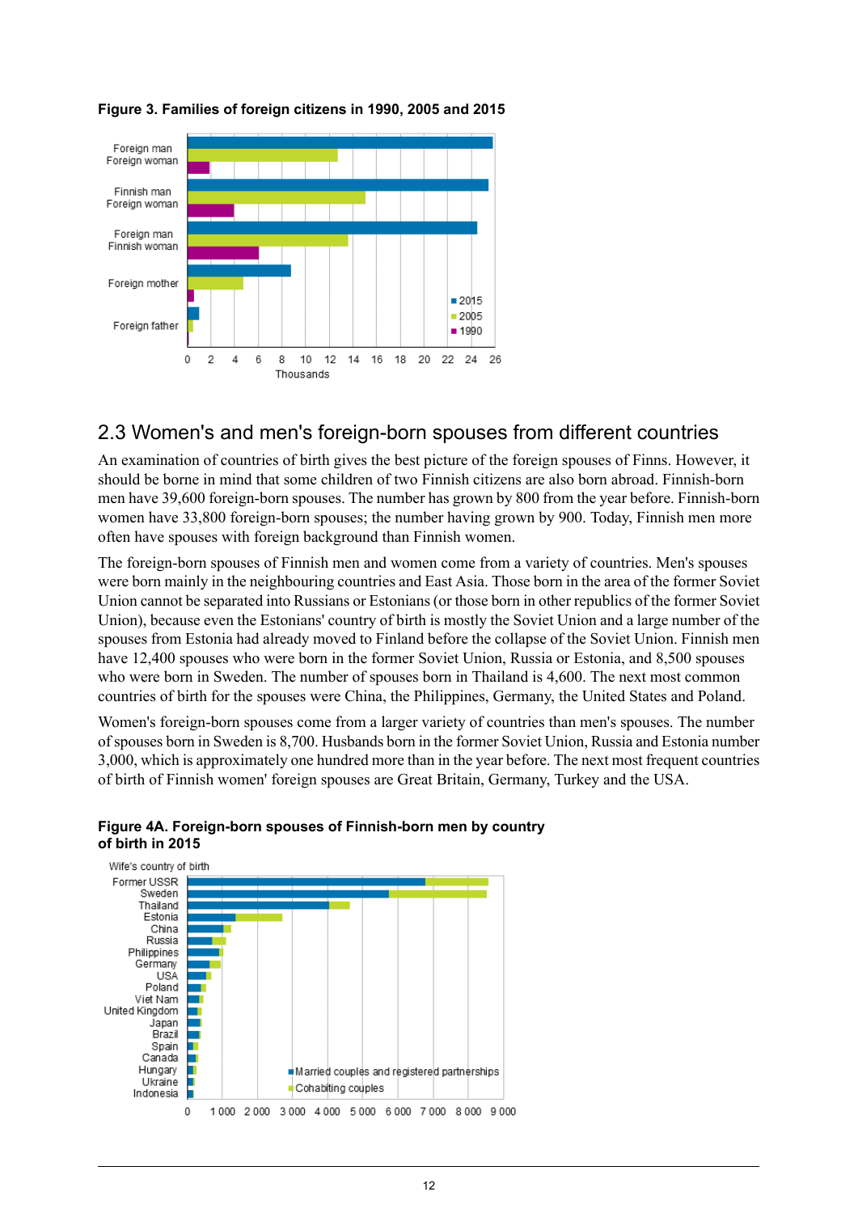**Figure 3. Families of foreign citizens in 1990, 2005 and 2015**

## 2.3 Women's and men's foreign-born spouses from different countries

An examination of countries of birth gives the best picture of the foreign spouses of Finns. However, it should be borne in mind that some children of two Finnish citizens are also born abroad. Finnish-born men have 39,600 foreign-born spouses. The number has grown by 800 from the year before. Finnish-born women have 33,800 foreign-born spouses; the number having grown by 900. Today, Finnish men more often have spouses with foreign background than Finnish women.

The foreign-born spouses of Finnish men and women come from a variety of countries. Men's spouses were born mainly in the neighbouring countries and East Asia. Those born in the area of the former Soviet Union cannot be separated into Russians or Estonians (or those born in other republics of the former Soviet Union), because even the Estonians' country of birth is mostly the Soviet Union and a large number of the spouses from Estonia had already moved to Finland before the collapse of the Soviet Union. Finnish men have 12,400 spouses who were born in the former Soviet Union, Russia or Estonia, and 8,500 spouses who were born in Sweden. The number of spouses born in Thailand is 4,600. The next most common countries of birth for the spouses were China, the Philippines, Germany, the United States and Poland.

Women's foreign-born spouses come from a larger variety of countries than men's spouses. The number of spouses born in Sweden is 8,700. Husbands born in the former Soviet Union, Russia and Estonia number 3,000, which is approximately one hundred more than in the year before. The next most frequent countries of birth of Finnish women' foreign spouses are Great Britain, Germany, Turkey and the USA.

**Figure 4A. Foreign-born spouses of Finnish-born men by country of birth in 2015**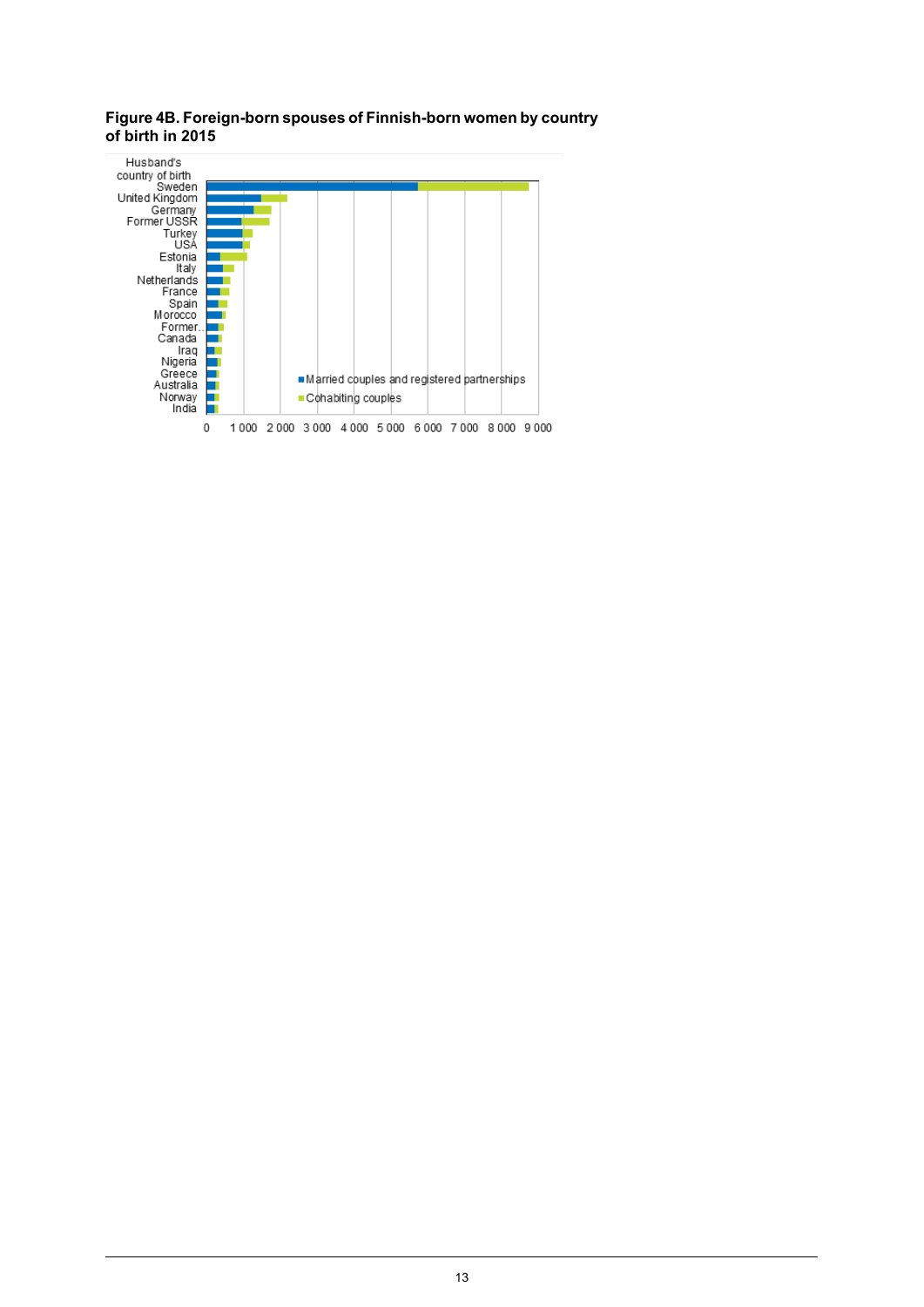**Figure 4B. Foreign-born spouses of Finnish-born women by country of birth in 2015**

Husband's country of birth

- Sweden
- United Kingdom
- Germany
- Former USSR
- Turkey
- USA
- Estonia
- Italy
- Netherlands
- France
- Spain
- Morocco
- Former..
- Canada
- Iraq
- Nigeria
- Greece
- Australia
- Norway
- India

■ Married couples and registered partnerships
■ Cohabiting couples

0 1 000 2 000 3 000 4 000 5 000 6 000 7 000 8 000 9 000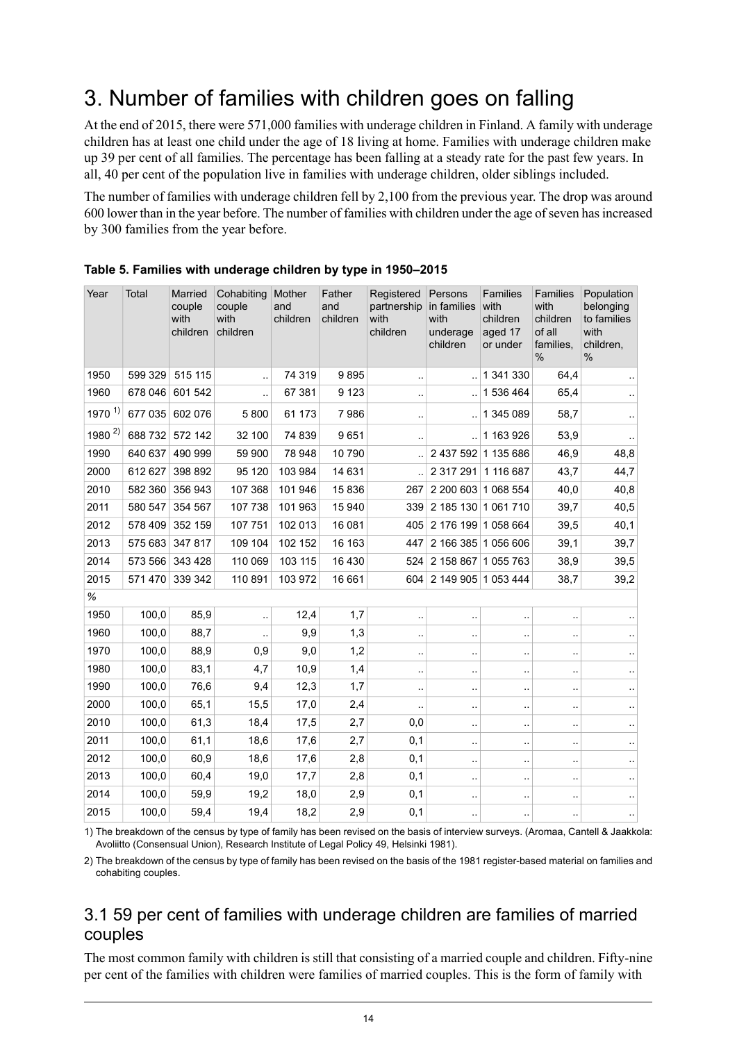# 3. Number of families with children goes on falling

At the end of 2015, there were 571,000 families with underage children in Finland. A family with underage children has at least one child under the age of 18 living at home. Families with underage children make up 39 per cent of all families. The percentage has been falling at a steady rate for the past few years. In all, 40 per cent of the population live in families with underage children, older siblings included.

The number of families with underage children fell by 2,100 from the previous year. The drop was around 600 lower than in the year before. The number of families with children under the age of seven has increased by 300 families from the year before.

**Table 5. Families with underage children by type in 1950–2015**

| Year | Total | Married couple with children | Cohabiting couple with children | Mother and children | Father and children | Registered partnership with children | Persons in families with underage children | Families with children aged 17 or under | Families with children of all families, % | Population belonging to families with children, % |
|---|---|---|---|---|---|---|---|---|---|---|
| 1950 | 599 329 | 515 115 | .. | 74 319 | 9 895 | .. | .. | 1 341 330 | 64,4 | .. |
| 1960 | 678 046 | 601 542 | .. | 67 381 | 9 123 | .. | .. | 1 536 464 | 65,4 | .. |
| 1970 1) | 677 035 | 602 076 | 5 800 | 61 173 | 7 986 | .. | .. | 1 345 089 | 58,7 | .. |
| 1980 2) | 688 732 | 572 142 | 32 100 | 74 839 | 9 651 | .. | .. | 1 163 926 | 53,9 | .. |
| 1990 | 640 637 | 490 999 | 59 900 | 78 948 | 10 790 | .. | 2 437 592 | 1 135 686 | 46,9 | 48,8 |
| 2000 | 612 627 | 398 892 | 95 120 | 103 984 | 14 631 | .. | 2 317 291 | 1 116 687 | 43,7 | 44,7 |
| 2010 | 582 360 | 356 943 | 107 368 | 101 946 | 15 836 | 267 | 2 200 603 | 1 068 554 | 40,0 | 40,8 |
| 2011 | 580 547 | 354 567 | 107 738 | 101 963 | 15 940 | 339 | 2 185 130 | 1 061 710 | 39,7 | 40,5 |
| 2012 | 578 409 | 352 159 | 107 751 | 102 013 | 16 081 | 405 | 2 176 199 | 1 058 664 | 39,5 | 40,1 |
| 2013 | 575 683 | 347 817 | 109 104 | 102 152 | 16 163 | 447 | 2 166 385 | 1 056 606 | 39,1 | 39,7 |
| 2014 | 573 566 | 343 428 | 110 069 | 103 115 | 16 430 | 524 | 2 158 867 | 1 055 763 | 38,9 | 39,5 |
| 2015 | 571 470 | 339 342 | 110 891 | 103 972 | 16 661 | 604 | 2 149 905 | 1 053 444 | 38,7 | 39,2 |
| % | | | | | | | | | | |
| 1950 | 100,0 | 85,9 | .. | 12,4 | 1,7 | .. | .. | .. | .. | .. |
| 1960 | 100,0 | 88,7 | .. | 9,9 | 1,3 | .. | .. | .. | .. | .. |
| 1970 | 100,0 | 88,9 | 0,9 | 9,0 | 1,2 | .. | .. | .. | .. | .. |
| 1980 | 100,0 | 83,1 | 4,7 | 10,9 | 1,4 | .. | .. | .. | .. | .. |
| 1990 | 100,0 | 76,6 | 9,4 | 12,3 | 1,7 | .. | .. | .. | .. | .. |
| 2000 | 100,0 | 65,1 | 15,5 | 17,0 | 2,4 | .. | .. | .. | .. | .. |
| 2010 | 100,0 | 61,3 | 18,4 | 17,5 | 2,7 | 0,0 | .. | .. | .. | .. |
| 2011 | 100,0 | 61,1 | 18,6 | 17,6 | 2,7 | 0,1 | .. | .. | .. | .. |
| 2012 | 100,0 | 60,9 | 18,6 | 17,6 | 2,8 | 0,1 | .. | .. | .. | .. |
| 2013 | 100,0 | 60,4 | 19,0 | 17,7 | 2,8 | 0,1 | .. | .. | .. | .. |
| 2014 | 100,0 | 59,9 | 19,2 | 18,0 | 2,9 | 0,1 | .. | .. | .. | .. |
| 2015 | 100,0 | 59,4 | 19,4 | 18,2 | 2,9 | 0,1 | .. | .. | .. | .. |

1) The breakdown of the census by type of family has been revised on the basis of interview surveys. (Aromaa, Cantell & Jaakkola: Avoliitto (Consensual Union), Research Institute of Legal Policy 49, Helsinki 1981).

2) The breakdown of the census by type of family has been revised on the basis of the 1981 register-based material on families and cohabiting couples.

## 3.1 59 per cent of families with underage children are families of married couples

The most common family with children is still that consisting of a married couple and children. Fifty-nine per cent of the families with children were families of married couples. This is the form of family with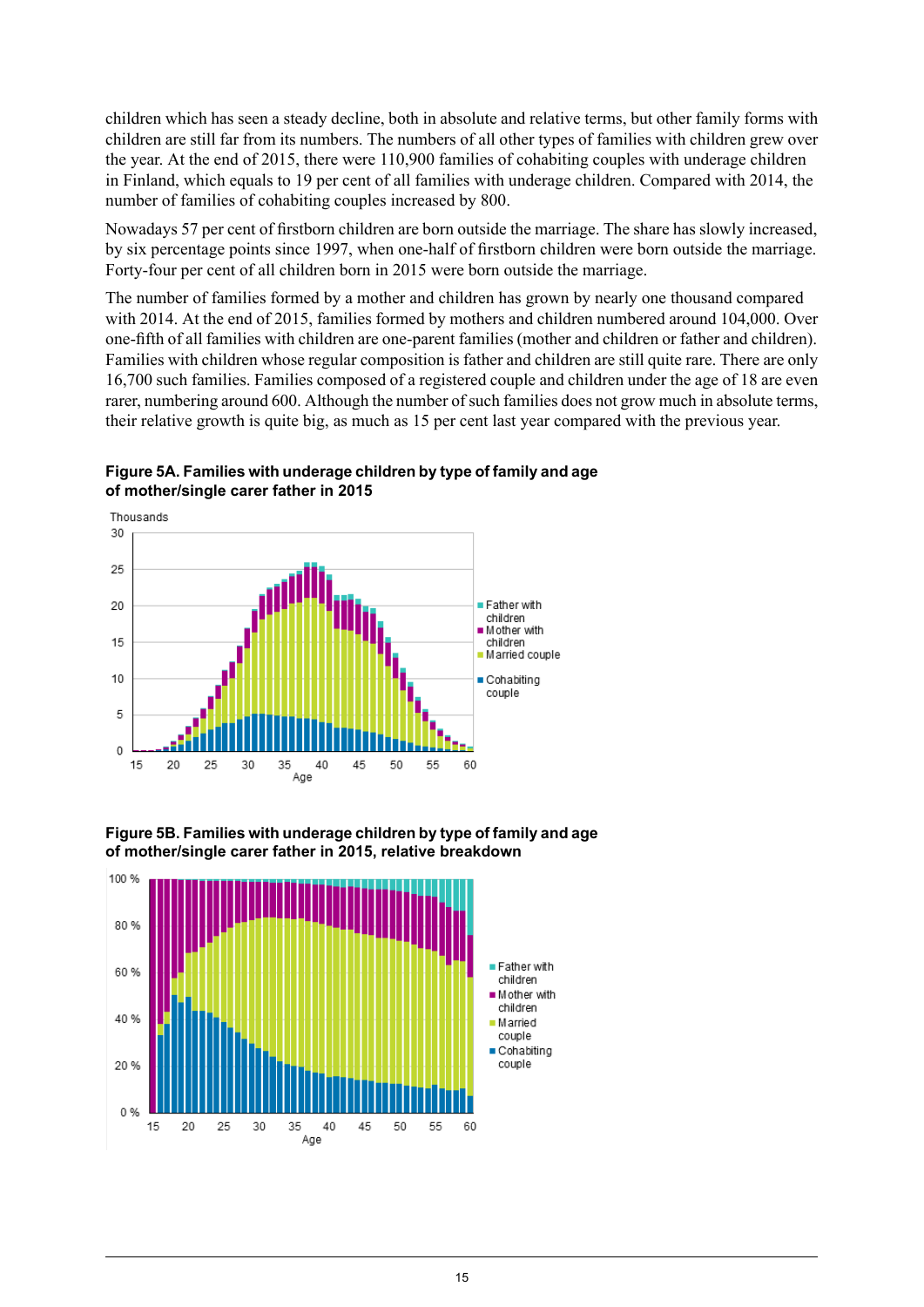children which has seen a steady decline, both in absolute and relative terms, but other family forms with children are still far from its numbers. The numbers of all other types of families with children grew over the year. At the end of 2015, there were 110,900 families of cohabiting couples with underage children in Finland, which equals to 19 per cent of all families with underage children. Compared with 2014, the number of families of cohabiting couples increased by 800.

Nowadays 57 per cent of firstborn children are born outside the marriage. The share has slowly increased, by six percentage points since 1997, when one-half of firstborn children were born outside the marriage. Forty-four per cent of all children born in 2015 were born outside the marriage.

The number of families formed by a mother and children has grown by nearly one thousand compared with 2014. At the end of 2015, families formed by mothers and children numbered around 104,000. Over one-fifth of all families with children are one-parent families (mother and children or father and children). Families with children whose regular composition is father and children are still quite rare. There are only 16,700 such families. Families composed of a registered couple and children under the age of 18 are even rarer, numbering around 600. Although the number of such families does not grow much in absolute terms, their relative growth is quite big, as much as 15 per cent last year compared with the previous year.

**Figure 5A. Families with underage children by type of family and age of mother/single carer father in 2015**

**Figure 5B. Families with underage children by type of family and age of mother/single carer father in 2015, relative breakdown**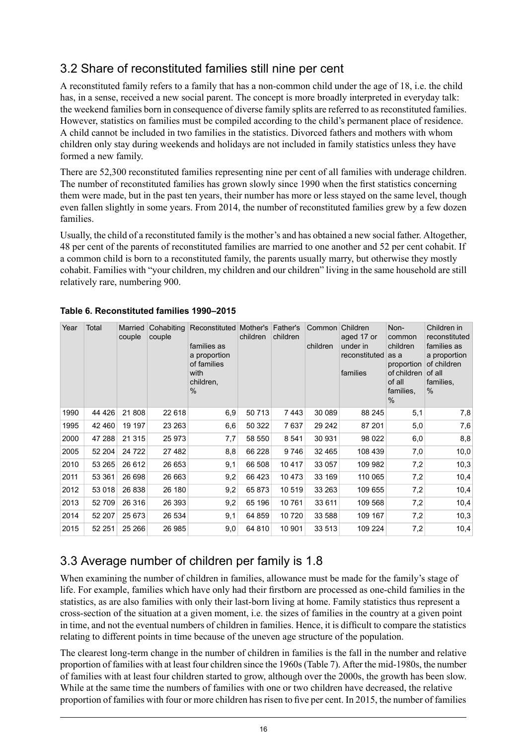## 3.2 Share of reconstituted families still nine per cent

A reconstituted family refers to a family that has a non-common child under the age of 18, i.e. the child has, in a sense, received a new social parent. The concept is more broadly interpreted in everyday talk: the weekend families born in consequence of diverse family splits are referred to as reconstituted families. However, statistics on families must be compiled according to the child's permanent place of residence. A child cannot be included in two families in the statistics. Divorced fathers and mothers with whom children only stay during weekends and holidays are not included in family statistics unless they have formed a new family.

There are 52,300 reconstituted families representing nine per cent of all families with underage children. The number of reconstituted families has grown slowly since 1990 when the first statistics concerning them were made, but in the past ten years, their number has more or less stayed on the same level, though even fallen slightly in some years. From 2014, the number of reconstituted families grew by a few dozen families.

Usually, the child of a reconstituted family is the mother's and has obtained a new social father. Altogether, 48 per cent of the parents of reconstituted families are married to one another and 52 per cent cohabit. If a common child is born to a reconstituted family, the parents usually marry, but otherwise they mostly cohabit. Families with "your children, my children and our children" living in the same household are still relatively rare, numbering 900.

**Table 6. Reconstituted families 1990–2015**

| Year | Total | Married couple | Cohabiting couple | Reconstituted families as a proportion of families with children, % | Mother's children | Father's children | Common children | Children aged 17 or under in reconstituted families | Non-common children as a proportion of children of all families, % | Children in reconstituted families as a proportion of children of all families, % |
|---|---|---|---|---|---|---|---|---|---|---|
| 1990 | 44 426 | 21 808 | 22 618 | 6,9 | 50 713 | 7 443 | 30 089 | 88 245 | 5,1 | 7,8 |
| 1995 | 42 460 | 19 197 | 23 263 | 6,6 | 50 322 | 7 637 | 29 242 | 87 201 | 5,0 | 7,6 |
| 2000 | 47 288 | 21 315 | 25 973 | 7,7 | 58 550 | 8 541 | 30 931 | 98 022 | 6,0 | 8,8 |
| 2005 | 52 204 | 24 722 | 27 482 | 8,8 | 66 228 | 9 746 | 32 465 | 108 439 | 7,0 | 10,0 |
| 2010 | 53 265 | 26 612 | 26 653 | 9,1 | 66 508 | 10 417 | 33 057 | 109 982 | 7,2 | 10,3 |
| 2011 | 53 361 | 26 698 | 26 663 | 9,2 | 66 423 | 10 473 | 33 169 | 110 065 | 7,2 | 10,4 |
| 2012 | 53 018 | 26 838 | 26 180 | 9,2 | 65 873 | 10 519 | 33 263 | 109 655 | 7,2 | 10,4 |
| 2013 | 52 709 | 26 316 | 26 393 | 9,2 | 65 196 | 10 761 | 33 611 | 109 568 | 7,2 | 10,4 |
| 2014 | 52 207 | 25 673 | 26 534 | 9,1 | 64 859 | 10 720 | 33 588 | 109 167 | 7,2 | 10,3 |
| 2015 | 52 251 | 25 266 | 26 985 | 9,0 | 64 810 | 10 901 | 33 513 | 109 224 | 7,2 | 10,4 |

## 3.3 Average number of children per family is 1.8

When examining the number of children in families, allowance must be made for the family's stage of life. For example, families which have only had their firstborn are processed as one-child families in the statistics, as are also families with only their last-born living at home. Family statistics thus represent a cross-section of the situation at a given moment, i.e. the sizes of families in the country at a given point in time, and not the eventual numbers of children in families. Hence, it is difficult to compare the statistics relating to different points in time because of the uneven age structure of the population.

The clearest long-term change in the number of children in families is the fall in the number and relative proportion of families with at least four children since the 1960s (Table 7). After the mid-1980s, the number of families with at least four children started to grow, although over the 2000s, the growth has been slow. While at the same time the numbers of families with one or two children have decreased, the relative proportion of families with four or more children has risen to five per cent. In 2015, the number of families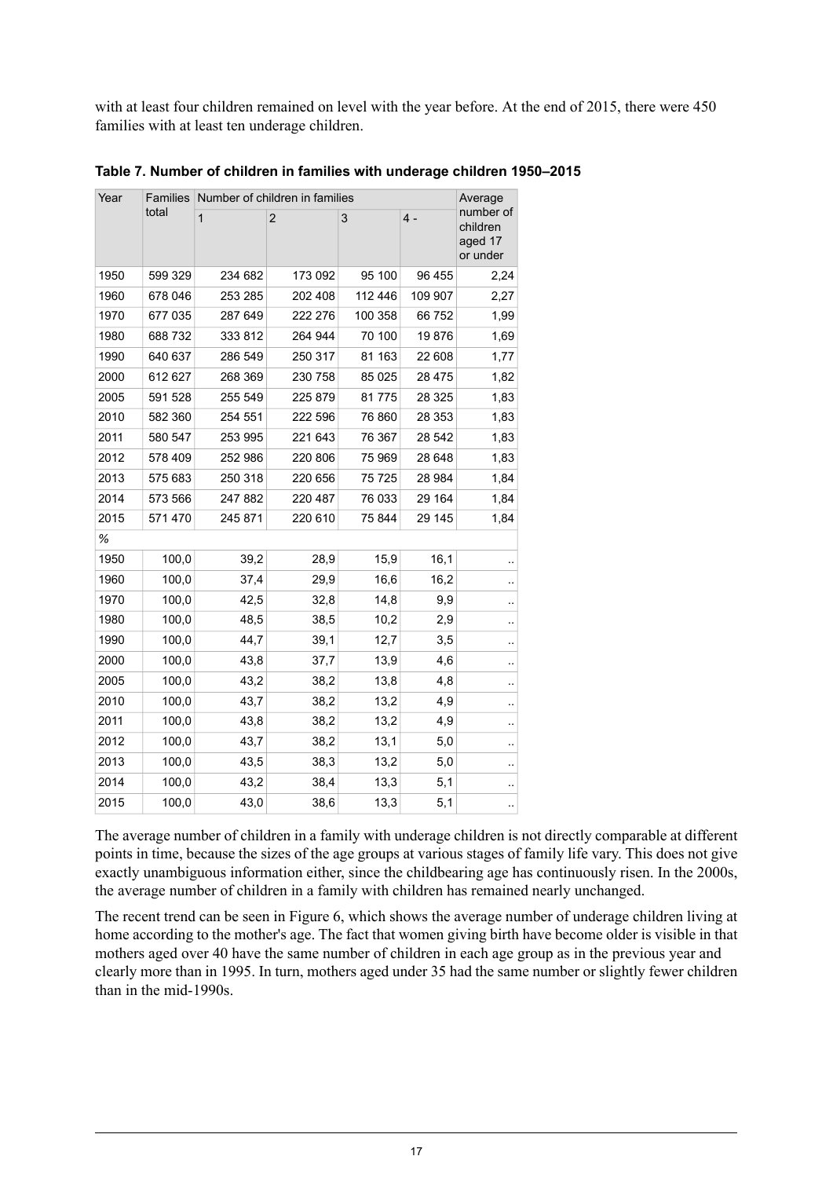with at least four children remained on level with the year before. At the end of 2015, there were 450 families with at least ten underage children.

**Table 7. Number of children in families with underage children 1950–2015**

| Year | Families total | Number of children in families | | | | Average number of children aged 17 or under |
|---|---|---|---|---|---|---|
| | | 1 | 2 | 3 | 4 - | |
| 1950 | 599 329 | 234 682 | 173 092 | 95 100 | 96 455 | 2,24 |
| 1960 | 678 046 | 253 285 | 202 408 | 112 446 | 109 907 | 2,27 |
| 1970 | 677 035 | 287 649 | 222 276 | 100 358 | 66 752 | 1,99 |
| 1980 | 688 732 | 333 812 | 264 944 | 70 100 | 19 876 | 1,69 |
| 1990 | 640 637 | 286 549 | 250 317 | 81 163 | 22 608 | 1,77 |
| 2000 | 612 627 | 268 369 | 230 758 | 85 025 | 28 475 | 1,82 |
| 2005 | 591 528 | 255 549 | 225 879 | 81 775 | 28 325 | 1,83 |
| 2010 | 582 360 | 254 551 | 222 596 | 76 860 | 28 353 | 1,83 |
| 2011 | 580 547 | 253 995 | 221 643 | 76 367 | 28 542 | 1,83 |
| 2012 | 578 409 | 252 986 | 220 806 | 75 969 | 28 648 | 1,83 |
| 2013 | 575 683 | 250 318 | 220 656 | 75 725 | 28 984 | 1,84 |
| 2014 | 573 566 | 247 882 | 220 487 | 76 033 | 29 164 | 1,84 |
| 2015 | 571 470 | 245 871 | 220 610 | 75 844 | 29 145 | 1,84 |
| % | | | | | | |
| 1950 | 100,0 | 39,2 | 28,9 | 15,9 | 16,1 | .. |
| 1960 | 100,0 | 37,4 | 29,9 | 16,6 | 16,2 | .. |
| 1970 | 100,0 | 42,5 | 32,8 | 14,8 | 9,9 | .. |
| 1980 | 100,0 | 48,5 | 38,5 | 10,2 | 2,9 | .. |
| 1990 | 100,0 | 44,7 | 39,1 | 12,7 | 3,5 | .. |
| 2000 | 100,0 | 43,8 | 37,7 | 13,9 | 4,6 | .. |
| 2005 | 100,0 | 43,2 | 38,2 | 13,8 | 4,8 | .. |
| 2010 | 100,0 | 43,7 | 38,2 | 13,2 | 4,9 | .. |
| 2011 | 100,0 | 43,8 | 38,2 | 13,2 | 4,9 | .. |
| 2012 | 100,0 | 43,7 | 38,2 | 13,1 | 5,0 | .. |
| 2013 | 100,0 | 43,5 | 38,3 | 13,2 | 5,0 | .. |
| 2014 | 100,0 | 43,2 | 38,4 | 13,3 | 5,1 | .. |
| 2015 | 100,0 | 43,0 | 38,6 | 13,3 | 5,1 | .. |

The average number of children in a family with underage children is not directly comparable at different points in time, because the sizes of the age groups at various stages of family life vary. This does not give exactly unambiguous information either, since the childbearing age has continuously risen. In the 2000s, the average number of children in a family with children has remained nearly unchanged.

The recent trend can be seen in Figure 6, which shows the average number of underage children living at home according to the mother's age. The fact that women giving birth have become older is visible in that mothers aged over 40 have the same number of children in each age group as in the previous year and clearly more than in 1995. In turn, mothers aged under 35 had the same number or slightly fewer children than in the mid-1990s.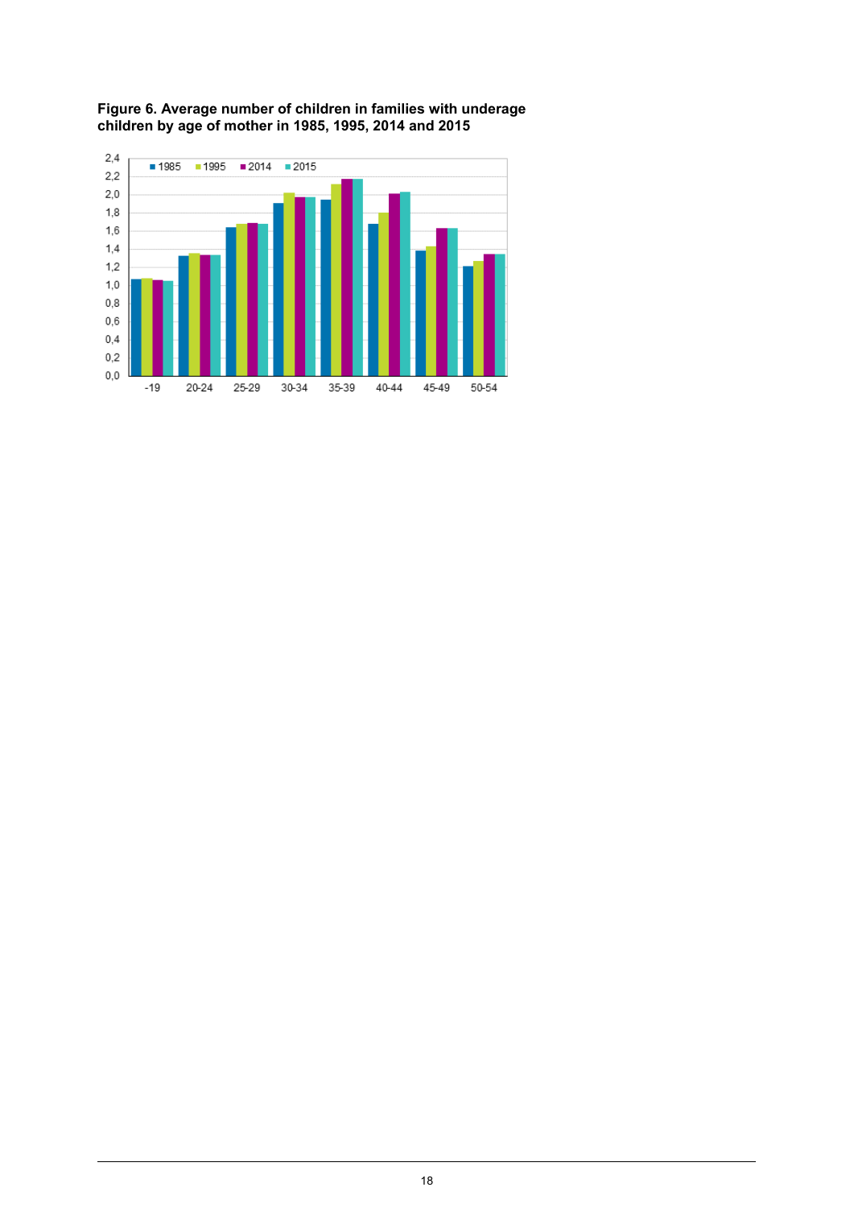**Figure 6. Average number of children in families with underage children by age of mother in 1985, 1995, 2014 and 2015**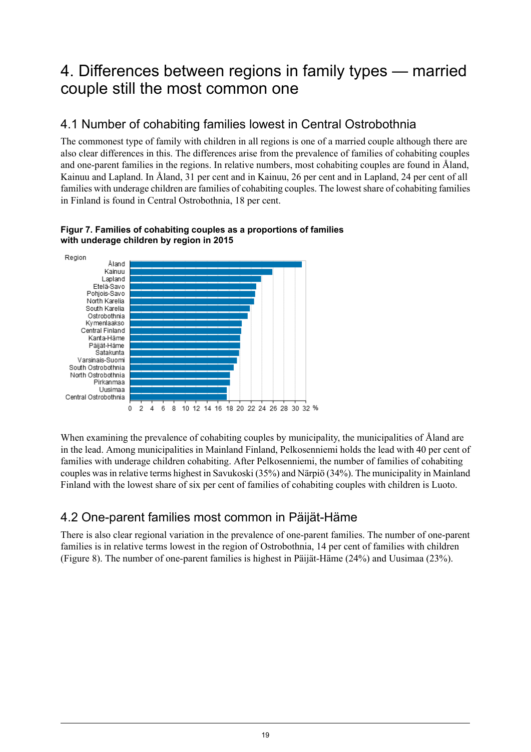# 4. Differences between regions in family types — married couple still the most common one

## 4.1 Number of cohabiting families lowest in Central Ostrobothnia

The commonest type of family with children in all regions is one of a married couple although there are also clear differences in this. The differences arise from the prevalence of families of cohabiting couples and one-parent families in the regions. In relative numbers, most cohabiting couples are found in Åland, Kainuu and Lapland. In Åland, 31 per cent and in Kainuu, 26 per cent and in Lapland, 24 per cent of all families with underage children are families of cohabiting couples. The lowest share of cohabiting families in Finland is found in Central Ostrobothnia, 18 per cent.

**Figur 7. Families of cohabiting couples as a proportions of families with underage children by region in 2015**

When examining the prevalence of cohabiting couples by municipality, the municipalities of Åland are in the lead. Among municipalities in Mainland Finland, Pelkosenniemi holds the lead with 40 per cent of families with underage children cohabiting. After Pelkosenniemi, the number of families of cohabiting couples was in relative terms highest in Savukoski (35%) and Närpiö (34%). The municipality in Mainland Finland with the lowest share of six per cent of families of cohabiting couples with children is Luoto.

## 4.2 One-parent families most common in Päijät-Häme

There is also clear regional variation in the prevalence of one-parent families. The number of one-parent families is in relative terms lowest in the region of Ostrobothnia, 14 per cent of families with children (Figure 8). The number of one-parent families is highest in Päijät-Häme (24%) and Uusimaa (23%).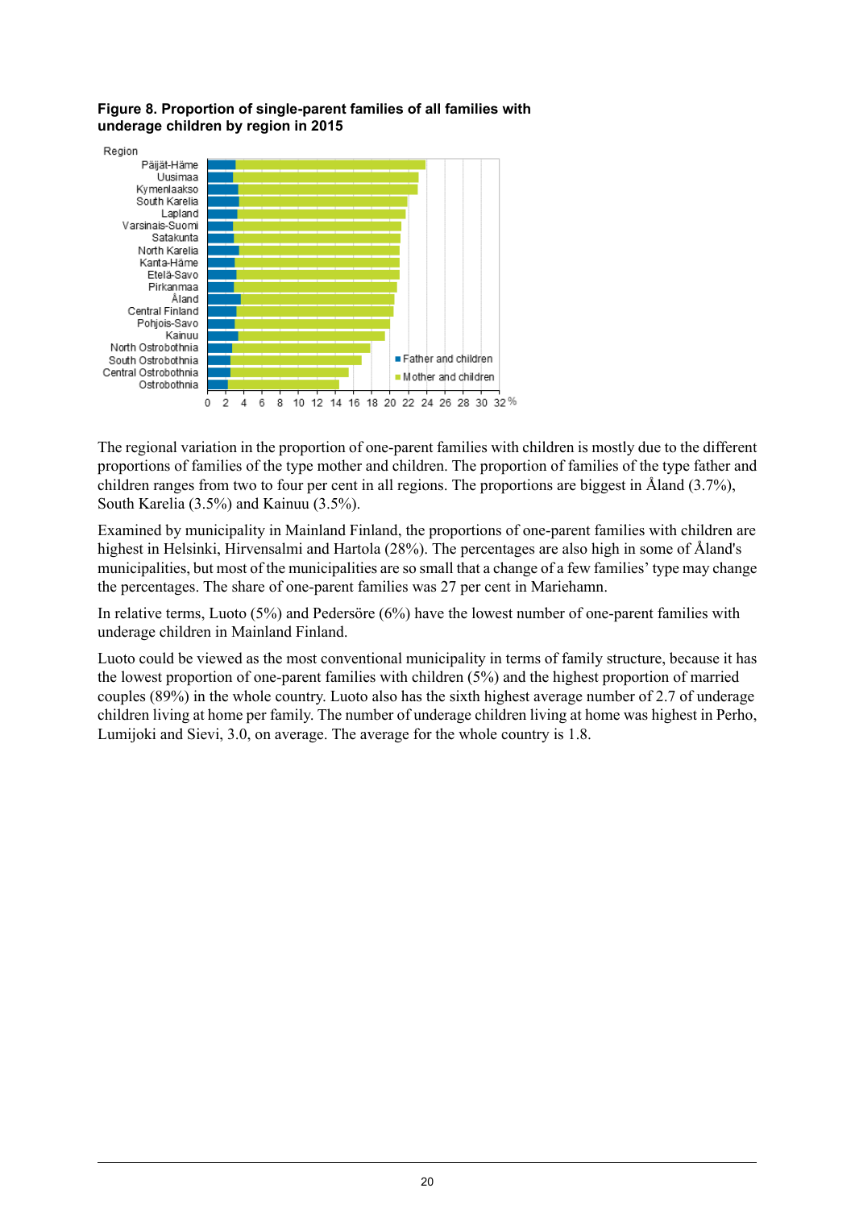**Figure 8. Proportion of single-parent families of all families with underage children by region in 2015**

The regional variation in the proportion of one-parent families with children is mostly due to the different proportions of families of the type mother and children. The proportion of families of the type father and children ranges from two to four per cent in all regions. The proportions are biggest in Åland (3.7%), South Karelia (3.5%) and Kainuu (3.5%).

Examined by municipality in Mainland Finland, the proportions of one-parent families with children are highest in Helsinki, Hirvensalmi and Hartola (28%). The percentages are also high in some of Åland's municipalities, but most of the municipalities are so small that a change of a few families' type may change the percentages. The share of one-parent families was 27 per cent in Mariehamn.

In relative terms, Luoto (5%) and Pedersöre (6%) have the lowest number of one-parent families with underage children in Mainland Finland.

Luoto could be viewed as the most conventional municipality in terms of family structure, because it has the lowest proportion of one-parent families with children (5%) and the highest proportion of married couples (89%) in the whole country. Luoto also has the sixth highest average number of 2.7 of underage children living at home per family. The number of underage children living at home was highest in Perho, Lumijoki and Sievi, 3.0, on average. The average for the whole country is 1.8.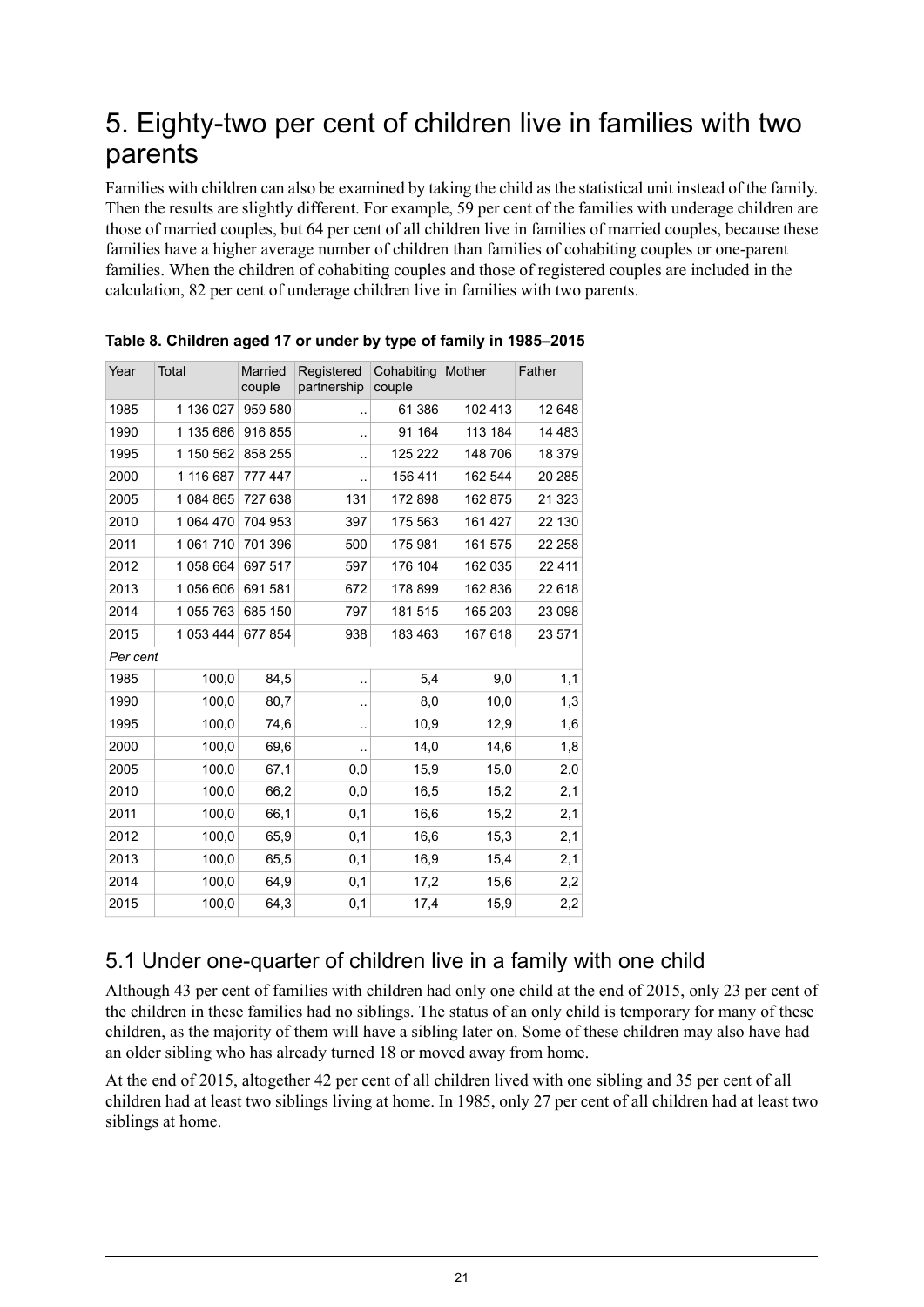# 5. Eighty-two per cent of children live in families with two parents

Families with children can also be examined by taking the child as the statistical unit instead of the family. Then the results are slightly different. For example, 59 per cent of the families with underage children are those of married couples, but 64 per cent of all children live in families of married couples, because these families have a higher average number of children than families of cohabiting couples or one-parent families. When the children of cohabiting couples and those of registered couples are included in the calculation, 82 per cent of underage children live in families with two parents.

**Table 8. Children aged 17 or under by type of family in 1985–2015**

| Year | Total | Married couple | Registered partnership | Cohabiting couple | Mother | Father |
|---|---|---|---|---|---|---|
| 1985 | 1 136 027 | 959 580 | .. | 61 386 | 102 413 | 12 648 |
| 1990 | 1 135 686 | 916 855 | .. | 91 164 | 113 184 | 14 483 |
| 1995 | 1 150 562 | 858 255 | .. | 125 222 | 148 706 | 18 379 |
| 2000 | 1 116 687 | 777 447 | .. | 156 411 | 162 544 | 20 285 |
| 2005 | 1 084 865 | 727 638 | 131 | 172 898 | 162 875 | 21 323 |
| 2010 | 1 064 470 | 704 953 | 397 | 175 563 | 161 427 | 22 130 |
| 2011 | 1 061 710 | 701 396 | 500 | 175 981 | 161 575 | 22 258 |
| 2012 | 1 058 664 | 697 517 | 597 | 176 104 | 162 035 | 22 411 |
| 2013 | 1 056 606 | 691 581 | 672 | 178 899 | 162 836 | 22 618 |
| 2014 | 1 055 763 | 685 150 | 797 | 181 515 | 165 203 | 23 098 |
| 2015 | 1 053 444 | 677 854 | 938 | 183 463 | 167 618 | 23 571 |
| *Per cent* | | | | | | |
| 1985 | 100,0 | 84,5 | .. | 5,4 | 9,0 | 1,1 |
| 1990 | 100,0 | 80,7 | .. | 8,0 | 10,0 | 1,3 |
| 1995 | 100,0 | 74,6 | .. | 10,9 | 12,9 | 1,6 |
| 2000 | 100,0 | 69,6 | .. | 14,0 | 14,6 | 1,8 |
| 2005 | 100,0 | 67,1 | 0,0 | 15,9 | 15,0 | 2,0 |
| 2010 | 100,0 | 66,2 | 0,0 | 16,5 | 15,2 | 2,1 |
| 2011 | 100,0 | 66,1 | 0,1 | 16,6 | 15,2 | 2,1 |
| 2012 | 100,0 | 65,9 | 0,1 | 16,6 | 15,3 | 2,1 |
| 2013 | 100,0 | 65,5 | 0,1 | 16,9 | 15,4 | 2,1 |
| 2014 | 100,0 | 64,9 | 0,1 | 17,2 | 15,6 | 2,2 |
| 2015 | 100,0 | 64,3 | 0,1 | 17,4 | 15,9 | 2,2 |

## 5.1 Under one-quarter of children live in a family with one child

Although 43 per cent of families with children had only one child at the end of 2015, only 23 per cent of the children in these families had no siblings. The status of an only child is temporary for many of these children, as the majority of them will have a sibling later on. Some of these children may also have had an older sibling who has already turned 18 or moved away from home.

At the end of 2015, altogether 42 per cent of all children lived with one sibling and 35 per cent of all children had at least two siblings living at home. In 1985, only 27 per cent of all children had at least two siblings at home.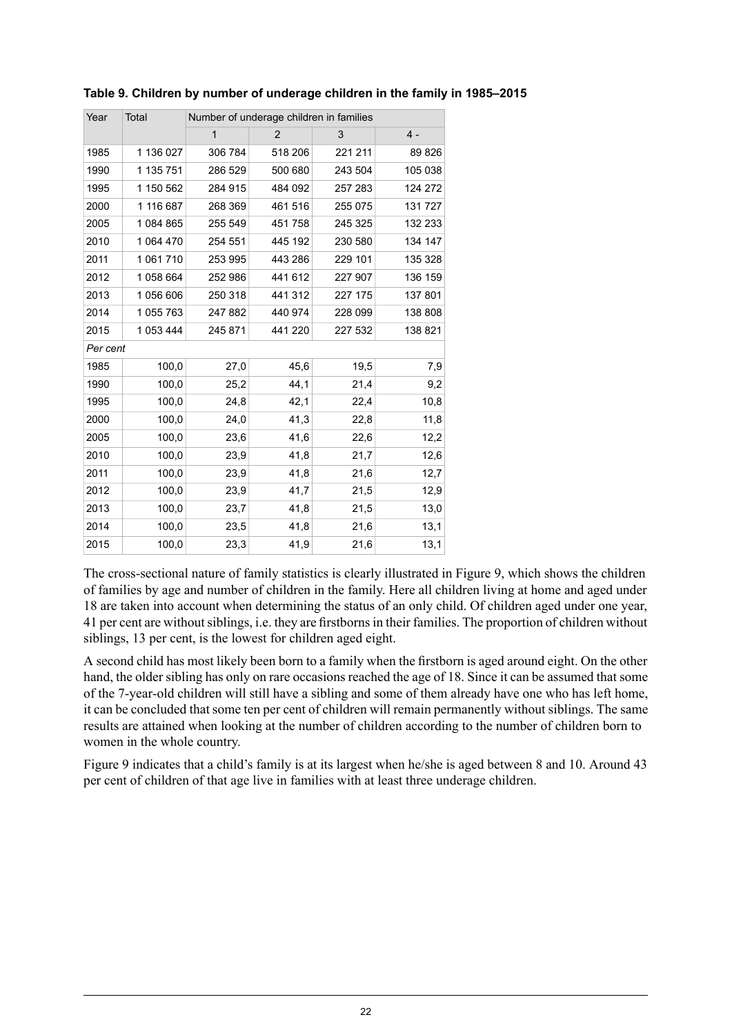**Table 9. Children by number of underage children in the family in 1985–2015**

| Year | Total | Number of underage children in families | | | |
|---|---|---|---|---|---|
| | | 1 | 2 | 3 | 4 - |
| 1985 | 1 136 027 | 306 784 | 518 206 | 221 211 | 89 826 |
| 1990 | 1 135 751 | 286 529 | 500 680 | 243 504 | 105 038 |
| 1995 | 1 150 562 | 284 915 | 484 092 | 257 283 | 124 272 |
| 2000 | 1 116 687 | 268 369 | 461 516 | 255 075 | 131 727 |
| 2005 | 1 084 865 | 255 549 | 451 758 | 245 325 | 132 233 |
| 2010 | 1 064 470 | 254 551 | 445 192 | 230 580 | 134 147 |
| 2011 | 1 061 710 | 253 995 | 443 286 | 229 101 | 135 328 |
| 2012 | 1 058 664 | 252 986 | 441 612 | 227 907 | 136 159 |
| 2013 | 1 056 606 | 250 318 | 441 312 | 227 175 | 137 801 |
| 2014 | 1 055 763 | 247 882 | 440 974 | 228 099 | 138 808 |
| 2015 | 1 053 444 | 245 871 | 441 220 | 227 532 | 138 821 |
| *Per cent* | | | | | |
| 1985 | 100,0 | 27,0 | 45,6 | 19,5 | 7,9 |
| 1990 | 100,0 | 25,2 | 44,1 | 21,4 | 9,2 |
| 1995 | 100,0 | 24,8 | 42,1 | 22,4 | 10,8 |
| 2000 | 100,0 | 24,0 | 41,3 | 22,8 | 11,8 |
| 2005 | 100,0 | 23,6 | 41,6 | 22,6 | 12,2 |
| 2010 | 100,0 | 23,9 | 41,8 | 21,7 | 12,6 |
| 2011 | 100,0 | 23,9 | 41,8 | 21,6 | 12,7 |
| 2012 | 100,0 | 23,9 | 41,7 | 21,5 | 12,9 |
| 2013 | 100,0 | 23,7 | 41,8 | 21,5 | 13,0 |
| 2014 | 100,0 | 23,5 | 41,8 | 21,6 | 13,1 |
| 2015 | 100,0 | 23,3 | 41,9 | 21,6 | 13,1 |

The cross-sectional nature of family statistics is clearly illustrated in Figure 9, which shows the children of families by age and number of children in the family. Here all children living at home and aged under 18 are taken into account when determining the status of an only child. Of children aged under one year, 41 per cent are without siblings, i.e. they are firstborns in their families. The proportion of children without siblings, 13 per cent, is the lowest for children aged eight.

A second child has most likely been born to a family when the firstborn is aged around eight. On the other hand, the older sibling has only on rare occasions reached the age of 18. Since it can be assumed that some of the 7-year-old children will still have a sibling and some of them already have one who has left home, it can be concluded that some ten per cent of children will remain permanently without siblings. The same results are attained when looking at the number of children according to the number of children born to women in the whole country.

Figure 9 indicates that a child's family is at its largest when he/she is aged between 8 and 10. Around 43 per cent of children of that age live in families with at least three underage children.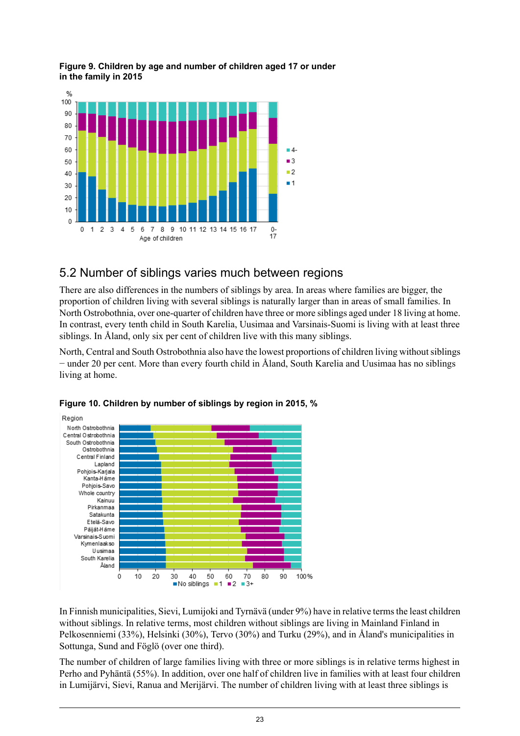**Figure 9. Children by age and number of children aged 17 or under in the family in 2015**

## 5.2 Number of siblings varies much between regions

There are also differences in the numbers of siblings by area. In areas where families are bigger, the proportion of children living with several siblings is naturally larger than in areas of small families. In North Ostrobothnia, over one-quarter of children have three or more siblings aged under 18 living at home. In contrast, every tenth child in South Karelia, Uusimaa and Varsinais-Suomi is living with at least three siblings. In Åland, only six per cent of children live with this many siblings.

North, Central and South Ostrobothnia also have the lowest proportions of children living without siblings − under 20 per cent. More than every fourth child in Åland, South Karelia and Uusimaa has no siblings living at home.

**Figure 10. Children by number of siblings by region in 2015, %**

In Finnish municipalities, Sievi, Lumijoki and Tyrnävä (under 9%) have in relative terms the least children without siblings. In relative terms, most children without siblings are living in Mainland Finland in Pelkosenniemi (33%), Helsinki (30%), Tervo (30%) and Turku (29%), and in Åland's municipalities in Sottunga, Sund and Föglö (over one third).

The number of children of large families living with three or more siblings is in relative terms highest in Perho and Pyhäntä (55%). In addition, over one half of children live in families with at least four children in Lumijärvi, Sievi, Ranua and Merijärvi. The number of children living with at least three siblings is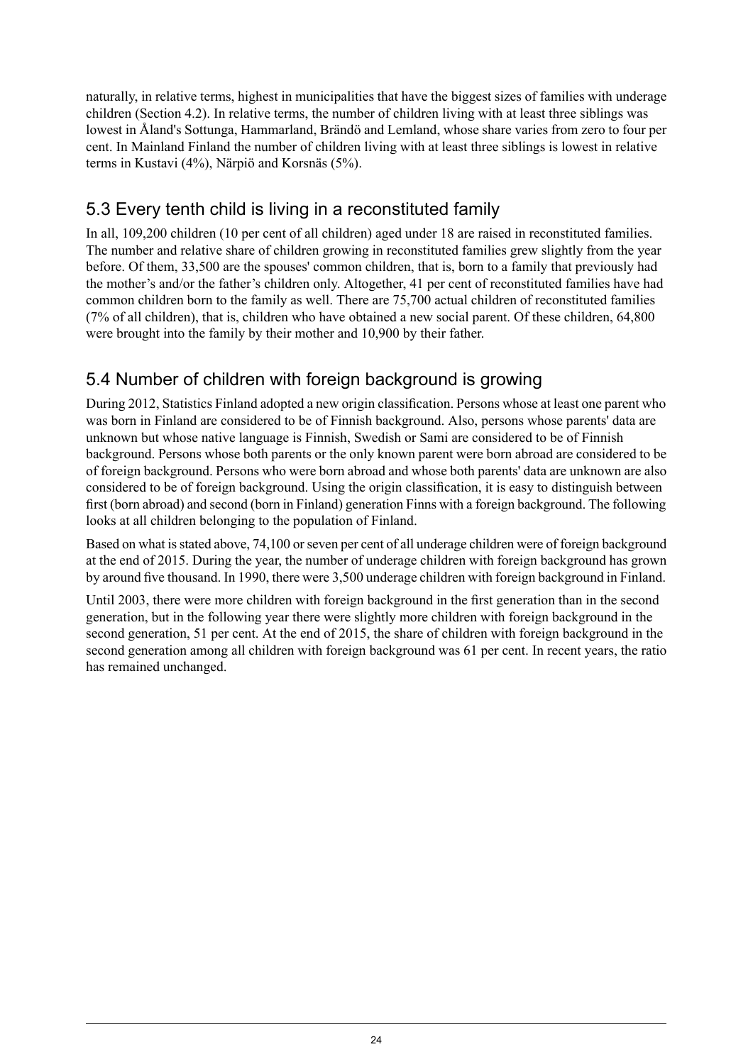naturally, in relative terms, highest in municipalities that have the biggest sizes of families with underage children (Section 4.2). In relative terms, the number of children living with at least three siblings was lowest in Åland's Sottunga, Hammarland, Brändö and Lemland, whose share varies from zero to four per cent. In Mainland Finland the number of children living with at least three siblings is lowest in relative terms in Kustavi (4%), Närpiö and Korsnäs (5%).

## 5.3 Every tenth child is living in a reconstituted family

In all, 109,200 children (10 per cent of all children) aged under 18 are raised in reconstituted families. The number and relative share of children growing in reconstituted families grew slightly from the year before. Of them, 33,500 are the spouses' common children, that is, born to a family that previously had the mother's and/or the father's children only. Altogether, 41 per cent of reconstituted families have had common children born to the family as well. There are 75,700 actual children of reconstituted families (7% of all children), that is, children who have obtained a new social parent. Of these children, 64,800 were brought into the family by their mother and 10,900 by their father.

## 5.4 Number of children with foreign background is growing

During 2012, Statistics Finland adopted a new origin classification. Persons whose at least one parent who was born in Finland are considered to be of Finnish background. Also, persons whose parents' data are unknown but whose native language is Finnish, Swedish or Sami are considered to be of Finnish background. Persons whose both parents or the only known parent were born abroad are considered to be of foreign background. Persons who were born abroad and whose both parents' data are unknown are also considered to be of foreign background. Using the origin classification, it is easy to distinguish between first (born abroad) and second (born in Finland) generation Finns with a foreign background. The following looks at all children belonging to the population of Finland.

Based on what is stated above, 74,100 or seven per cent of all underage children were of foreign background at the end of 2015. During the year, the number of underage children with foreign background has grown by around five thousand. In 1990, there were 3,500 underage children with foreign background in Finland.

Until 2003, there were more children with foreign background in the first generation than in the second generation, but in the following year there were slightly more children with foreign background in the second generation, 51 per cent. At the end of 2015, the share of children with foreign background in the second generation among all children with foreign background was 61 per cent. In recent years, the ratio has remained unchanged.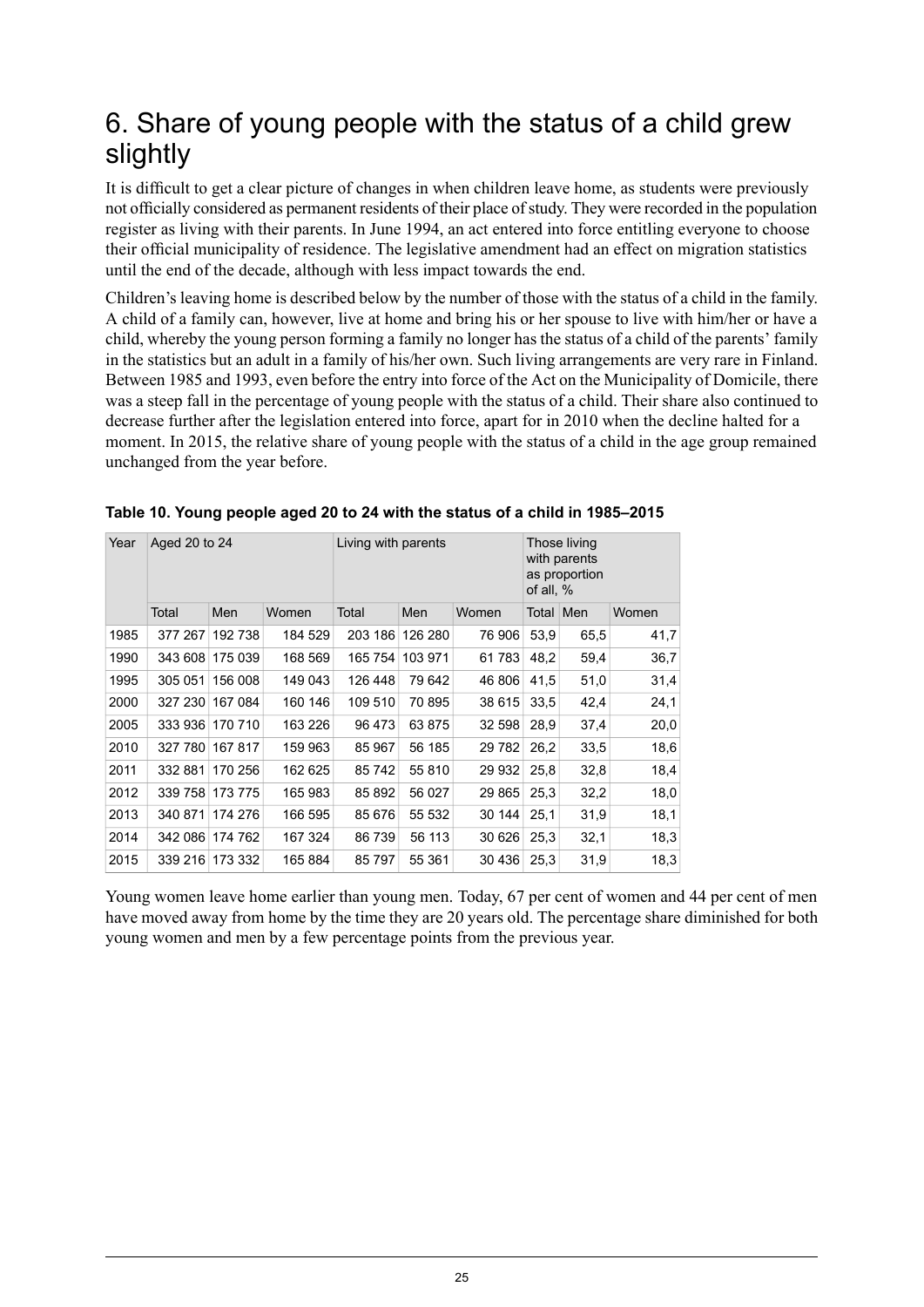# 6. Share of young people with the status of a child grew slightly

It is difficult to get a clear picture of changes in when children leave home, as students were previously not officially considered as permanent residents of their place of study. They were recorded in the population register as living with their parents. In June 1994, an act entered into force entitling everyone to choose their official municipality of residence. The legislative amendment had an effect on migration statistics until the end of the decade, although with less impact towards the end.

Children's leaving home is described below by the number of those with the status of a child in the family. A child of a family can, however, live at home and bring his or her spouse to live with him/her or have a child, whereby the young person forming a family no longer has the status of a child of the parents' family in the statistics but an adult in a family of his/her own. Such living arrangements are very rare in Finland. Between 1985 and 1993, even before the entry into force of the Act on the Municipality of Domicile, there was a steep fall in the percentage of young people with the status of a child. Their share also continued to decrease further after the legislation entered into force, apart for in 2010 when the decline halted for a moment. In 2015, the relative share of young people with the status of a child in the age group remained unchanged from the year before.

**Table 10. Young people aged 20 to 24 with the status of a child in 1985–2015**

| Year | Aged 20 to 24 | | | Living with parents | | | Those living with parents as proportion of all, % | | |
|---|---|---|---|---|---|---|---|---|---|
| | Total | Men | Women | Total | Men | Women | Total | Men | Women |
| 1985 | 377 267 | 192 738 | 184 529 | 203 186 | 126 280 | 76 906 | 53,9 | 65,5 | 41,7 |
| 1990 | 343 608 | 175 039 | 168 569 | 165 754 | 103 971 | 61 783 | 48,2 | 59,4 | 36,7 |
| 1995 | 305 051 | 156 008 | 149 043 | 126 448 | 79 642 | 46 806 | 41,5 | 51,0 | 31,4 |
| 2000 | 327 230 | 167 084 | 160 146 | 109 510 | 70 895 | 38 615 | 33,5 | 42,4 | 24,1 |
| 2005 | 333 936 | 170 710 | 163 226 | 96 473 | 63 875 | 32 598 | 28,9 | 37,4 | 20,0 |
| 2010 | 327 780 | 167 817 | 159 963 | 85 967 | 56 185 | 29 782 | 26,2 | 33,5 | 18,6 |
| 2011 | 332 881 | 170 256 | 162 625 | 85 742 | 55 810 | 29 932 | 25,8 | 32,8 | 18,4 |
| 2012 | 339 758 | 173 775 | 165 983 | 85 892 | 56 027 | 29 865 | 25,3 | 32,2 | 18,0 |
| 2013 | 340 871 | 174 276 | 166 595 | 85 676 | 55 532 | 30 144 | 25,1 | 31,9 | 18,1 |
| 2014 | 342 086 | 174 762 | 167 324 | 86 739 | 56 113 | 30 626 | 25,3 | 32,1 | 18,3 |
| 2015 | 339 216 | 173 332 | 165 884 | 85 797 | 55 361 | 30 436 | 25,3 | 31,9 | 18,3 |

Young women leave home earlier than young men. Today, 67 per cent of women and 44 per cent of men have moved away from home by the time they are 20 years old. The percentage share diminished for both young women and men by a few percentage points from the previous year.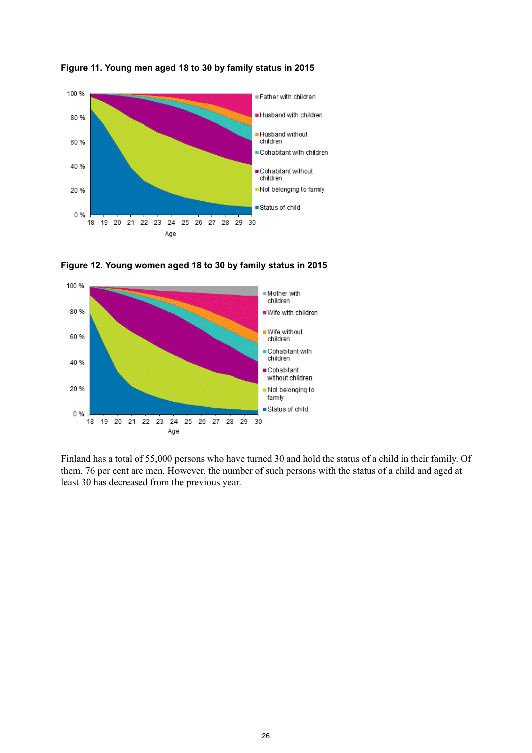**Figure 11. Young men aged 18 to 30 by family status in 2015**

**Figure 12. Young women aged 18 to 30 by family status in 2015**

Finland has a total of 55,000 persons who have turned 30 and hold the status of a child in their family. Of them, 76 per cent are men. However, the number of such persons with the status of a child and aged at least 30 has decreased from the previous year.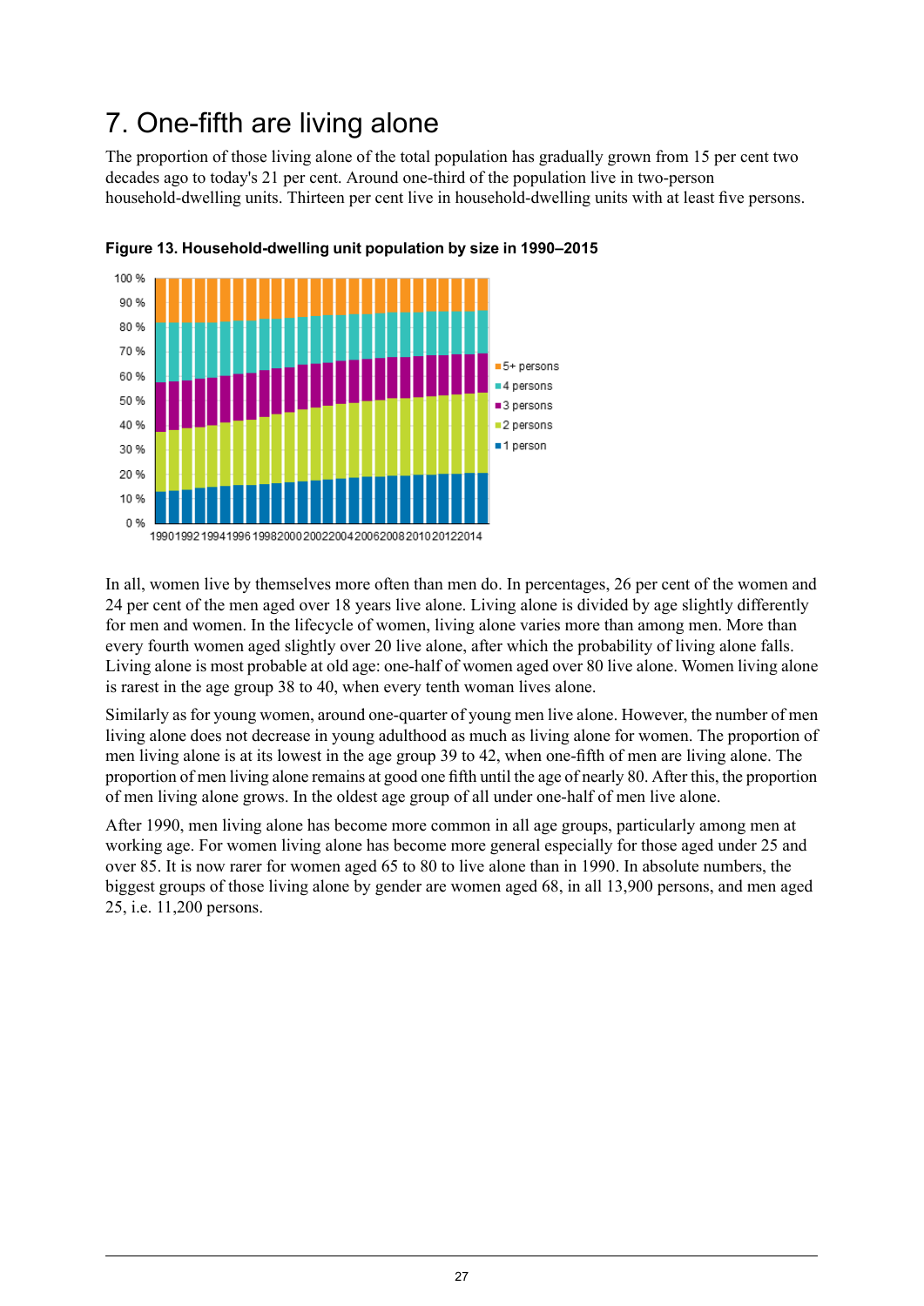# 7. One-fifth are living alone

The proportion of those living alone of the total population has gradually grown from 15 per cent two decades ago to today's 21 per cent. Around one-third of the population live in two-person household-dwelling units. Thirteen per cent live in household-dwelling units with at least five persons.

**Figure 13. Household-dwelling unit population by size in 1990–2015**

In all, women live by themselves more often than men do. In percentages, 26 per cent of the women and 24 per cent of the men aged over 18 years live alone. Living alone is divided by age slightly differently for men and women. In the lifecycle of women, living alone varies more than among men. More than every fourth women aged slightly over 20 live alone, after which the probability of living alone falls. Living alone is most probable at old age: one-half of women aged over 80 live alone. Women living alone is rarest in the age group 38 to 40, when every tenth woman lives alone.

Similarly as for young women, around one-quarter of young men live alone. However, the number of men living alone does not decrease in young adulthood as much as living alone for women. The proportion of men living alone is at its lowest in the age group 39 to 42, when one-fifth of men are living alone. The proportion of men living alone remains at good one fifth until the age of nearly 80. After this, the proportion of men living alone grows. In the oldest age group of all under one-half of men live alone.

After 1990, men living alone has become more common in all age groups, particularly among men at working age. For women living alone has become more general especially for those aged under 25 and over 85. It is now rarer for women aged 65 to 80 to live alone than in 1990. In absolute numbers, the biggest groups of those living alone by gender are women aged 68, in all 13,900 persons, and men aged 25, i.e. 11,200 persons.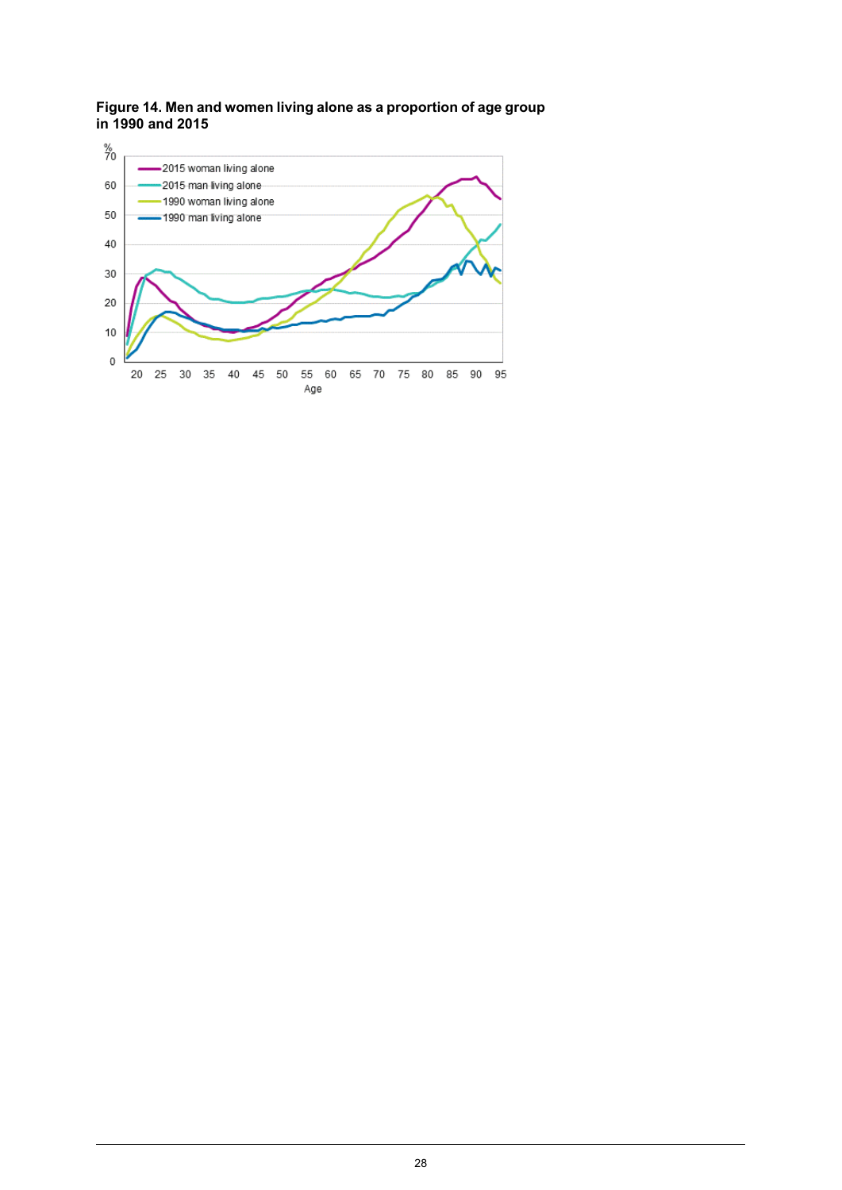**Figure 14. Men and women living alone as a proportion of age group in 1990 and 2015**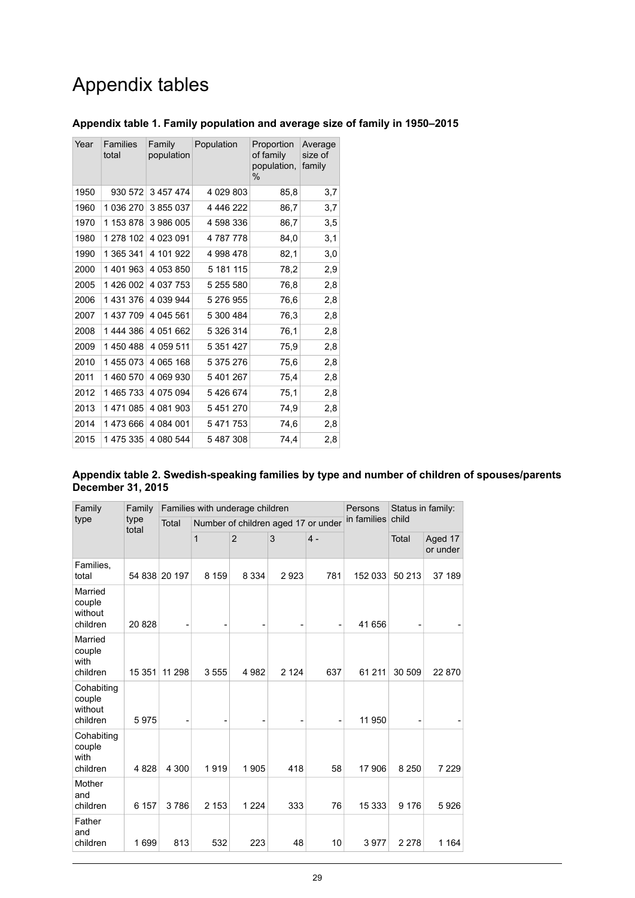# Appendix tables

### Appendix table 1. Family population and average size of family in 1950–2015

| Year | Families total | Family population | Population | Proportion of family population, % | Average size of family |
|---|---|---|---|---|---|
| 1950 | 930 572 | 3 457 474 | 4 029 803 | 85,8 | 3,7 |
| 1960 | 1 036 270 | 3 855 037 | 4 446 222 | 86,7 | 3,7 |
| 1970 | 1 153 878 | 3 986 005 | 4 598 336 | 86,7 | 3,5 |
| 1980 | 1 278 102 | 4 023 091 | 4 787 778 | 84,0 | 3,1 |
| 1990 | 1 365 341 | 4 101 922 | 4 998 478 | 82,1 | 3,0 |
| 2000 | 1 401 963 | 4 053 850 | 5 181 115 | 78,2 | 2,9 |
| 2005 | 1 426 002 | 4 037 753 | 5 255 580 | 76,8 | 2,8 |
| 2006 | 1 431 376 | 4 039 944 | 5 276 955 | 76,6 | 2,8 |
| 2007 | 1 437 709 | 4 045 561 | 5 300 484 | 76,3 | 2,8 |
| 2008 | 1 444 386 | 4 051 662 | 5 326 314 | 76,1 | 2,8 |
| 2009 | 1 450 488 | 4 059 511 | 5 351 427 | 75,9 | 2,8 |
| 2010 | 1 455 073 | 4 065 168 | 5 375 276 | 75,6 | 2,8 |
| 2011 | 1 460 570 | 4 069 930 | 5 401 267 | 75,4 | 2,8 |
| 2012 | 1 465 733 | 4 075 094 | 5 426 674 | 75,1 | 2,8 |
| 2013 | 1 471 085 | 4 081 903 | 5 451 270 | 74,9 | 2,8 |
| 2014 | 1 473 666 | 4 084 001 | 5 471 753 | 74,6 | 2,8 |
| 2015 | 1 475 335 | 4 080 544 | 5 487 308 | 74,4 | 2,8 |

### Appendix table 2. Swedish-speaking families by type and number of children of spouses/parents December 31, 2015

| Family type | Family type total | Families with underage children | | | | | | Persons in families | Status in family: child | |
|---|---|---|---|---|---|---|---|---|---|---|
| | | Total | Number of children aged 17 or under | | | | | | | |
| | | | 1 | 2 | 3 | 4 - | | | Total | Aged 17 or under |
| Families, total | 54 838 | 20 197 | 8 159 | 8 334 | 2 923 | 781 | | 152 033 | 50 213 | 37 189 |
| Married couple without children | 20 828 | - | - | - | - | - | | 41 656 | - | - |
| Married couple with children | 15 351 | 11 298 | 3 555 | 4 982 | 2 124 | 637 | | 61 211 | 30 509 | 22 870 |
| Cohabiting couple without children | 5 975 | - | - | - | - | - | | 11 950 | - | - |
| Cohabiting couple with children | 4 828 | 4 300 | 1 919 | 1 905 | 418 | 58 | | 17 906 | 8 250 | 7 229 |
| Mother and children | 6 157 | 3 786 | 2 153 | 1 224 | 333 | 76 | | 15 333 | 9 176 | 5 926 |
| Father and children | 1 699 | 813 | 532 | 223 | 48 | 10 | | 3 977 | 2 278 | 1 164 |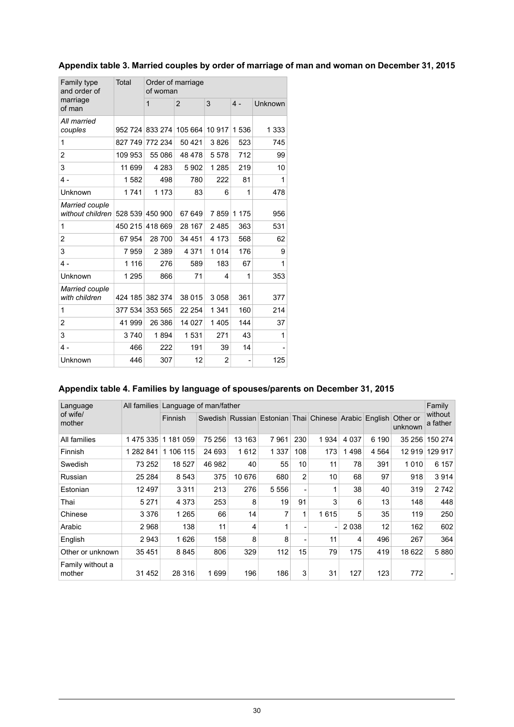**Appendix table 3. Married couples by order of marriage of man and woman on December 31, 2015**

| Family type and order of marriage of man | Total | Order of marriage of woman | | | | |
|---|---|---|---|---|---|---|
| | | 1 | 2 | 3 | 4 - | Unknown |
| *All married couples* | 952 724 | 833 274 | 105 664 | 10 917 | 1 536 | 1 333 |
| 1 | 827 749 | 772 234 | 50 421 | 3 826 | 523 | 745 |
| 2 | 109 953 | 55 086 | 48 478 | 5 578 | 712 | 99 |
| 3 | 11 699 | 4 283 | 5 902 | 1 285 | 219 | 10 |
| 4 - | 1 582 | 498 | 780 | 222 | 81 | 1 |
| Unknown | 1 741 | 1 173 | 83 | 6 | 1 | 478 |
| *Married couple without children* | 528 539 | 450 900 | 67 649 | 7 859 | 1 175 | 956 |
| 1 | 450 215 | 418 669 | 28 167 | 2 485 | 363 | 531 |
| 2 | 67 954 | 28 700 | 34 451 | 4 173 | 568 | 62 |
| 3 | 7 959 | 2 389 | 4 371 | 1 014 | 176 | 9 |
| 4 - | 1 116 | 276 | 589 | 183 | 67 | 1 |
| Unknown | 1 295 | 866 | 71 | 4 | 1 | 353 |
| *Married couple with children* | 424 185 | 382 374 | 38 015 | 3 058 | 361 | 377 |
| 1 | 377 534 | 353 565 | 22 254 | 1 341 | 160 | 214 |
| 2 | 41 999 | 26 386 | 14 027 | 1 405 | 144 | 37 |
| 3 | 3 740 | 1 894 | 1 531 | 271 | 43 | 1 |
| 4 - | 466 | 222 | 191 | 39 | 14 | - |
| Unknown | 446 | 307 | 12 | 2 | - | 125 |

**Appendix table 4. Families by language of spouses/parents on December 31, 2015**

| Language of wife/ mother | All families | Language of man/father | | | | | | | | | Family without a father |
|---|---|---|---|---|---|---|---|---|---|---|---|
| | | Finnish | Swedish | Russian | Estonian | Thai | Chinese | Arabic | English | Other or unknown | |
| All families | 1 475 335 | 1 181 059 | 75 256 | 13 163 | 7 961 | 230 | 1 934 | 4 037 | 6 190 | 35 256 | 150 274 |
| Finnish | 1 282 841 | 1 106 115 | 24 693 | 1 612 | 1 337 | 108 | 173 | 1 498 | 4 564 | 12 919 | 129 917 |
| Swedish | 73 252 | 18 527 | 46 982 | 40 | 55 | 10 | 11 | 78 | 391 | 1 010 | 6 157 |
| Russian | 25 284 | 8 543 | 375 | 10 676 | 680 | 2 | 10 | 68 | 97 | 918 | 3 914 |
| Estonian | 12 497 | 3 311 | 213 | 276 | 5 556 | - | 1 | 38 | 40 | 319 | 2 742 |
| Thai | 5 271 | 4 373 | 253 | 8 | 19 | 91 | 3 | 6 | 13 | 148 | 448 |
| Chinese | 3 376 | 1 265 | 66 | 14 | 7 | 1 | 1 615 | 5 | 35 | 119 | 250 |
| Arabic | 2 968 | 138 | 11 | 4 | 1 | - | - | 2 038 | 12 | 162 | 602 |
| English | 2 943 | 1 626 | 158 | 8 | 8 | - | 11 | 4 | 496 | 267 | 364 |
| Other or unknown | 35 451 | 8 845 | 806 | 329 | 112 | 15 | 79 | 175 | 419 | 18 622 | 5 880 |
| Family without a mother | 31 452 | 28 316 | 1 699 | 196 | 186 | 3 | 31 | 127 | 123 | 772 | - |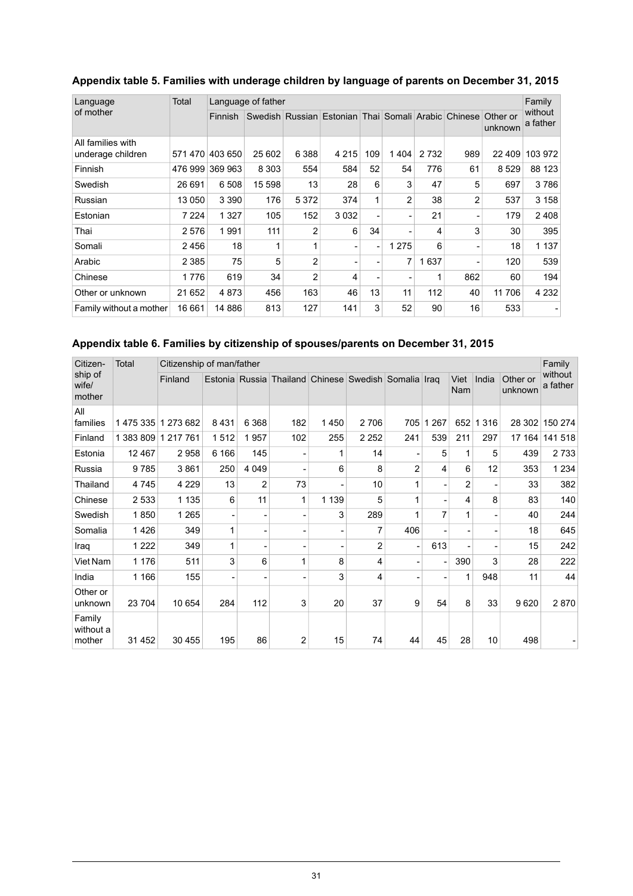### Appendix table 5. Families with underage children by language of parents on December 31, 2015

| Language of mother | Total | Language of father | | | | | | | | | Family without a father |
|---|---|---|---|---|---|---|---|---|---|---|---|
| | | Finnish | Swedish | Russian | Estonian | Thai | Somali | Arabic | Chinese | Other or unknown | |
| All families with underage children | 571 470 | 403 650 | 25 602 | 6 388 | 4 215 | 109 | 1 404 | 2 732 | 989 | 22 409 | 103 972 |
| Finnish | 476 999 | 369 963 | 8 303 | 554 | 584 | 52 | 54 | 776 | 61 | 8 529 | 88 123 |
| Swedish | 26 691 | 6 508 | 15 598 | 13 | 28 | 6 | 3 | 47 | 5 | 697 | 3 786 |
| Russian | 13 050 | 3 390 | 176 | 5 372 | 374 | 1 | 2 | 38 | 2 | 537 | 3 158 |
| Estonian | 7 224 | 1 327 | 105 | 152 | 3 032 | - | - | 21 | - | 179 | 2 408 |
| Thai | 2 576 | 1 991 | 111 | 2 | 6 | 34 | - | 4 | 3 | 30 | 395 |
| Somali | 2 456 | 18 | 1 | 1 | - | - | 1 275 | 6 | - | 18 | 1 137 |
| Arabic | 2 385 | 75 | 5 | 2 | - | - | 7 | 1 637 | - | 120 | 539 |
| Chinese | 1 776 | 619 | 34 | 2 | 4 | - | - | 1 | 862 | 60 | 194 |
| Other or unknown | 21 652 | 4 873 | 456 | 163 | 46 | 13 | 11 | 112 | 40 | 11 706 | 4 232 |
| Family without a mother | 16 661 | 14 886 | 813 | 127 | 141 | 3 | 52 | 90 | 16 | 533 | - |

### Appendix table 6. Families by citizenship of spouses/parents on December 31, 2015

| Citizen-ship of wife/ mother | Total | Citizenship of man/father | | | | | | | | | | | Family without a father |
|---|---|---|---|---|---|---|---|---|---|---|---|---|---|
| | | Finland | Estonia | Russia | Thailand | Chinese | Swedish | Somalia | Iraq | Viet Nam | India | Other or unknown | |
| All families | 1 475 335 | 1 273 682 | 8 431 | 6 368 | 182 | 1 450 | 2 706 | 705 | 1 267 | 652 | 1 316 | 28 302 | 150 274 |
| Finland | 1 383 809 | 1 217 761 | 1 512 | 1 957 | 102 | 255 | 2 252 | 241 | 539 | 211 | 297 | 17 164 | 141 518 |
| Estonia | 12 467 | 2 958 | 6 166 | 145 | - | 1 | 14 | - | 5 | 1 | 5 | 439 | 2 733 |
| Russia | 9 785 | 3 861 | 250 | 4 049 | - | 6 | 8 | 2 | 4 | 6 | 12 | 353 | 1 234 |
| Thailand | 4 745 | 4 229 | 13 | 2 | 73 | - | 10 | 1 | - | 2 | - | 33 | 382 |
| Chinese | 2 533 | 1 135 | 6 | 11 | 1 | 1 139 | 5 | 1 | - | 4 | 8 | 83 | 140 |
| Swedish | 1 850 | 1 265 | - | - | - | 3 | 289 | 1 | 7 | 1 | - | 40 | 244 |
| Somalia | 1 426 | 349 | 1 | - | - | - | 7 | 406 | - | - | - | 18 | 645 |
| Iraq | 1 222 | 349 | 1 | - | - | - | 2 | - | 613 | - | - | 15 | 242 |
| Viet Nam | 1 176 | 511 | 3 | 6 | 1 | 8 | 4 | - | - | 390 | 3 | 28 | 222 |
| India | 1 166 | 155 | - | - | - | 3 | 4 | - | - | 1 | 948 | 11 | 44 |
| Other or unknown | 23 704 | 10 654 | 284 | 112 | 3 | 20 | 37 | 9 | 54 | 8 | 33 | 9 620 | 2 870 |
| Family without a mother | 31 452 | 30 455 | 195 | 86 | 2 | 15 | 74 | 44 | 45 | 28 | 10 | 498 | - |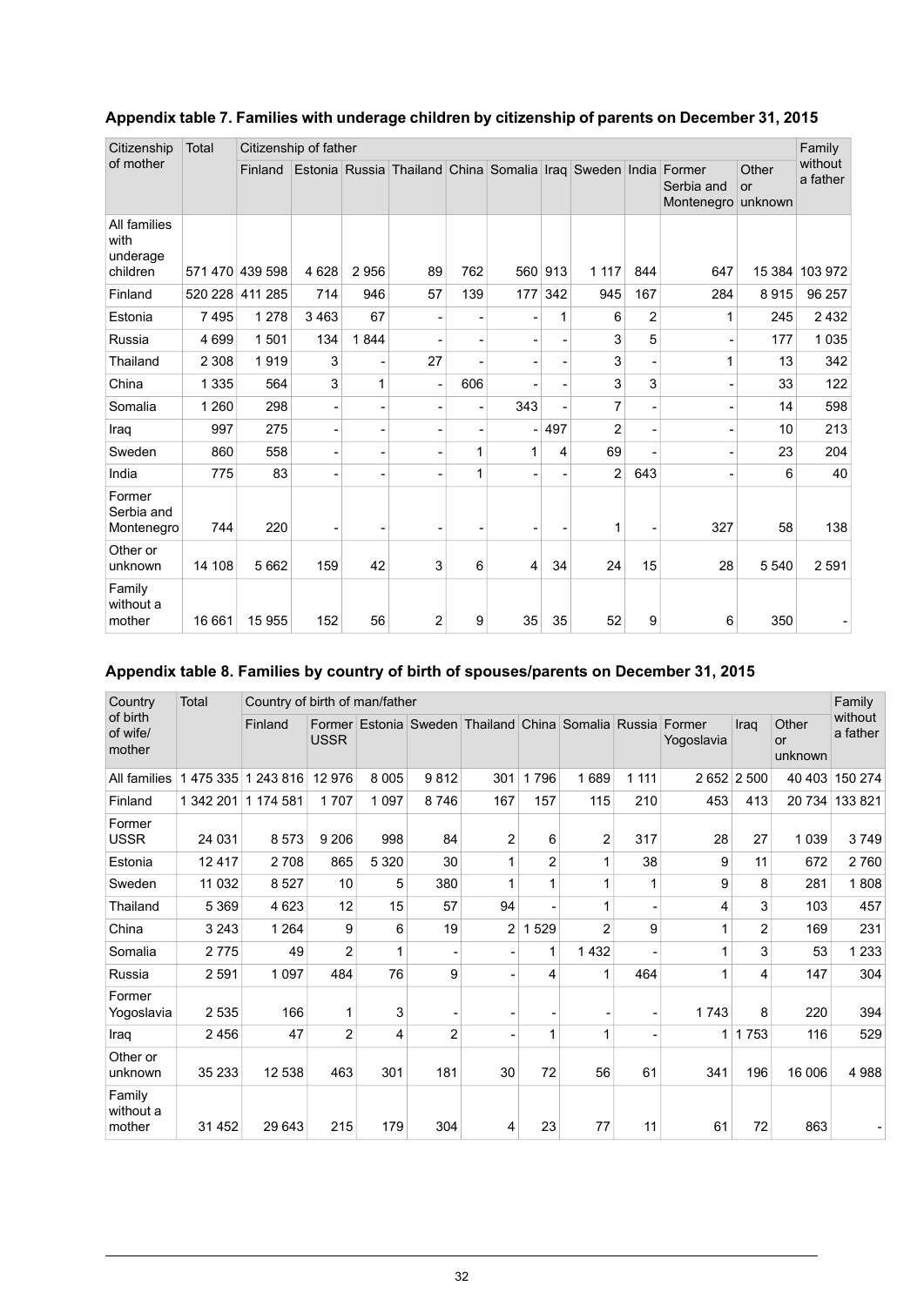**Appendix table 7. Families with underage children by citizenship of parents on December 31, 2015**

| Citizenship of mother | Total | Citizenship of father | | | | | | | | | | | Family without a father |
|---|---|---|---|---|---|---|---|---|---|---|---|---|---|
| | | Finland | Estonia | Russia | Thailand | China | Somalia | Iraq | Sweden | India | Former Serbia and Montenegro | Other or unknown | |
| All families with underage children | 571 470 | 439 598 | 4 628 | 2 956 | 89 | 762 | 560 | 913 | 1 117 | 844 | 647 | 15 384 | 103 972 |
| Finland | 520 228 | 411 285 | 714 | 946 | 57 | 139 | 177 | 342 | 945 | 167 | 284 | 8 915 | 96 257 |
| Estonia | 7 495 | 1 278 | 3 463 | 67 | - | - | - | 1 | 6 | 2 | 1 | 245 | 2 432 |
| Russia | 4 699 | 1 501 | 134 | 1 844 | - | - | - | - | 3 | 5 | - | 177 | 1 035 |
| Thailand | 2 308 | 1 919 | 3 | - | 27 | - | - | - | 3 | - | 1 | 13 | 342 |
| China | 1 335 | 564 | 3 | 1 | - | 606 | - | - | 3 | 3 | - | 33 | 122 |
| Somalia | 1 260 | 298 | - | - | - | - | 343 | - | 7 | - | - | 14 | 598 |
| Iraq | 997 | 275 | - | - | - | - | - | 497 | 2 | - | - | 10 | 213 |
| Sweden | 860 | 558 | - | - | - | 1 | 1 | 4 | 69 | - | - | 23 | 204 |
| India | 775 | 83 | - | - | - | 1 | - | - | 2 | 643 | - | 6 | 40 |
| Former Serbia and Montenegro | 744 | 220 | - | - | - | - | - | - | 1 | - | 327 | 58 | 138 |
| Other or unknown | 14 108 | 5 662 | 159 | 42 | 3 | 6 | 4 | 34 | 24 | 15 | 28 | 5 540 | 2 591 |
| Family without a mother | 16 661 | 15 955 | 152 | 56 | 2 | 9 | 35 | 35 | 52 | 9 | 6 | 350 | - |

**Appendix table 8. Families by country of birth of spouses/parents on December 31, 2015**

| Country of birth of wife/ mother | Total | Country of birth of man/father | | | | | | | | | | | Family without a father |
|---|---|---|---|---|---|---|---|---|---|---|---|---|---|
| | | Finland | Former USSR | Estonia | Sweden | Thailand | China | Somalia | Russia | Former Yogoslavia | Iraq | Other or unknown | |
| All families | 1 475 335 | 1 243 816 | 12 976 | 8 005 | 9 812 | 301 | 1 796 | 1 689 | 1 111 | 2 652 | 2 500 | 40 403 | 150 274 |
| Finland | 1 342 201 | 1 174 581 | 1 707 | 1 097 | 8 746 | 167 | 157 | 115 | 210 | 453 | 413 | 20 734 | 133 821 |
| Former USSR | 24 031 | 8 573 | 9 206 | 998 | 84 | 2 | 6 | 2 | 317 | 28 | 27 | 1 039 | 3 749 |
| Estonia | 12 417 | 2 708 | 865 | 5 320 | 30 | 1 | 2 | 1 | 38 | 9 | 11 | 672 | 2 760 |
| Sweden | 11 032 | 8 527 | 10 | 5 | 380 | 1 | 1 | 1 | 1 | 9 | 8 | 281 | 1 808 |
| Thailand | 5 369 | 4 623 | 12 | 15 | 57 | 94 | - | 1 | - | 4 | 3 | 103 | 457 |
| China | 3 243 | 1 264 | 9 | 6 | 19 | 2 | 1 529 | 2 | 9 | 1 | 2 | 169 | 231 |
| Somalia | 2 775 | 49 | 2 | 1 | - | - | 1 | 1 432 | - | 1 | 3 | 53 | 1 233 |
| Russia | 2 591 | 1 097 | 484 | 76 | 9 | - | 4 | 1 | 464 | 1 | 4 | 147 | 304 |
| Former Yogoslavia | 2 535 | 166 | 1 | 3 | - | - | - | - | - | 1 743 | 8 | 220 | 394 |
| Iraq | 2 456 | 47 | 2 | 4 | 2 | - | 1 | 1 | - | 1 | 1 753 | 116 | 529 |
| Other or unknown | 35 233 | 12 538 | 463 | 301 | 181 | 30 | 72 | 56 | 61 | 341 | 196 | 16 006 | 4 988 |
| Family without a mother | 31 452 | 29 643 | 215 | 179 | 304 | 4 | 23 | 77 | 11 | 61 | 72 | 863 | - |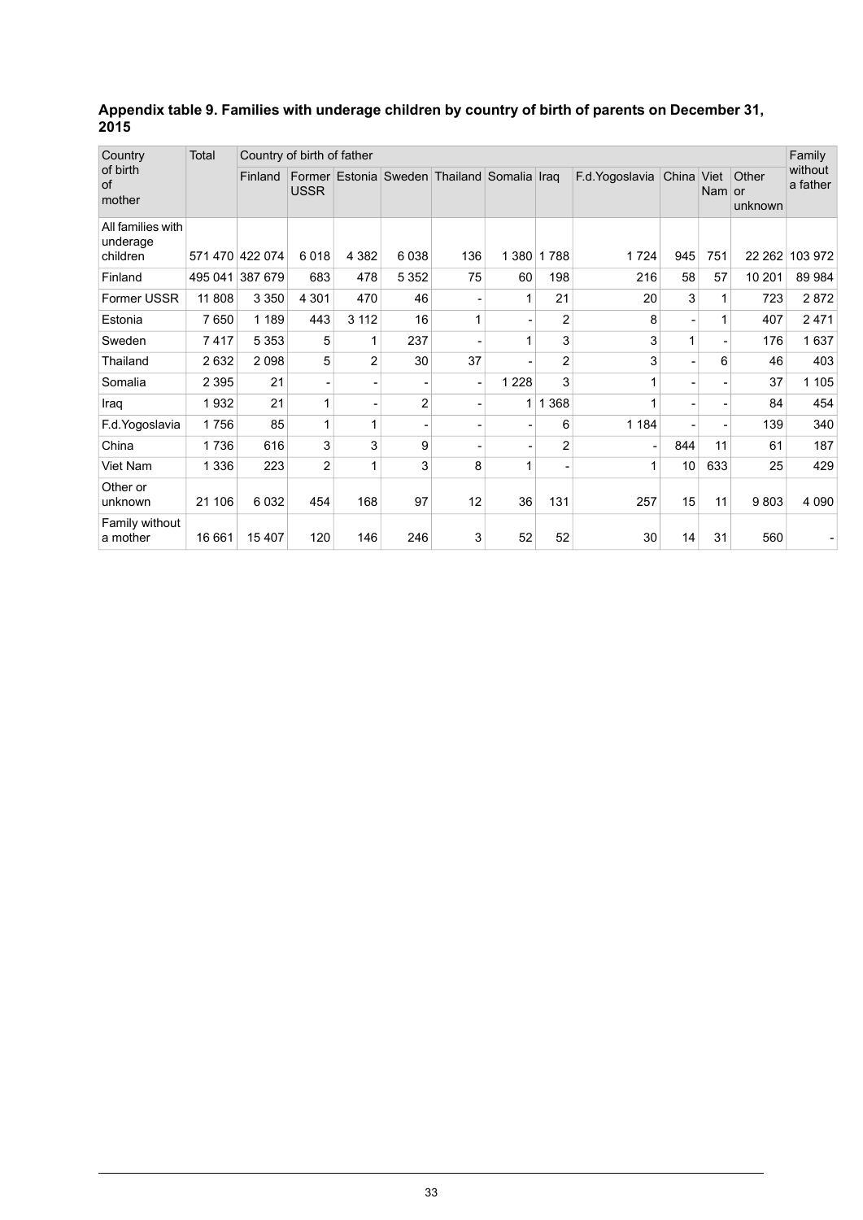**Appendix table 9. Families with underage children by country of birth of parents on December 31, 2015**

| Country of birth of mother | Total | Country of birth of father | | | | | | | | | | | Family without a father |
|---|---|---|---|---|---|---|---|---|---|---|---|---|---|
| | | Finland | Former USSR | Estonia | Sweden | Thailand | Somalia | Iraq | F.d.Yogoslavia | China | Viet Nam | Other or unknown | |
| All families with underage children | 571 470 | 422 074 | 6 018 | 4 382 | 6 038 | 136 | 1 380 | 1 788 | 1 724 | 945 | 751 | 22 262 | 103 972 |
| Finland | 495 041 | 387 679 | 683 | 478 | 5 352 | 75 | 60 | 198 | 216 | 58 | 57 | 10 201 | 89 984 |
| Former USSR | 11 808 | 3 350 | 4 301 | 470 | 46 | - | 1 | 21 | 20 | 3 | 1 | 723 | 2 872 |
| Estonia | 7 650 | 1 189 | 443 | 3 112 | 16 | 1 | - | 2 | 8 | - | 1 | 407 | 2 471 |
| Sweden | 7 417 | 5 353 | 5 | 1 | 237 | - | 1 | 3 | 3 | 1 | - | 176 | 1 637 |
| Thailand | 2 632 | 2 098 | 5 | 2 | 30 | 37 | - | 2 | 3 | - | 6 | 46 | 403 |
| Somalia | 2 395 | 21 | - | - | - | - | 1 228 | 3 | 1 | - | - | 37 | 1 105 |
| Iraq | 1 932 | 21 | 1 | - | 2 | - | 1 | 1 368 | 1 | - | - | 84 | 454 |
| F.d.Yogoslavia | 1 756 | 85 | 1 | 1 | - | - | - | 6 | 1 184 | - | - | 139 | 340 |
| China | 1 736 | 616 | 3 | 3 | 9 | - | - | 2 | - | 844 | 11 | 61 | 187 |
| Viet Nam | 1 336 | 223 | 2 | 1 | 3 | 8 | 1 | - | 1 | 10 | 633 | 25 | 429 |
| Other or unknown | 21 106 | 6 032 | 454 | 168 | 97 | 12 | 36 | 131 | 257 | 15 | 11 | 9 803 | 4 090 |
| Family without a mother | 16 661 | 15 407 | 120 | 146 | 246 | 3 | 52 | 52 | 30 | 14 | 31 | 560 | - |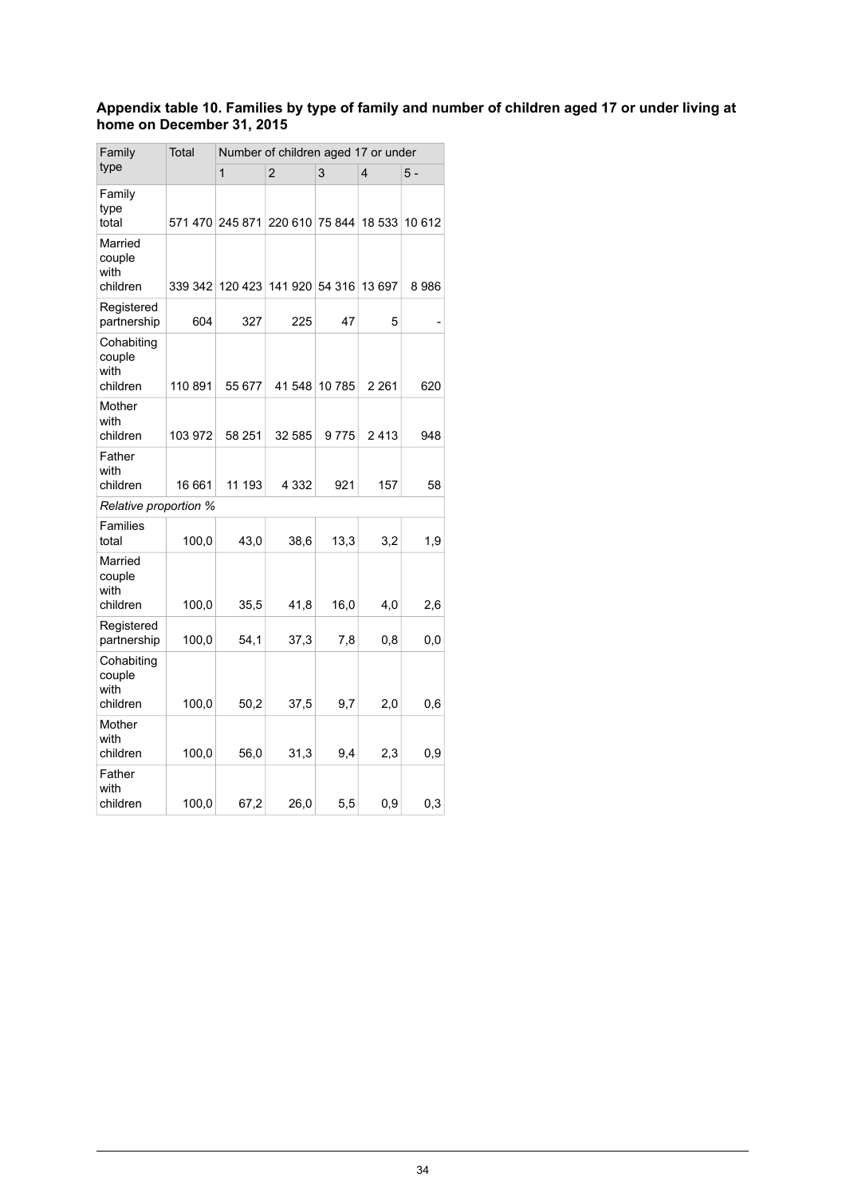**Appendix table 10. Families by type of family and number of children aged 17 or under living at home on December 31, 2015**

| Family type | Total | Number of children aged 17 or under | | | | |
|---|---|---|---|---|---|---|
| | | 1 | 2 | 3 | 4 | 5 - |
| Family type total | 571 470 | 245 871 | 220 610 | 75 844 | 18 533 | 10 612 |
| Married couple with children | 339 342 | 120 423 | 141 920 | 54 316 | 13 697 | 8 986 |
| Registered partnership | 604 | 327 | 225 | 47 | 5 | - |
| Cohabiting couple with children | 110 891 | 55 677 | 41 548 | 10 785 | 2 261 | 620 |
| Mother with children | 103 972 | 58 251 | 32 585 | 9 775 | 2 413 | 948 |
| Father with children | 16 661 | 11 193 | 4 332 | 921 | 157 | 58 |
| *Relative proportion %* | | | | | | |
| Families total | 100,0 | 43,0 | 38,6 | 13,3 | 3,2 | 1,9 |
| Married couple with children | 100,0 | 35,5 | 41,8 | 16,0 | 4,0 | 2,6 |
| Registered partnership | 100,0 | 54,1 | 37,3 | 7,8 | 0,8 | 0,0 |
| Cohabiting couple with children | 100,0 | 50,2 | 37,5 | 9,7 | 2,0 | 0,6 |
| Mother with children | 100,0 | 56,0 | 31,3 | 9,4 | 2,3 | 0,9 |
| Father with children | 100,0 | 67,2 | 26,0 | 5,5 | 0,9 | 0,3 |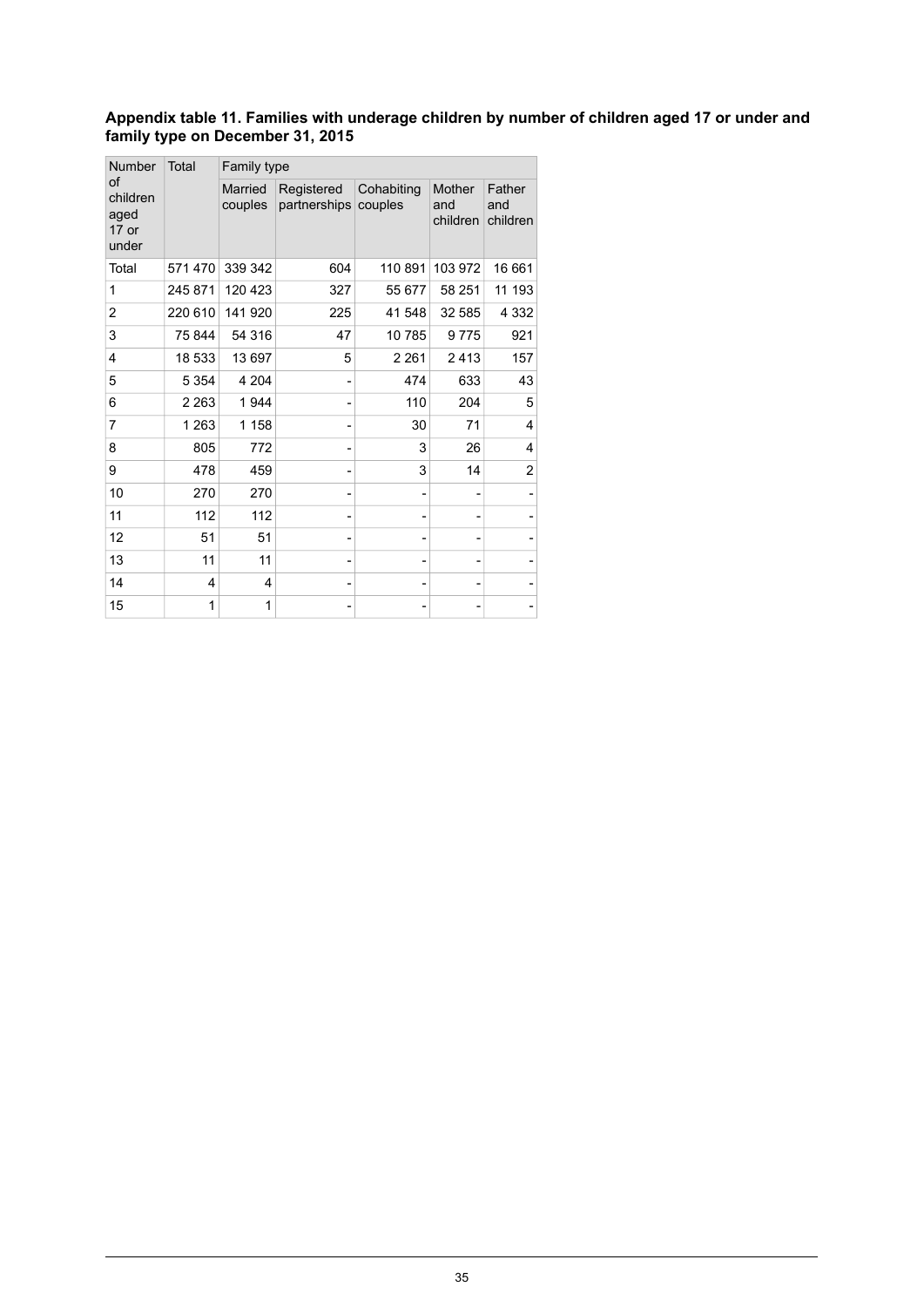**Appendix table 11. Families with underage children by number of children aged 17 or under and family type on December 31, 2015**

| Number of children aged 17 or under | Total | Family type | | | | |
|---|---|---|---|---|---|---|
| | | Married couples | Registered partnerships | Cohabiting couples | Mother and children | Father and children |
| Total | 571 470 | 339 342 | 604 | 110 891 | 103 972 | 16 661 |
| 1 | 245 871 | 120 423 | 327 | 55 677 | 58 251 | 11 193 |
| 2 | 220 610 | 141 920 | 225 | 41 548 | 32 585 | 4 332 |
| 3 | 75 844 | 54 316 | 47 | 10 785 | 9 775 | 921 |
| 4 | 18 533 | 13 697 | 5 | 2 261 | 2 413 | 157 |
| 5 | 5 354 | 4 204 | - | 474 | 633 | 43 |
| 6 | 2 263 | 1 944 | - | 110 | 204 | 5 |
| 7 | 1 263 | 1 158 | - | 30 | 71 | 4 |
| 8 | 805 | 772 | - | 3 | 26 | 4 |
| 9 | 478 | 459 | - | 3 | 14 | 2 |
| 10 | 270 | 270 | - | - | - | - |
| 11 | 112 | 112 | - | - | - | - |
| 12 | 51 | 51 | - | - | - | - |
| 13 | 11 | 11 | - | - | - | - |
| 14 | 4 | 4 | - | - | - | - |
| 15 | 1 | 1 | - | - | - | - |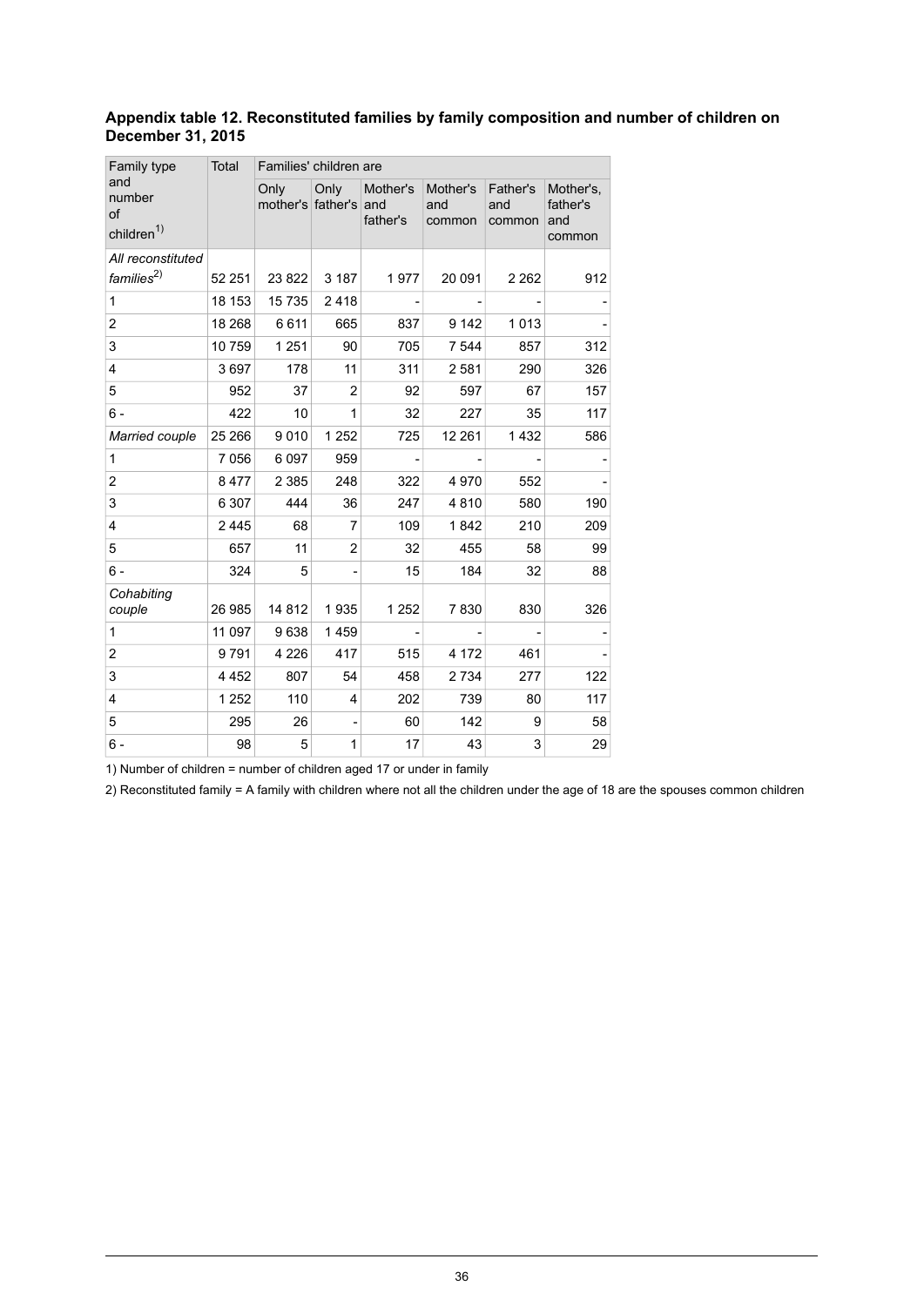**Appendix table 12. Reconstituted families by family composition and number of children on December 31, 2015**

| Family type and number of children[1)] | Total | Families' children are | | | | | |
|---|---|---|---|---|---|---|---|
| | | Only mother's | Only father's | Mother's and father's | Mother's and common | Father's and common | Mother's, father's and common |
| *All reconstituted families*[2)] | 52 251 | 23 822 | 3 187 | 1 977 | 20 091 | 2 262 | 912 |
| 1 | 18 153 | 15 735 | 2 418 | - | - | - | - |
| 2 | 18 268 | 6 611 | 665 | 837 | 9 142 | 1 013 | - |
| 3 | 10 759 | 1 251 | 90 | 705 | 7 544 | 857 | 312 |
| 4 | 3 697 | 178 | 11 | 311 | 2 581 | 290 | 326 |
| 5 | 952 | 37 | 2 | 92 | 597 | 67 | 157 |
| 6 - | 422 | 10 | 1 | 32 | 227 | 35 | 117 |
| *Married couple* | 25 266 | 9 010 | 1 252 | 725 | 12 261 | 1 432 | 586 |
| 1 | 7 056 | 6 097 | 959 | - | - | - | - |
| 2 | 8 477 | 2 385 | 248 | 322 | 4 970 | 552 | - |
| 3 | 6 307 | 444 | 36 | 247 | 4 810 | 580 | 190 |
| 4 | 2 445 | 68 | 7 | 109 | 1 842 | 210 | 209 |
| 5 | 657 | 11 | 2 | 32 | 455 | 58 | 99 |
| 6 - | 324 | 5 | - | 15 | 184 | 32 | 88 |
| *Cohabiting couple* | 26 985 | 14 812 | 1 935 | 1 252 | 7 830 | 830 | 326 |
| 1 | 11 097 | 9 638 | 1 459 | - | - | - | - |
| 2 | 9 791 | 4 226 | 417 | 515 | 4 172 | 461 | - |
| 3 | 4 452 | 807 | 54 | 458 | 2 734 | 277 | 122 |
| 4 | 1 252 | 110 | 4 | 202 | 739 | 80 | 117 |
| 5 | 295 | 26 | - | 60 | 142 | 9 | 58 |
| 6 - | 98 | 5 | 1 | 17 | 43 | 3 | 29 |

1) Number of children = number of children aged 17 or under in family

2) Reconstituted family = A family with children where not all the children under the age of 18 are the spouses common children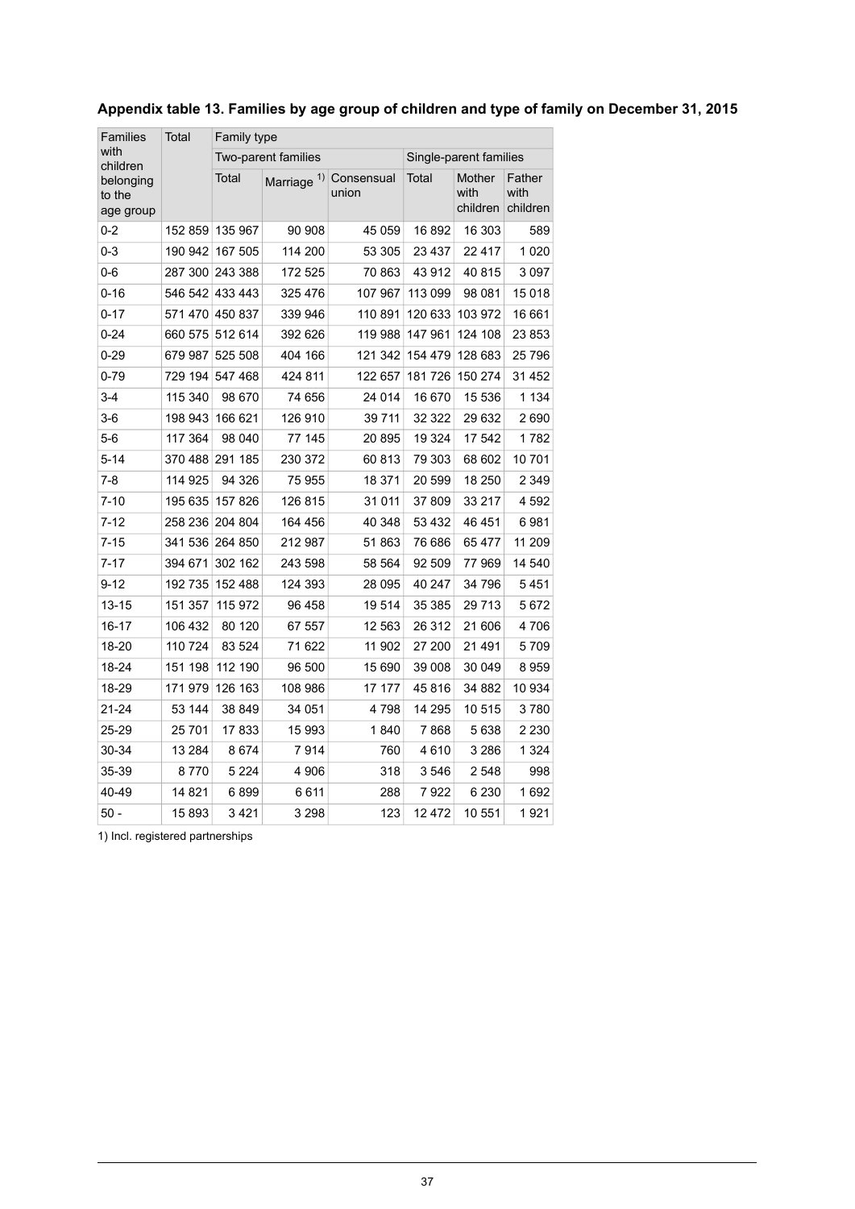**Appendix table 13. Families by age group of children and type of family on December 31, 2015**

| Families with children belonging to the age group | Total | Family type | | | | | |
|---|---|---|---|---|---|---|---|
| | | Two-parent families | | | Single-parent families | | |
| | | Total | Marriage [1)] | Consensual union | Total | Mother with children | Father with children |
| 0-2 | 152 859 | 135 967 | 90 908 | 45 059 | 16 892 | 16 303 | 589 |
| 0-3 | 190 942 | 167 505 | 114 200 | 53 305 | 23 437 | 22 417 | 1 020 |
| 0-6 | 287 300 | 243 388 | 172 525 | 70 863 | 43 912 | 40 815 | 3 097 |
| 0-16 | 546 542 | 433 443 | 325 476 | 107 967 | 113 099 | 98 081 | 15 018 |
| 0-17 | 571 470 | 450 837 | 339 946 | 110 891 | 120 633 | 103 972 | 16 661 |
| 0-24 | 660 575 | 512 614 | 392 626 | 119 988 | 147 961 | 124 108 | 23 853 |
| 0-29 | 679 987 | 525 508 | 404 166 | 121 342 | 154 479 | 128 683 | 25 796 |
| 0-79 | 729 194 | 547 468 | 424 811 | 122 657 | 181 726 | 150 274 | 31 452 |
| 3-4 | 115 340 | 98 670 | 74 656 | 24 014 | 16 670 | 15 536 | 1 134 |
| 3-6 | 198 943 | 166 621 | 126 910 | 39 711 | 32 322 | 29 632 | 2 690 |
| 5-6 | 117 364 | 98 040 | 77 145 | 20 895 | 19 324 | 17 542 | 1 782 |
| 5-14 | 370 488 | 291 185 | 230 372 | 60 813 | 79 303 | 68 602 | 10 701 |
| 7-8 | 114 925 | 94 326 | 75 955 | 18 371 | 20 599 | 18 250 | 2 349 |
| 7-10 | 195 635 | 157 826 | 126 815 | 31 011 | 37 809 | 33 217 | 4 592 |
| 7-12 | 258 236 | 204 804 | 164 456 | 40 348 | 53 432 | 46 451 | 6 981 |
| 7-15 | 341 536 | 264 850 | 212 987 | 51 863 | 76 686 | 65 477 | 11 209 |
| 7-17 | 394 671 | 302 162 | 243 598 | 58 564 | 92 509 | 77 969 | 14 540 |
| 9-12 | 192 735 | 152 488 | 124 393 | 28 095 | 40 247 | 34 796 | 5 451 |
| 13-15 | 151 357 | 115 972 | 96 458 | 19 514 | 35 385 | 29 713 | 5 672 |
| 16-17 | 106 432 | 80 120 | 67 557 | 12 563 | 26 312 | 21 606 | 4 706 |
| 18-20 | 110 724 | 83 524 | 71 622 | 11 902 | 27 200 | 21 491 | 5 709 |
| 18-24 | 151 198 | 112 190 | 96 500 | 15 690 | 39 008 | 30 049 | 8 959 |
| 18-29 | 171 979 | 126 163 | 108 986 | 17 177 | 45 816 | 34 882 | 10 934 |
| 21-24 | 53 144 | 38 849 | 34 051 | 4 798 | 14 295 | 10 515 | 3 780 |
| 25-29 | 25 701 | 17 833 | 15 993 | 1 840 | 7 868 | 5 638 | 2 230 |
| 30-34 | 13 284 | 8 674 | 7 914 | 760 | 4 610 | 3 286 | 1 324 |
| 35-39 | 8 770 | 5 224 | 4 906 | 318 | 3 546 | 2 548 | 998 |
| 40-49 | 14 821 | 6 899 | 6 611 | 288 | 7 922 | 6 230 | 1 692 |
| 50 - | 15 893 | 3 421 | 3 298 | 123 | 12 472 | 10 551 | 1 921 |

1) Incl. registered partnerships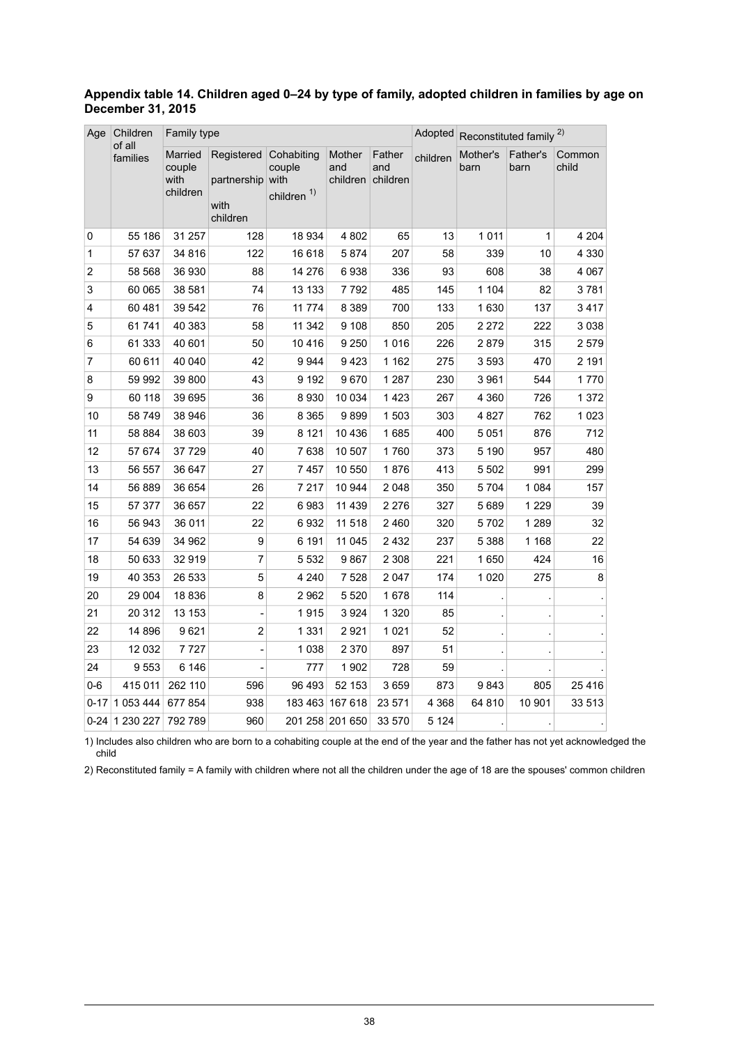**Appendix table 14. Children aged 0–24 by type of family, adopted children in families by age on December 31, 2015**

| Age | Children of all families | Family type | | | | | Adopted children | Reconstituted family [2] | | |
|---|---|---|---|---|---|---|---|---|---|---|
| | | Married couple with children | Registered partnership with children | Cohabiting couple with children [1] | Mother and children | Father and children | | Mother's barn | Father's barn | Common child |
| 0 | 55 186 | 31 257 | 128 | 18 934 | 4 802 | 65 | 13 | 1 011 | 1 | 4 204 |
| 1 | 57 637 | 34 816 | 122 | 16 618 | 5 874 | 207 | 58 | 339 | 10 | 4 330 |
| 2 | 58 568 | 36 930 | 88 | 14 276 | 6 938 | 336 | 93 | 608 | 38 | 4 067 |
| 3 | 60 065 | 38 581 | 74 | 13 133 | 7 792 | 485 | 145 | 1 104 | 82 | 3 781 |
| 4 | 60 481 | 39 542 | 76 | 11 774 | 8 389 | 700 | 133 | 1 630 | 137 | 3 417 |
| 5 | 61 741 | 40 383 | 58 | 11 342 | 9 108 | 850 | 205 | 2 272 | 222 | 3 038 |
| 6 | 61 333 | 40 601 | 50 | 10 416 | 9 250 | 1 016 | 226 | 2 879 | 315 | 2 579 |
| 7 | 60 611 | 40 040 | 42 | 9 944 | 9 423 | 1 162 | 275 | 3 593 | 470 | 2 191 |
| 8 | 59 992 | 39 800 | 43 | 9 192 | 9 670 | 1 287 | 230 | 3 961 | 544 | 1 770 |
| 9 | 60 118 | 39 695 | 36 | 8 930 | 10 034 | 1 423 | 267 | 4 360 | 726 | 1 372 |
| 10 | 58 749 | 38 946 | 36 | 8 365 | 9 899 | 1 503 | 303 | 4 827 | 762 | 1 023 |
| 11 | 58 884 | 38 603 | 39 | 8 121 | 10 436 | 1 685 | 400 | 5 051 | 876 | 712 |
| 12 | 57 674 | 37 729 | 40 | 7 638 | 10 507 | 1 760 | 373 | 5 190 | 957 | 480 |
| 13 | 56 557 | 36 647 | 27 | 7 457 | 10 550 | 1 876 | 413 | 5 502 | 991 | 299 |
| 14 | 56 889 | 36 654 | 26 | 7 217 | 10 944 | 2 048 | 350 | 5 704 | 1 084 | 157 |
| 15 | 57 377 | 36 657 | 22 | 6 983 | 11 439 | 2 276 | 327 | 5 689 | 1 229 | 39 |
| 16 | 56 943 | 36 011 | 22 | 6 932 | 11 518 | 2 460 | 320 | 5 702 | 1 289 | 32 |
| 17 | 54 639 | 34 962 | 9 | 6 191 | 11 045 | 2 432 | 237 | 5 388 | 1 168 | 22 |
| 18 | 50 633 | 32 919 | 7 | 5 532 | 9 867 | 2 308 | 221 | 1 650 | 424 | 16 |
| 19 | 40 353 | 26 533 | 5 | 4 240 | 7 528 | 2 047 | 174 | 1 020 | 275 | 8 |
| 20 | 29 004 | 18 836 | 8 | 2 962 | 5 520 | 1 678 | 114 | . | . | . |
| 21 | 20 312 | 13 153 | - | 1 915 | 3 924 | 1 320 | 85 | . | . | . |
| 22 | 14 896 | 9 621 | 2 | 1 331 | 2 921 | 1 021 | 52 | . | . | . |
| 23 | 12 032 | 7 727 | - | 1 038 | 2 370 | 897 | 51 | . | . | . |
| 24 | 9 553 | 6 146 | - | 777 | 1 902 | 728 | 59 | . | . | . |
| 0-6 | 415 011 | 262 110 | 596 | 96 493 | 52 153 | 3 659 | 873 | 9 843 | 805 | 25 416 |
| 0-17 | 1 053 444 | 677 854 | 938 | 183 463 | 167 618 | 23 571 | 4 368 | 64 810 | 10 901 | 33 513 |
| 0-24 | 1 230 227 | 792 789 | 960 | 201 258 | 201 650 | 33 570 | 5 124 | . | . | . |

1) Includes also children who are born to a cohabiting couple at the end of the year and the father has not yet acknowledged the child

2) Reconstituted family = A family with children where not all the children under the age of 18 are the spouses' common children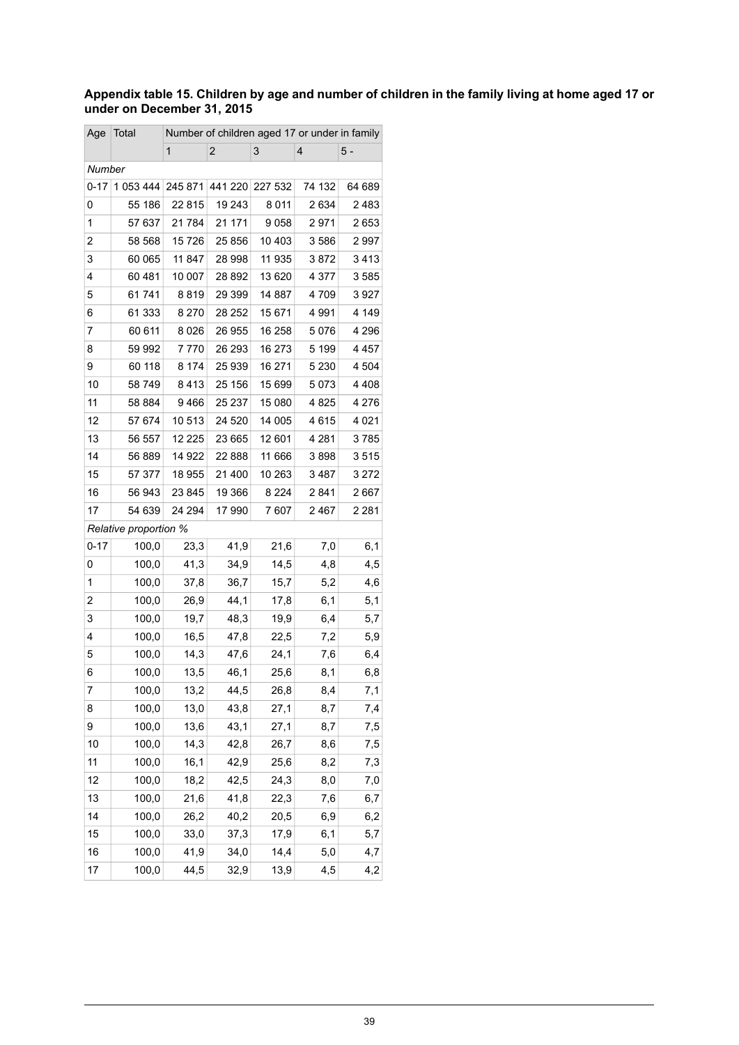**Appendix table 15. Children by age and number of children in the family living at home aged 17 or under on December 31, 2015**

| Age | Total | Number of children aged 17 or under in family | | | | |
|---|---|---|---|---|---|---|
| | | 1 | 2 | 3 | 4 | 5 - |
| *Number* | | | | | | |
| 0-17 | 1 053 444 | 245 871 | 441 220 | 227 532 | 74 132 | 64 689 |
| 0 | 55 186 | 22 815 | 19 243 | 8 011 | 2 634 | 2 483 |
| 1 | 57 637 | 21 784 | 21 171 | 9 058 | 2 971 | 2 653 |
| 2 | 58 568 | 15 726 | 25 856 | 10 403 | 3 586 | 2 997 |
| 3 | 60 065 | 11 847 | 28 998 | 11 935 | 3 872 | 3 413 |
| 4 | 60 481 | 10 007 | 28 892 | 13 620 | 4 377 | 3 585 |
| 5 | 61 741 | 8 819 | 29 399 | 14 887 | 4 709 | 3 927 |
| 6 | 61 333 | 8 270 | 28 252 | 15 671 | 4 991 | 4 149 |
| 7 | 60 611 | 8 026 | 26 955 | 16 258 | 5 076 | 4 296 |
| 8 | 59 992 | 7 770 | 26 293 | 16 273 | 5 199 | 4 457 |
| 9 | 60 118 | 8 174 | 25 939 | 16 271 | 5 230 | 4 504 |
| 10 | 58 749 | 8 413 | 25 156 | 15 699 | 5 073 | 4 408 |
| 11 | 58 884 | 9 466 | 25 237 | 15 080 | 4 825 | 4 276 |
| 12 | 57 674 | 10 513 | 24 520 | 14 005 | 4 615 | 4 021 |
| 13 | 56 557 | 12 225 | 23 665 | 12 601 | 4 281 | 3 785 |
| 14 | 56 889 | 14 922 | 22 888 | 11 666 | 3 898 | 3 515 |
| 15 | 57 377 | 18 955 | 21 400 | 10 263 | 3 487 | 3 272 |
| 16 | 56 943 | 23 845 | 19 366 | 8 224 | 2 841 | 2 667 |
| 17 | 54 639 | 24 294 | 17 990 | 7 607 | 2 467 | 2 281 |
| *Relative proportion %* | | | | | | |
| 0-17 | 100,0 | 23,3 | 41,9 | 21,6 | 7,0 | 6,1 |
| 0 | 100,0 | 41,3 | 34,9 | 14,5 | 4,8 | 4,5 |
| 1 | 100,0 | 37,8 | 36,7 | 15,7 | 5,2 | 4,6 |
| 2 | 100,0 | 26,9 | 44,1 | 17,8 | 6,1 | 5,1 |
| 3 | 100,0 | 19,7 | 48,3 | 19,9 | 6,4 | 5,7 |
| 4 | 100,0 | 16,5 | 47,8 | 22,5 | 7,2 | 5,9 |
| 5 | 100,0 | 14,3 | 47,6 | 24,1 | 7,6 | 6,4 |
| 6 | 100,0 | 13,5 | 46,1 | 25,6 | 8,1 | 6,8 |
| 7 | 100,0 | 13,2 | 44,5 | 26,8 | 8,4 | 7,1 |
| 8 | 100,0 | 13,0 | 43,8 | 27,1 | 8,7 | 7,4 |
| 9 | 100,0 | 13,6 | 43,1 | 27,1 | 8,7 | 7,5 |
| 10 | 100,0 | 14,3 | 42,8 | 26,7 | 8,6 | 7,5 |
| 11 | 100,0 | 16,1 | 42,9 | 25,6 | 8,2 | 7,3 |
| 12 | 100,0 | 18,2 | 42,5 | 24,3 | 8,0 | 7,0 |
| 13 | 100,0 | 21,6 | 41,8 | 22,3 | 7,6 | 6,7 |
| 14 | 100,0 | 26,2 | 40,2 | 20,5 | 6,9 | 6,2 |
| 15 | 100,0 | 33,0 | 37,3 | 17,9 | 6,1 | 5,7 |
| 16 | 100,0 | 41,9 | 34,0 | 14,4 | 5,0 | 4,7 |
| 17 | 100,0 | 44,5 | 32,9 | 13,9 | 4,5 | 4,2 |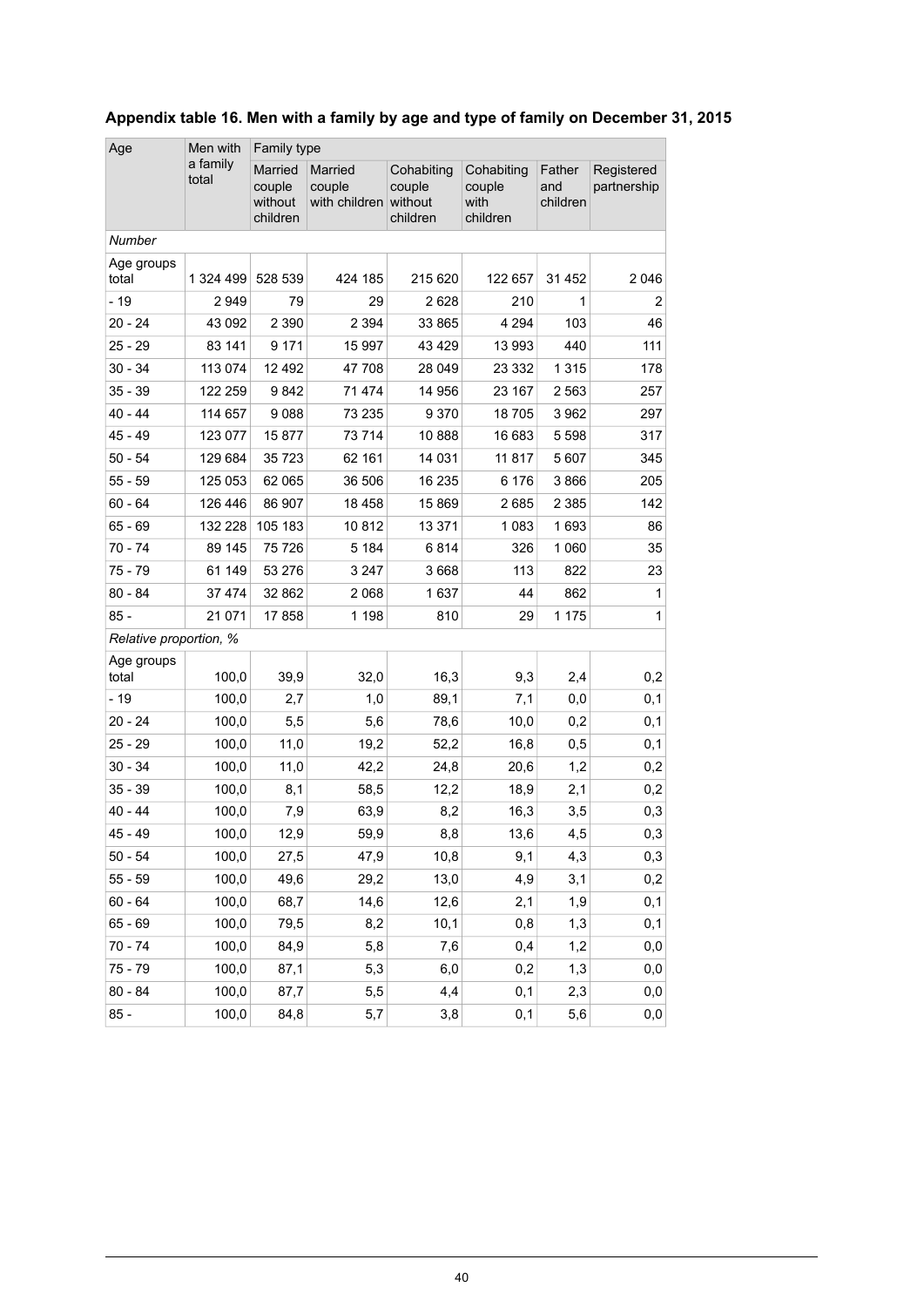## Appendix table 16. Men with a family by age and type of family on December 31, 2015

| Age | Men with a family total | Family type | | | | | |
|---|---|---|---|---|---|---|---|
| | | Married couple without children | Married couple with children | Cohabiting couple without children | Cohabiting couple with children | Father and children | Registered partnership |
| *Number* | | | | | | | |
| Age groups total | 1 324 499 | 528 539 | 424 185 | 215 620 | 122 657 | 31 452 | 2 046 |
| - 19 | 2 949 | 79 | 29 | 2 628 | 210 | 1 | 2 |
| 20 - 24 | 43 092 | 2 390 | 2 394 | 33 865 | 4 294 | 103 | 46 |
| 25 - 29 | 83 141 | 9 171 | 15 997 | 43 429 | 13 993 | 440 | 111 |
| 30 - 34 | 113 074 | 12 492 | 47 708 | 28 049 | 23 332 | 1 315 | 178 |
| 35 - 39 | 122 259 | 9 842 | 71 474 | 14 956 | 23 167 | 2 563 | 257 |
| 40 - 44 | 114 657 | 9 088 | 73 235 | 9 370 | 18 705 | 3 962 | 297 |
| 45 - 49 | 123 077 | 15 877 | 73 714 | 10 888 | 16 683 | 5 598 | 317 |
| 50 - 54 | 129 684 | 35 723 | 62 161 | 14 031 | 11 817 | 5 607 | 345 |
| 55 - 59 | 125 053 | 62 065 | 36 506 | 16 235 | 6 176 | 3 866 | 205 |
| 60 - 64 | 126 446 | 86 907 | 18 458 | 15 869 | 2 685 | 2 385 | 142 |
| 65 - 69 | 132 228 | 105 183 | 10 812 | 13 371 | 1 083 | 1 693 | 86 |
| 70 - 74 | 89 145 | 75 726 | 5 184 | 6 814 | 326 | 1 060 | 35 |
| 75 - 79 | 61 149 | 53 276 | 3 247 | 3 668 | 113 | 822 | 23 |
| 80 - 84 | 37 474 | 32 862 | 2 068 | 1 637 | 44 | 862 | 1 |
| 85 - | 21 071 | 17 858 | 1 198 | 810 | 29 | 1 175 | 1 |
| *Relative proportion, %* | | | | | | | |
| Age groups total | 100,0 | 39,9 | 32,0 | 16,3 | 9,3 | 2,4 | 0,2 |
| - 19 | 100,0 | 2,7 | 1,0 | 89,1 | 7,1 | 0,0 | 0,1 |
| 20 - 24 | 100,0 | 5,5 | 5,6 | 78,6 | 10,0 | 0,2 | 0,1 |
| 25 - 29 | 100,0 | 11,0 | 19,2 | 52,2 | 16,8 | 0,5 | 0,1 |
| 30 - 34 | 100,0 | 11,0 | 42,2 | 24,8 | 20,6 | 1,2 | 0,2 |
| 35 - 39 | 100,0 | 8,1 | 58,5 | 12,2 | 18,9 | 2,1 | 0,2 |
| 40 - 44 | 100,0 | 7,9 | 63,9 | 8,2 | 16,3 | 3,5 | 0,3 |
| 45 - 49 | 100,0 | 12,9 | 59,9 | 8,8 | 13,6 | 4,5 | 0,3 |
| 50 - 54 | 100,0 | 27,5 | 47,9 | 10,8 | 9,1 | 4,3 | 0,3 |
| 55 - 59 | 100,0 | 49,6 | 29,2 | 13,0 | 4,9 | 3,1 | 0,2 |
| 60 - 64 | 100,0 | 68,7 | 14,6 | 12,6 | 2,1 | 1,9 | 0,1 |
| 65 - 69 | 100,0 | 79,5 | 8,2 | 10,1 | 0,8 | 1,3 | 0,1 |
| 70 - 74 | 100,0 | 84,9 | 5,8 | 7,6 | 0,4 | 1,2 | 0,0 |
| 75 - 79 | 100,0 | 87,1 | 5,3 | 6,0 | 0,2 | 1,3 | 0,0 |
| 80 - 84 | 100,0 | 87,7 | 5,5 | 4,4 | 0,1 | 2,3 | 0,0 |
| 85 - | 100,0 | 84,8 | 5,7 | 3,8 | 0,1 | 5,6 | 0,0 |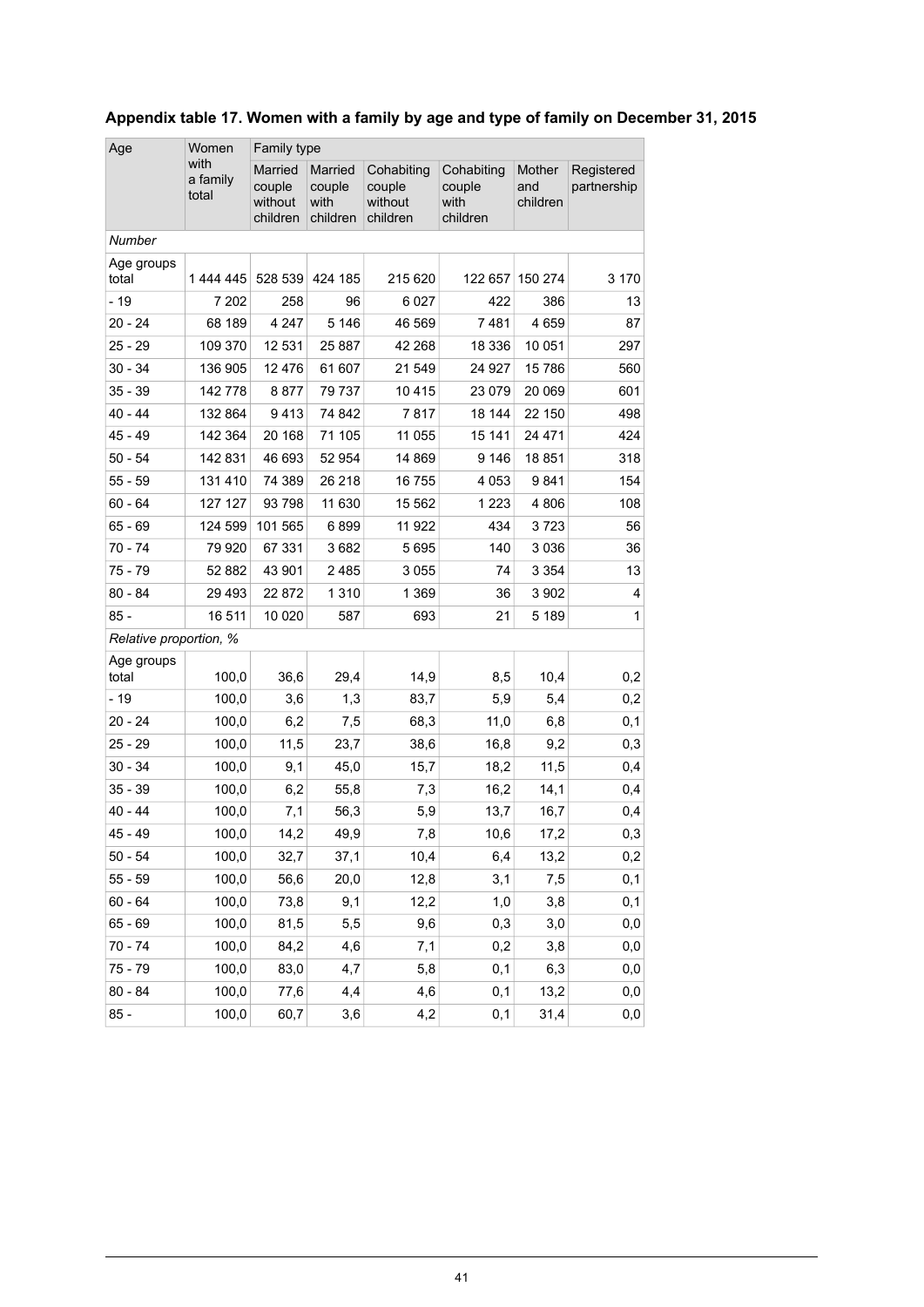**Appendix table 17. Women with a family by age and type of family on December 31, 2015**

| Age | Women with a family total | Family type | | | | | |
|---|---|---|---|---|---|---|---|
| | | Married couple without children | Married couple with children | Cohabiting couple without children | Cohabiting couple with children | Mother and children | Registered partnership |
| *Number* | | | | | | | |
| Age groups total | 1 444 445 | 528 539 | 424 185 | 215 620 | 122 657 | 150 274 | 3 170 |
| - 19 | 7 202 | 258 | 96 | 6 027 | 422 | 386 | 13 |
| 20 - 24 | 68 189 | 4 247 | 5 146 | 46 569 | 7 481 | 4 659 | 87 |
| 25 - 29 | 109 370 | 12 531 | 25 887 | 42 268 | 18 336 | 10 051 | 297 |
| 30 - 34 | 136 905 | 12 476 | 61 607 | 21 549 | 24 927 | 15 786 | 560 |
| 35 - 39 | 142 778 | 8 877 | 79 737 | 10 415 | 23 079 | 20 069 | 601 |
| 40 - 44 | 132 864 | 9 413 | 74 842 | 7 817 | 18 144 | 22 150 | 498 |
| 45 - 49 | 142 364 | 20 168 | 71 105 | 11 055 | 15 141 | 24 471 | 424 |
| 50 - 54 | 142 831 | 46 693 | 52 954 | 14 869 | 9 146 | 18 851 | 318 |
| 55 - 59 | 131 410 | 74 389 | 26 218 | 16 755 | 4 053 | 9 841 | 154 |
| 60 - 64 | 127 127 | 93 798 | 11 630 | 15 562 | 1 223 | 4 806 | 108 |
| 65 - 69 | 124 599 | 101 565 | 6 899 | 11 922 | 434 | 3 723 | 56 |
| 70 - 74 | 79 920 | 67 331 | 3 682 | 5 695 | 140 | 3 036 | 36 |
| 75 - 79 | 52 882 | 43 901 | 2 485 | 3 055 | 74 | 3 354 | 13 |
| 80 - 84 | 29 493 | 22 872 | 1 310 | 1 369 | 36 | 3 902 | 4 |
| 85 - | 16 511 | 10 020 | 587 | 693 | 21 | 5 189 | 1 |
| *Relative proportion, %* | | | | | | | |
| Age groups total | 100,0 | 36,6 | 29,4 | 14,9 | 8,5 | 10,4 | 0,2 |
| - 19 | 100,0 | 3,6 | 1,3 | 83,7 | 5,9 | 5,4 | 0,2 |
| 20 - 24 | 100,0 | 6,2 | 7,5 | 68,3 | 11,0 | 6,8 | 0,1 |
| 25 - 29 | 100,0 | 11,5 | 23,7 | 38,6 | 16,8 | 9,2 | 0,3 |
| 30 - 34 | 100,0 | 9,1 | 45,0 | 15,7 | 18,2 | 11,5 | 0,4 |
| 35 - 39 | 100,0 | 6,2 | 55,8 | 7,3 | 16,2 | 14,1 | 0,4 |
| 40 - 44 | 100,0 | 7,1 | 56,3 | 5,9 | 13,7 | 16,7 | 0,4 |
| 45 - 49 | 100,0 | 14,2 | 49,9 | 7,8 | 10,6 | 17,2 | 0,3 |
| 50 - 54 | 100,0 | 32,7 | 37,1 | 10,4 | 6,4 | 13,2 | 0,2 |
| 55 - 59 | 100,0 | 56,6 | 20,0 | 12,8 | 3,1 | 7,5 | 0,1 |
| 60 - 64 | 100,0 | 73,8 | 9,1 | 12,2 | 1,0 | 3,8 | 0,1 |
| 65 - 69 | 100,0 | 81,5 | 5,5 | 9,6 | 0,3 | 3,0 | 0,0 |
| 70 - 74 | 100,0 | 84,2 | 4,6 | 7,1 | 0,2 | 3,8 | 0,0 |
| 75 - 79 | 100,0 | 83,0 | 4,7 | 5,8 | 0,1 | 6,3 | 0,0 |
| 80 - 84 | 100,0 | 77,6 | 4,4 | 4,6 | 0,1 | 13,2 | 0,0 |
| 85 - | 100,0 | 60,7 | 3,6 | 4,2 | 0,1 | 31,4 | 0,0 |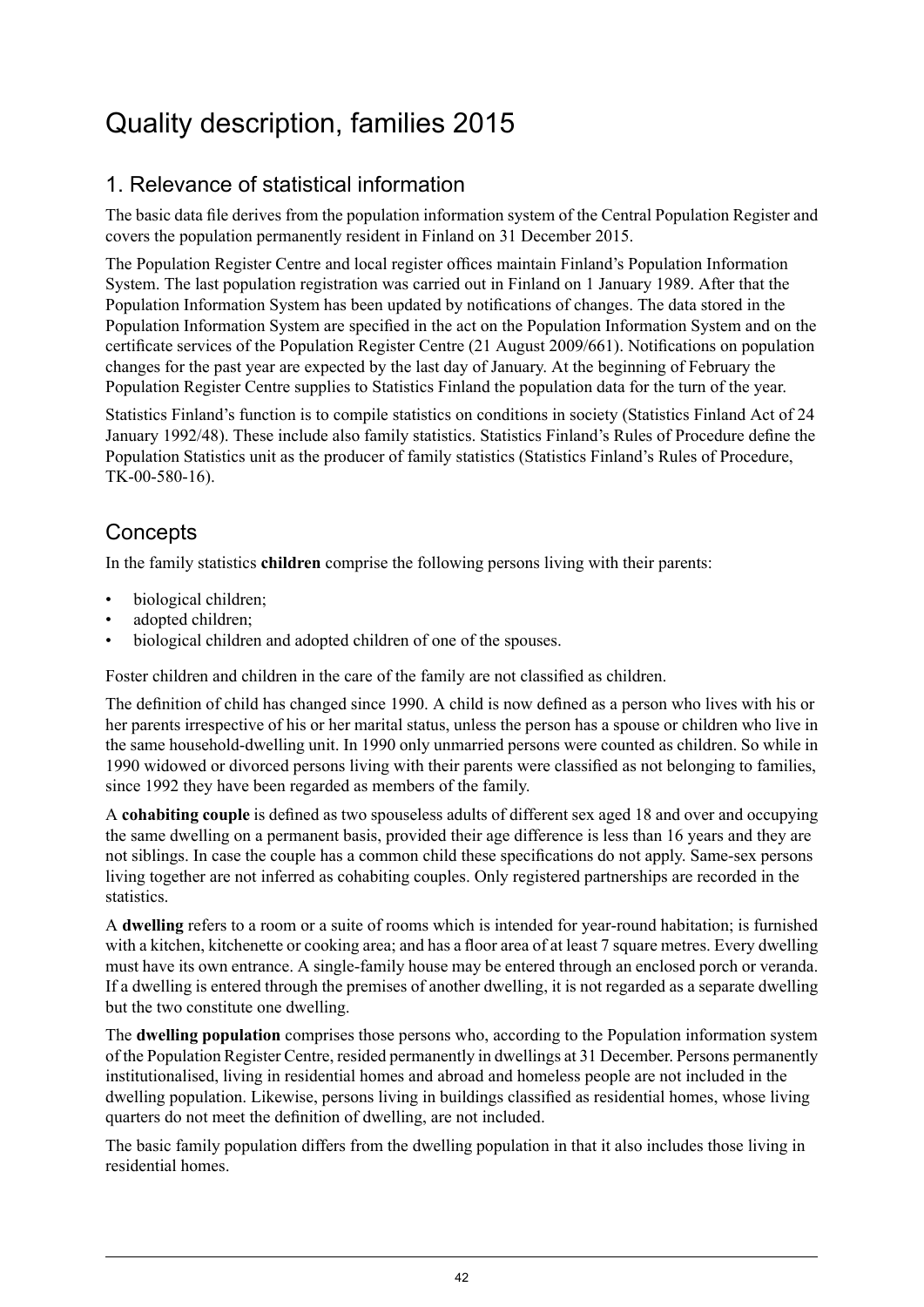# Quality description, families 2015

## 1. Relevance of statistical information

The basic data file derives from the population information system of the Central Population Register and covers the population permanently resident in Finland on 31 December 2015.

The Population Register Centre and local register offices maintain Finland's Population Information System. The last population registration was carried out in Finland on 1 January 1989. After that the Population Information System has been updated by notifications of changes. The data stored in the Population Information System are specified in the act on the Population Information System and on the certificate services of the Population Register Centre (21 August 2009/661). Notifications on population changes for the past year are expected by the last day of January. At the beginning of February the Population Register Centre supplies to Statistics Finland the population data for the turn of the year.

Statistics Finland's function is to compile statistics on conditions in society (Statistics Finland Act of 24 January 1992/48). These include also family statistics. Statistics Finland's Rules of Procedure define the Population Statistics unit as the producer of family statistics (Statistics Finland's Rules of Procedure, TK-00-580-16).

## Concepts

In the family statistics **children** comprise the following persons living with their parents:

- biological children;
- adopted children;
- biological children and adopted children of one of the spouses.

Foster children and children in the care of the family are not classified as children.

The definition of child has changed since 1990. A child is now defined as a person who lives with his or her parents irrespective of his or her marital status, unless the person has a spouse or children who live in the same household-dwelling unit. In 1990 only unmarried persons were counted as children. So while in 1990 widowed or divorced persons living with their parents were classified as not belonging to families, since 1992 they have been regarded as members of the family.

A **cohabiting couple** is defined as two spouseless adults of different sex aged 18 and over and occupying the same dwelling on a permanent basis, provided their age difference is less than 16 years and they are not siblings. In case the couple has a common child these specifications do not apply. Same-sex persons living together are not inferred as cohabiting couples. Only registered partnerships are recorded in the statistics.

A **dwelling** refers to a room or a suite of rooms which is intended for year-round habitation; is furnished with a kitchen, kitchenette or cooking area; and has a floor area of at least 7 square metres. Every dwelling must have its own entrance. A single-family house may be entered through an enclosed porch or veranda. If a dwelling is entered through the premises of another dwelling, it is not regarded as a separate dwelling but the two constitute one dwelling.

The **dwelling population** comprises those persons who, according to the Population information system of the Population Register Centre, resided permanently in dwellings at 31 December. Persons permanently institutionalised, living in residential homes and abroad and homeless people are not included in the dwelling population. Likewise, persons living in buildings classified as residential homes, whose living quarters do not meet the definition of dwelling, are not included.

The basic family population differs from the dwelling population in that it also includes those living in residential homes.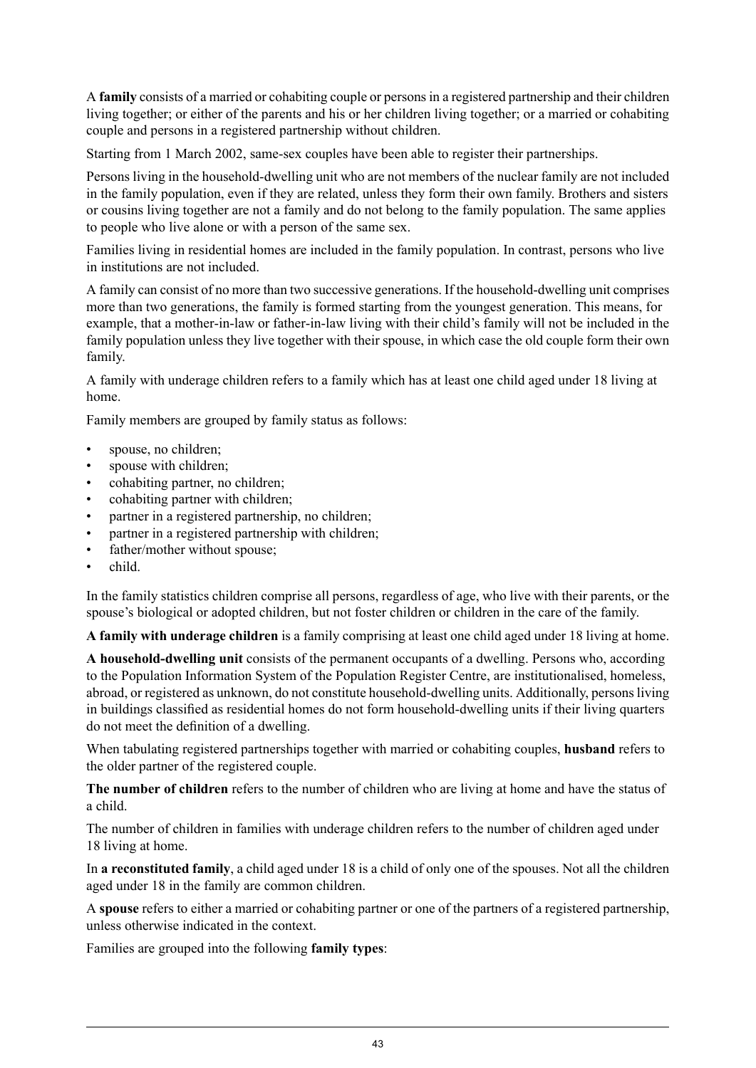A **family** consists of a married or cohabiting couple or persons in a registered partnership and their children living together; or either of the parents and his or her children living together; or a married or cohabiting couple and persons in a registered partnership without children.

Starting from 1 March 2002, same-sex couples have been able to register their partnerships.

Persons living in the household-dwelling unit who are not members of the nuclear family are not included in the family population, even if they are related, unless they form their own family. Brothers and sisters or cousins living together are not a family and do not belong to the family population. The same applies to people who live alone or with a person of the same sex.

Families living in residential homes are included in the family population. In contrast, persons who live in institutions are not included.

A family can consist of no more than two successive generations. If the household-dwelling unit comprises more than two generations, the family is formed starting from the youngest generation. This means, for example, that a mother-in-law or father-in-law living with their child's family will not be included in the family population unless they live together with their spouse, in which case the old couple form their own family.

A family with underage children refers to a family which has at least one child aged under 18 living at home.

Family members are grouped by family status as follows:

- spouse, no children;
- spouse with children;
- cohabiting partner, no children;
- cohabiting partner with children;
- partner in a registered partnership, no children;
- partner in a registered partnership with children;
- father/mother without spouse;
- child.

In the family statistics children comprise all persons, regardless of age, who live with their parents, or the spouse's biological or adopted children, but not foster children or children in the care of the family.

**A family with underage children** is a family comprising at least one child aged under 18 living at home.

**A household-dwelling unit** consists of the permanent occupants of a dwelling. Persons who, according to the Population Information System of the Population Register Centre, are institutionalised, homeless, abroad, or registered as unknown, do not constitute household-dwelling units. Additionally, persons living in buildings classified as residential homes do not form household-dwelling units if their living quarters do not meet the definition of a dwelling.

When tabulating registered partnerships together with married or cohabiting couples, **husband** refers to the older partner of the registered couple.

**The number of children** refers to the number of children who are living at home and have the status of a child.

The number of children in families with underage children refers to the number of children aged under 18 living at home.

In **a reconstituted family**, a child aged under 18 is a child of only one of the spouses. Not all the children aged under 18 in the family are common children.

A **spouse** refers to either a married or cohabiting partner or one of the partners of a registered partnership, unless otherwise indicated in the context.

Families are grouped into the following **family types**: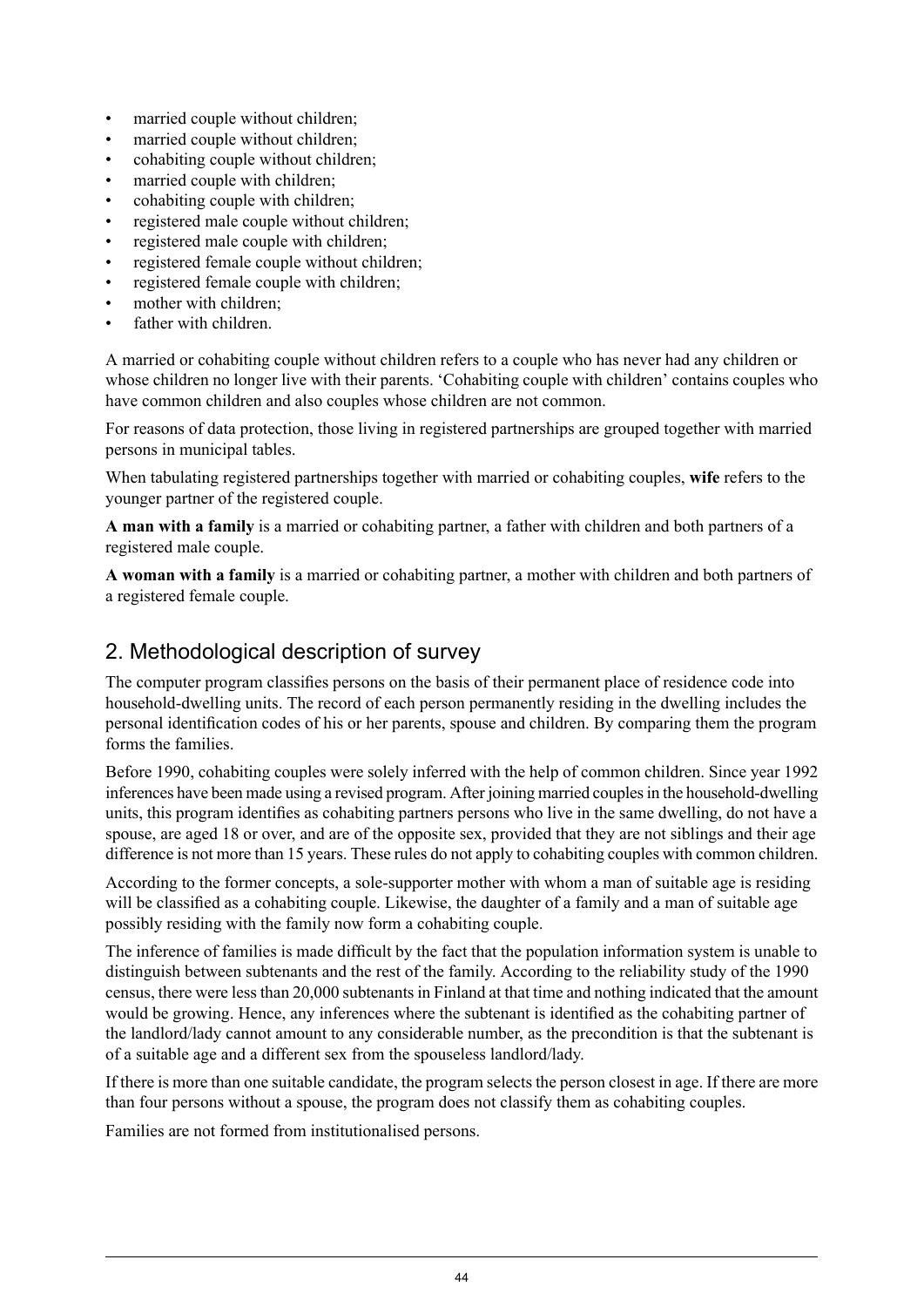- married couple without children;
- married couple without children;
- cohabiting couple without children;
- married couple with children;
- cohabiting couple with children;
- registered male couple without children;
- registered male couple with children;
- registered female couple without children;
- registered female couple with children;
- mother with children;
- father with children.

A married or cohabiting couple without children refers to a couple who has never had any children or whose children no longer live with their parents. 'Cohabiting couple with children' contains couples who have common children and also couples whose children are not common.

For reasons of data protection, those living in registered partnerships are grouped together with married persons in municipal tables.

When tabulating registered partnerships together with married or cohabiting couples, **wife** refers to the younger partner of the registered couple.

**A man with a family** is a married or cohabiting partner, a father with children and both partners of a registered male couple.

**A woman with a family** is a married or cohabiting partner, a mother with children and both partners of a registered female couple.

## 2. Methodological description of survey

The computer program classifies persons on the basis of their permanent place of residence code into household-dwelling units. The record of each person permanently residing in the dwelling includes the personal identification codes of his or her parents, spouse and children. By comparing them the program forms the families.

Before 1990, cohabiting couples were solely inferred with the help of common children. Since year 1992 inferences have been made using a revised program. After joining married couples in the household-dwelling units, this program identifies as cohabiting partners persons who live in the same dwelling, do not have a spouse, are aged 18 or over, and are of the opposite sex, provided that they are not siblings and their age difference is not more than 15 years. These rules do not apply to cohabiting couples with common children.

According to the former concepts, a sole-supporter mother with whom a man of suitable age is residing will be classified as a cohabiting couple. Likewise, the daughter of a family and a man of suitable age possibly residing with the family now form a cohabiting couple.

The inference of families is made difficult by the fact that the population information system is unable to distinguish between subtenants and the rest of the family. According to the reliability study of the 1990 census, there were less than 20,000 subtenants in Finland at that time and nothing indicated that the amount would be growing. Hence, any inferences where the subtenant is identified as the cohabiting partner of the landlord/lady cannot amount to any considerable number, as the precondition is that the subtenant is of a suitable age and a different sex from the spouseless landlord/lady.

If there is more than one suitable candidate, the program selects the person closest in age. If there are more than four persons without a spouse, the program does not classify them as cohabiting couples.

Families are not formed from institutionalised persons.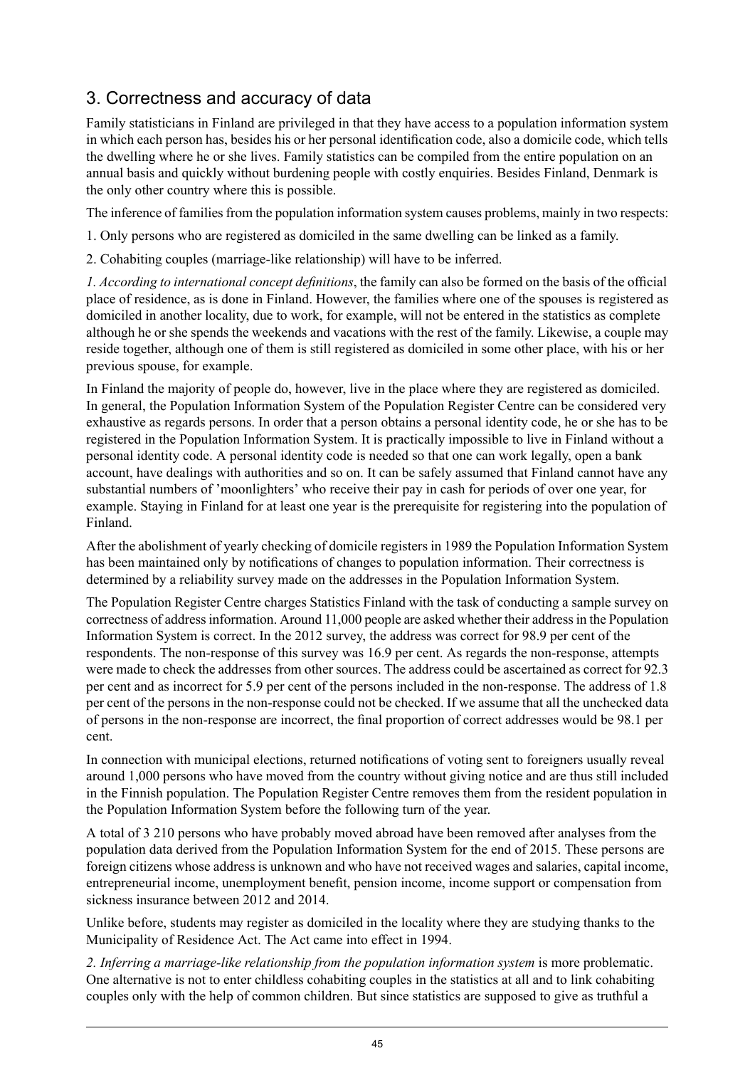## 3. Correctness and accuracy of data

Family statisticians in Finland are privileged in that they have access to a population information system in which each person has, besides his or her personal identification code, also a domicile code, which tells the dwelling where he or she lives. Family statistics can be compiled from the entire population on an annual basis and quickly without burdening people with costly enquiries. Besides Finland, Denmark is the only other country where this is possible.

The inference of families from the population information system causes problems, mainly in two respects:

1. Only persons who are registered as domiciled in the same dwelling can be linked as a family.

2. Cohabiting couples (marriage-like relationship) will have to be inferred.

*1. According to international concept definitions*, the family can also be formed on the basis of the official place of residence, as is done in Finland. However, the families where one of the spouses is registered as domiciled in another locality, due to work, for example, will not be entered in the statistics as complete although he or she spends the weekends and vacations with the rest of the family. Likewise, a couple may reside together, although one of them is still registered as domiciled in some other place, with his or her previous spouse, for example.

In Finland the majority of people do, however, live in the place where they are registered as domiciled. In general, the Population Information System of the Population Register Centre can be considered very exhaustive as regards persons. In order that a person obtains a personal identity code, he or she has to be registered in the Population Information System. It is practically impossible to live in Finland without a personal identity code. A personal identity code is needed so that one can work legally, open a bank account, have dealings with authorities and so on. It can be safely assumed that Finland cannot have any substantial numbers of 'moonlighters' who receive their pay in cash for periods of over one year, for example. Staying in Finland for at least one year is the prerequisite for registering into the population of Finland.

After the abolishment of yearly checking of domicile registers in 1989 the Population Information System has been maintained only by notifications of changes to population information. Their correctness is determined by a reliability survey made on the addresses in the Population Information System.

The Population Register Centre charges Statistics Finland with the task of conducting a sample survey on correctness of address information. Around 11,000 people are asked whether their address in the Population Information System is correct. In the 2012 survey, the address was correct for 98.9 per cent of the respondents. The non-response of this survey was 16.9 per cent. As regards the non-response, attempts were made to check the addresses from other sources. The address could be ascertained as correct for 92.3 per cent and as incorrect for 5.9 per cent of the persons included in the non-response. The address of 1.8 per cent of the persons in the non-response could not be checked. If we assume that all the unchecked data of persons in the non-response are incorrect, the final proportion of correct addresses would be 98.1 per cent.

In connection with municipal elections, returned notifications of voting sent to foreigners usually reveal around 1,000 persons who have moved from the country without giving notice and are thus still included in the Finnish population. The Population Register Centre removes them from the resident population in the Population Information System before the following turn of the year.

A total of 3 210 persons who have probably moved abroad have been removed after analyses from the population data derived from the Population Information System for the end of 2015. These persons are foreign citizens whose address is unknown and who have not received wages and salaries, capital income, entrepreneurial income, unemployment benefit, pension income, income support or compensation from sickness insurance between 2012 and 2014.

Unlike before, students may register as domiciled in the locality where they are studying thanks to the Municipality of Residence Act. The Act came into effect in 1994.

*2. Inferring a marriage-like relationship from the population information system* is more problematic. One alternative is not to enter childless cohabiting couples in the statistics at all and to link cohabiting couples only with the help of common children. But since statistics are supposed to give as truthful a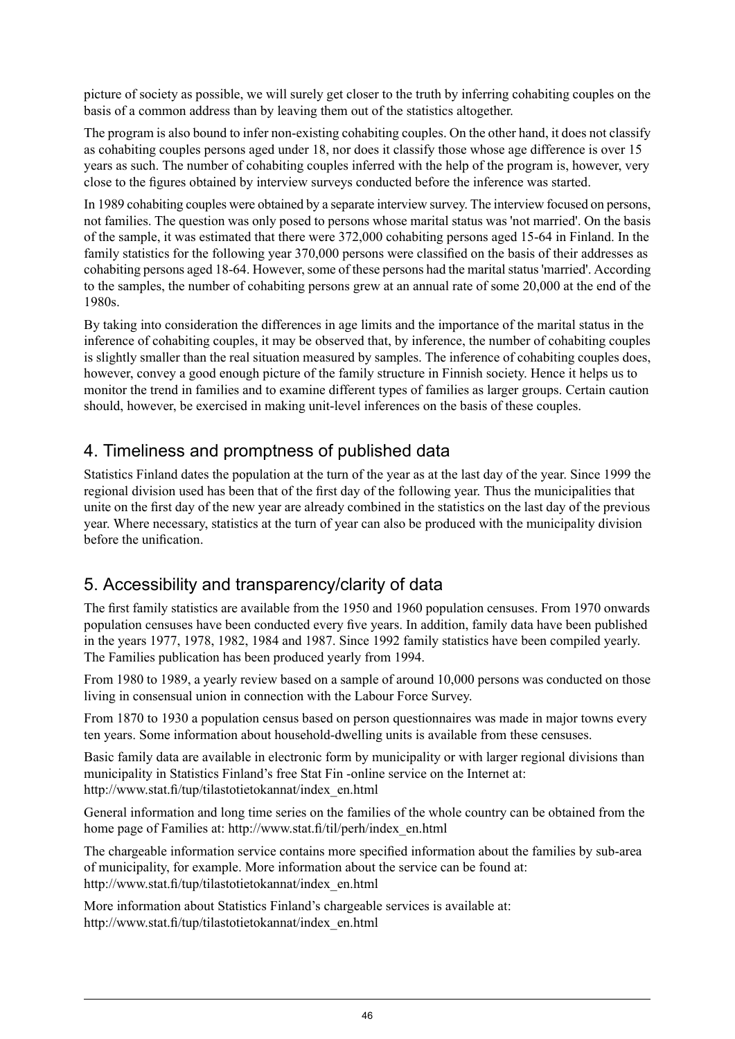picture of society as possible, we will surely get closer to the truth by inferring cohabiting couples on the basis of a common address than by leaving them out of the statistics altogether.

The program is also bound to infer non-existing cohabiting couples. On the other hand, it does not classify as cohabiting couples persons aged under 18, nor does it classify those whose age difference is over 15 years as such. The number of cohabiting couples inferred with the help of the program is, however, very close to the figures obtained by interview surveys conducted before the inference was started.

In 1989 cohabiting couples were obtained by a separate interview survey. The interview focused on persons, not families. The question was only posed to persons whose marital status was 'not married'. On the basis of the sample, it was estimated that there were 372,000 cohabiting persons aged 15-64 in Finland. In the family statistics for the following year 370,000 persons were classified on the basis of their addresses as cohabiting persons aged 18-64. However, some of these persons had the marital status 'married'. According to the samples, the number of cohabiting persons grew at an annual rate of some 20,000 at the end of the 1980s.

By taking into consideration the differences in age limits and the importance of the marital status in the inference of cohabiting couples, it may be observed that, by inference, the number of cohabiting couples is slightly smaller than the real situation measured by samples. The inference of cohabiting couples does, however, convey a good enough picture of the family structure in Finnish society. Hence it helps us to monitor the trend in families and to examine different types of families as larger groups. Certain caution should, however, be exercised in making unit-level inferences on the basis of these couples.

## 4. Timeliness and promptness of published data

Statistics Finland dates the population at the turn of the year as at the last day of the year. Since 1999 the regional division used has been that of the first day of the following year. Thus the municipalities that unite on the first day of the new year are already combined in the statistics on the last day of the previous year. Where necessary, statistics at the turn of year can also be produced with the municipality division before the unification.

## 5. Accessibility and transparency/clarity of data

The first family statistics are available from the 1950 and 1960 population censuses. From 1970 onwards population censuses have been conducted every five years. In addition, family data have been published in the years 1977, 1978, 1982, 1984 and 1987. Since 1992 family statistics have been compiled yearly. The Families publication has been produced yearly from 1994.

From 1980 to 1989, a yearly review based on a sample of around 10,000 persons was conducted on those living in consensual union in connection with the Labour Force Survey.

From 1870 to 1930 a population census based on person questionnaires was made in major towns every ten years. Some information about household-dwelling units is available from these censuses.

Basic family data are available in electronic form by municipality or with larger regional divisions than municipality in Statistics Finland's free Stat Fin -online service on the Internet at: http://www.stat.fi/tup/tilastotietokannat/index_en.html

General information and long time series on the families of the whole country can be obtained from the home page of Families at: http://www.stat.fi/til/perh/index_en.html

The chargeable information service contains more specified information about the families by sub-area of municipality, for example. More information about the service can be found at: http://www.stat.fi/tup/tilastotietokannat/index_en.html

More information about Statistics Finland's chargeable services is available at: http://www.stat.fi/tup/tilastotietokannat/index_en.html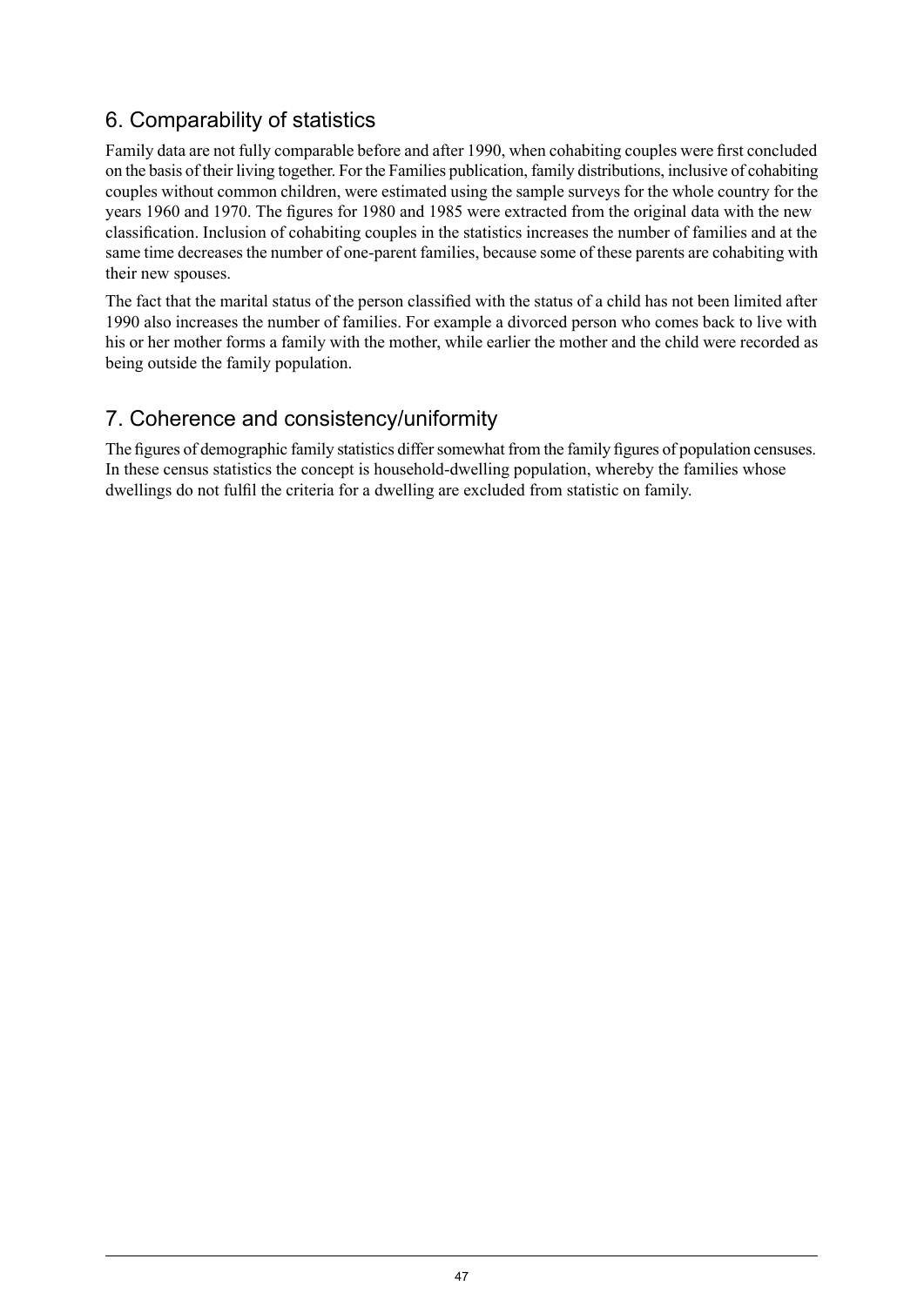## 6. Comparability of statistics

Family data are not fully comparable before and after 1990, when cohabiting couples were first concluded on the basis of their living together. For the Families publication, family distributions, inclusive of cohabiting couples without common children, were estimated using the sample surveys for the whole country for the years 1960 and 1970. The figures for 1980 and 1985 were extracted from the original data with the new classification. Inclusion of cohabiting couples in the statistics increases the number of families and at the same time decreases the number of one-parent families, because some of these parents are cohabiting with their new spouses.

The fact that the marital status of the person classified with the status of a child has not been limited after 1990 also increases the number of families. For example a divorced person who comes back to live with his or her mother forms a family with the mother, while earlier the mother and the child were recorded as being outside the family population.

## 7. Coherence and consistency/uniformity

The figures of demographic family statistics differ somewhat from the family figures of population censuses. In these census statistics the concept is household-dwelling population, whereby the families whose dwellings do not fulfil the criteria for a dwelling are excluded from statistic on family.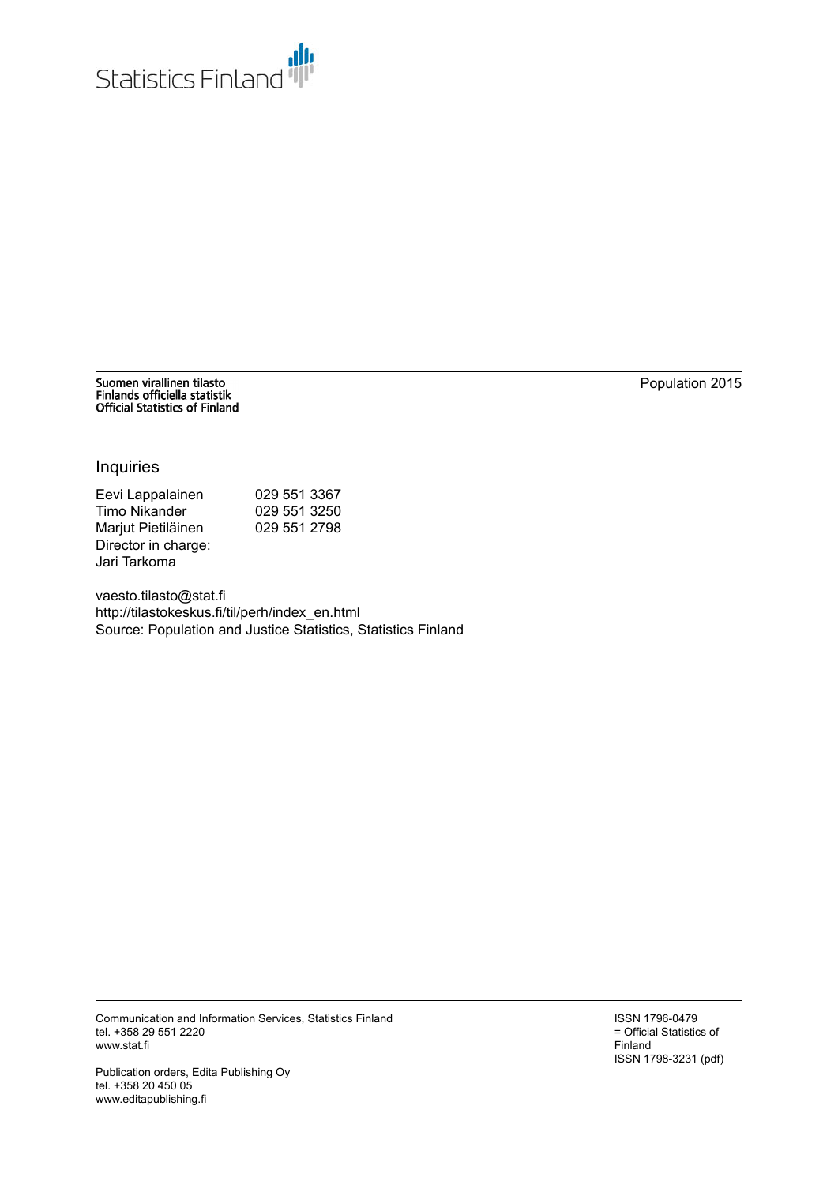Statistics Finland

Suomen virallinen tilasto
Finlands officiella statistik
Official Statistics of Finland

Population 2015

## Inquiries

| | |
|---|---|
| Eevi Lappalainen | 029 551 3367 |
| Timo Nikander | 029 551 3250 |
| Marjut Pietiläinen | 029 551 2798 |

Director in charge:
Jari Tarkoma

vaesto.tilasto@stat.fi
http://tilastokeskus.fi/til/perh/index_en.html
Source: Population and Justice Statistics, Statistics Finland

Communication and Information Services, Statistics Finland
tel. +358 29 551 2220
www.stat.fi

Publication orders, Edita Publishing Oy
tel. +358 20 450 05
www.editapublishing.fi

ISSN 1796-0479
= Official Statistics of Finland
ISSN 1798-3231 (pdf)